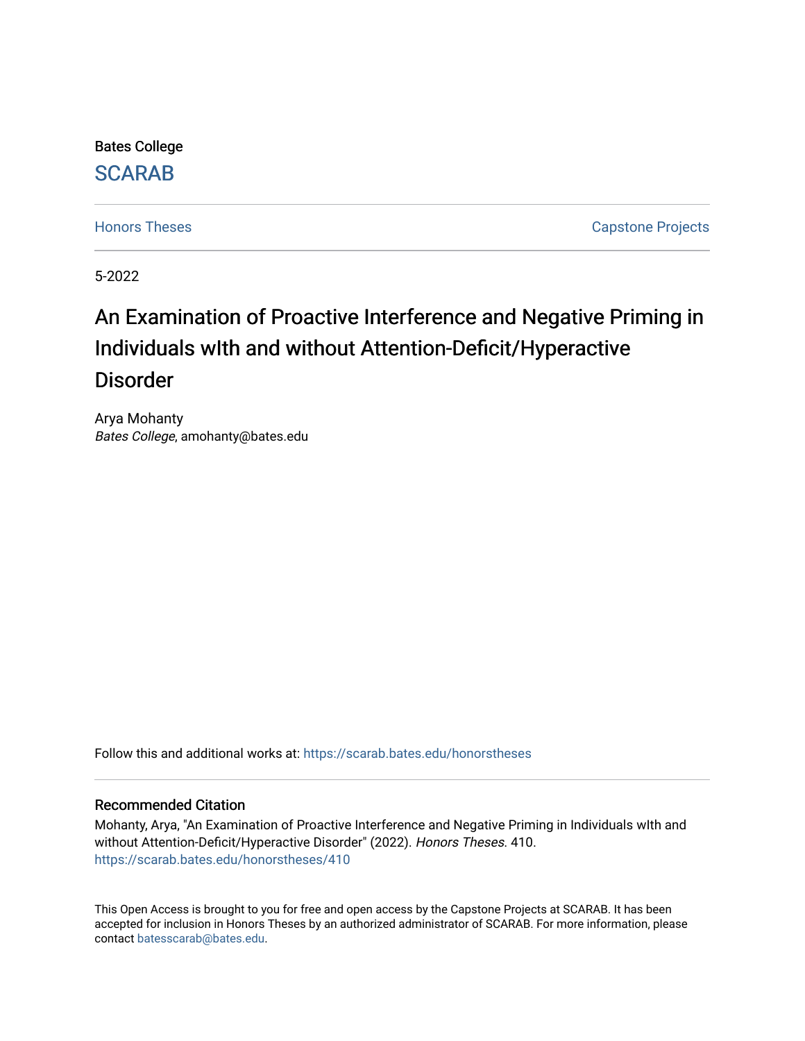Bates College

SCARAB

Honors Theses | Capstone Projects

5-2022

# An Examination of Proactive Interference and Negative Priming in Individuals wIth and without Attention-Deficit/Hyperactive Disorder

Arya Mohanty
*Bates College*, amohanty@bates.edu

Follow this and additional works at: https://scarab.bates.edu/honorstheses

### Recommended Citation

Mohanty, Arya, "An Examination of Proactive Interference and Negative Priming in Individuals wIth and without Attention-Deficit/Hyperactive Disorder" (2022). *Honors Theses*. 410.
https://scarab.bates.edu/honorstheses/410

This Open Access is brought to you for free and open access by the Capstone Projects at SCARAB. It has been accepted for inclusion in Honors Theses by an authorized administrator of SCARAB. For more information, please contact batesscarab@bates.edu.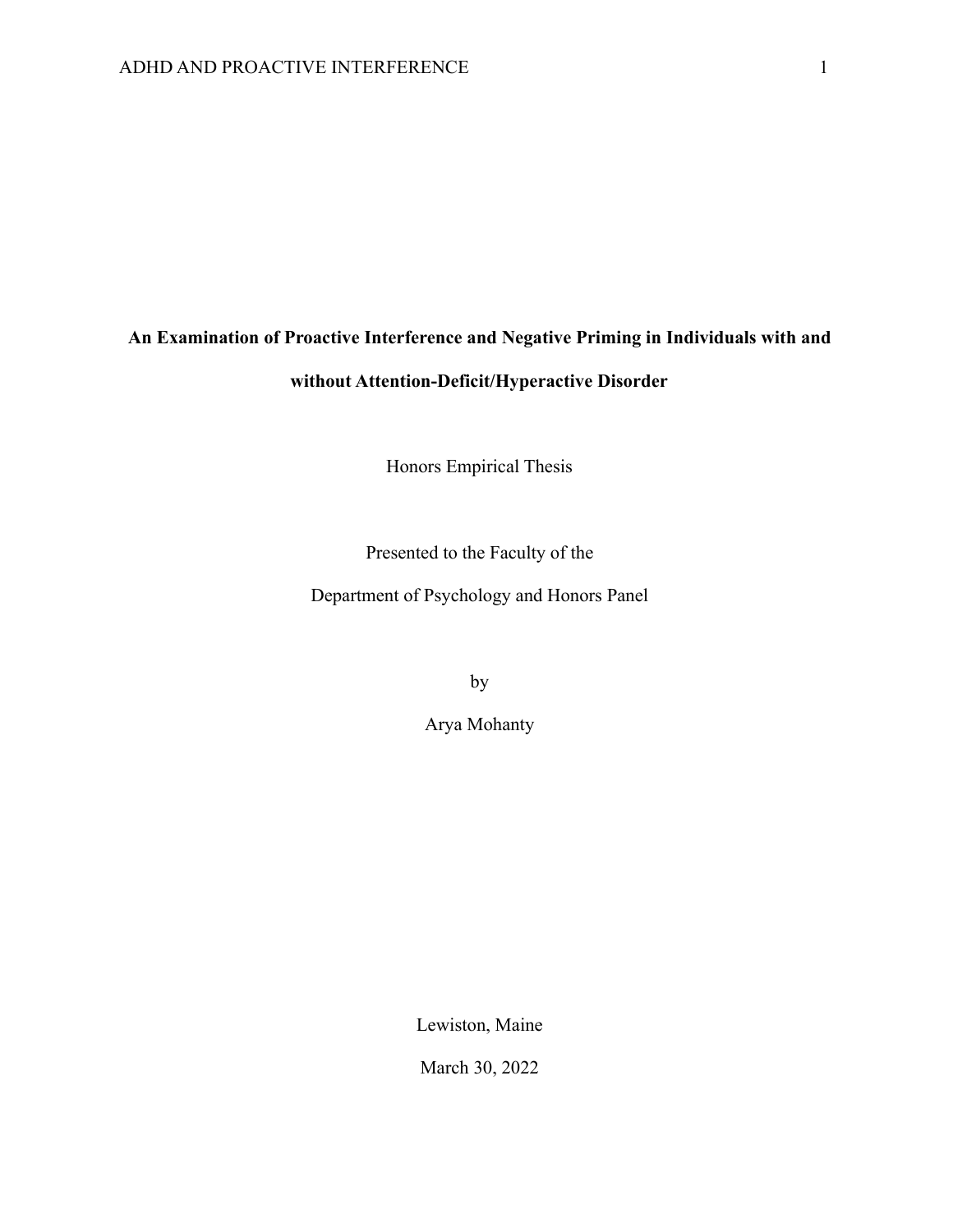**An Examination of Proactive Interference and Negative Priming in Individuals with and without Attention-Deficit/Hyperactive Disorder**

Honors Empirical Thesis

Presented to the Faculty of the

Department of Psychology and Honors Panel

by

Arya Mohanty

Lewiston, Maine

March 30, 2022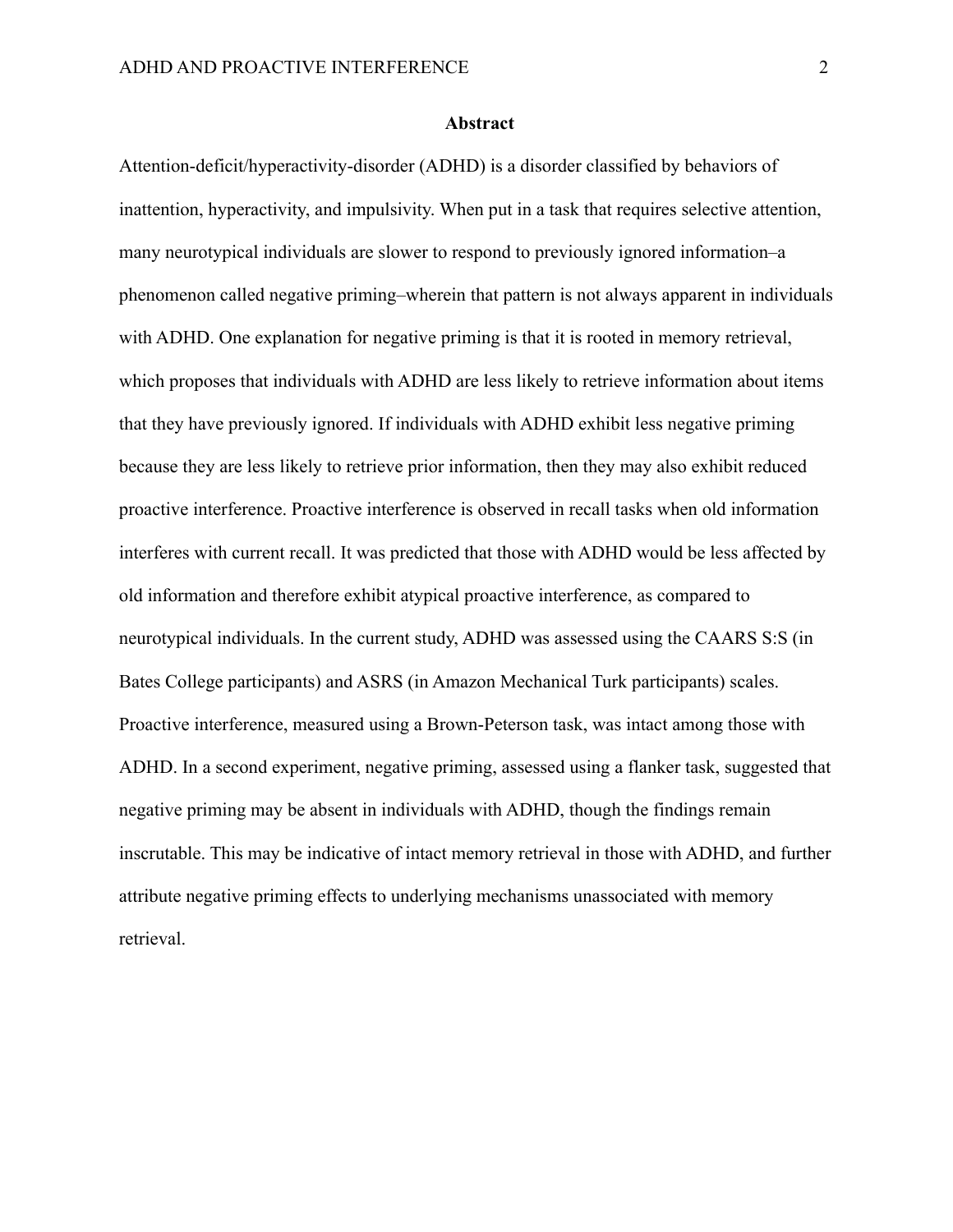## Abstract

Attention-deficit/hyperactivity-disorder (ADHD) is a disorder classified by behaviors of inattention, hyperactivity, and impulsivity. When put in a task that requires selective attention, many neurotypical individuals are slower to respond to previously ignored information–a phenomenon called negative priming–wherein that pattern is not always apparent in individuals with ADHD. One explanation for negative priming is that it is rooted in memory retrieval, which proposes that individuals with ADHD are less likely to retrieve information about items that they have previously ignored. If individuals with ADHD exhibit less negative priming because they are less likely to retrieve prior information, then they may also exhibit reduced proactive interference. Proactive interference is observed in recall tasks when old information interferes with current recall. It was predicted that those with ADHD would be less affected by old information and therefore exhibit atypical proactive interference, as compared to neurotypical individuals. In the current study, ADHD was assessed using the CAARS S:S (in Bates College participants) and ASRS (in Amazon Mechanical Turk participants) scales. Proactive interference, measured using a Brown-Peterson task, was intact among those with ADHD. In a second experiment, negative priming, assessed using a flanker task, suggested that negative priming may be absent in individuals with ADHD, though the findings remain inscrutable. This may be indicative of intact memory retrieval in those with ADHD, and further attribute negative priming effects to underlying mechanisms unassociated with memory retrieval.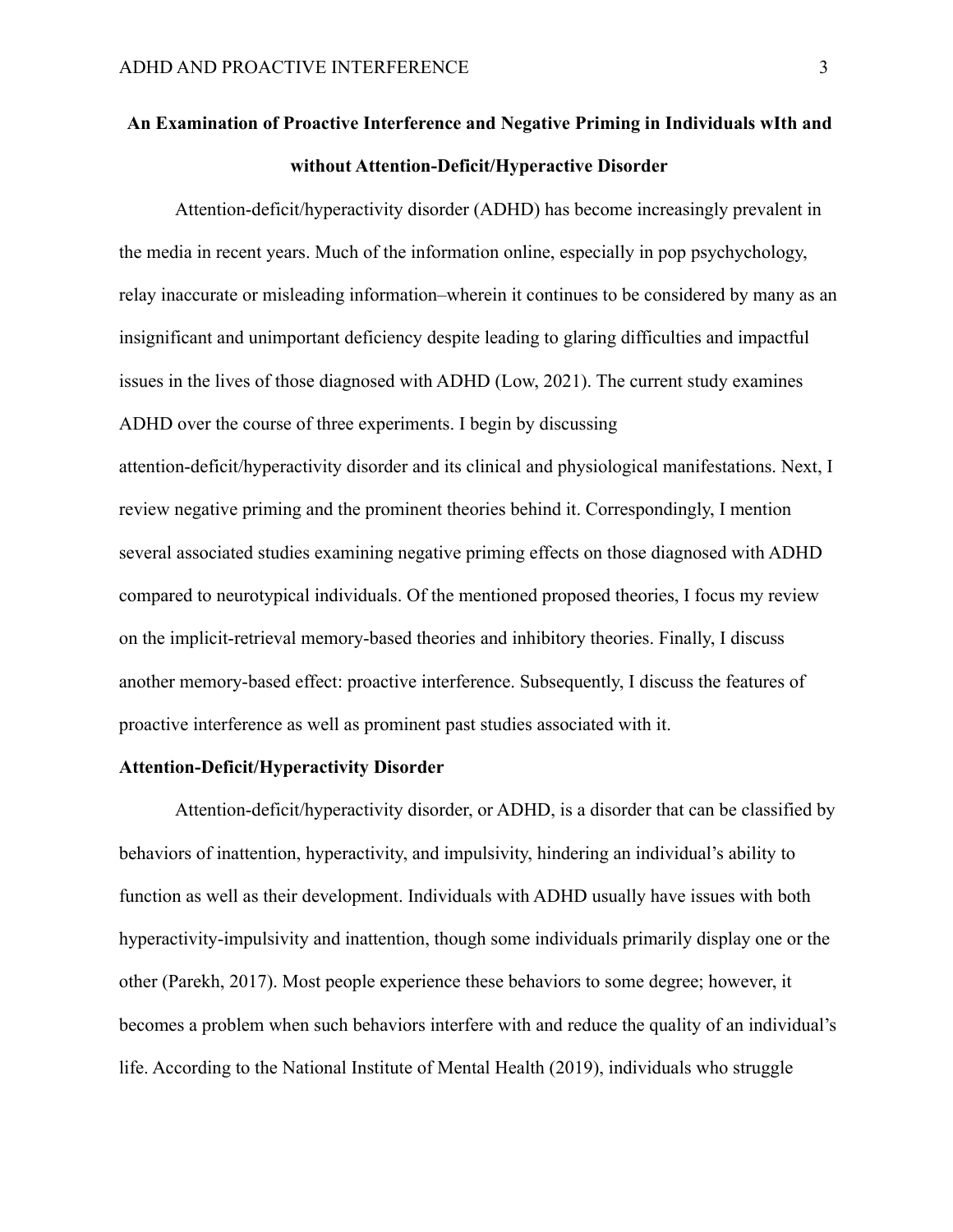**An Examination of Proactive Interference and Negative Priming in Individuals wIth and without Attention-Deficit/Hyperactive Disorder**

Attention-deficit/hyperactivity disorder (ADHD) has become increasingly prevalent in the media in recent years. Much of the information online, especially in pop psychychology, relay inaccurate or misleading information–wherein it continues to be considered by many as an insignificant and unimportant deficiency despite leading to glaring difficulties and impactful issues in the lives of those diagnosed with ADHD (Low, 2021). The current study examines ADHD over the course of three experiments. I begin by discussing attention-deficit/hyperactivity disorder and its clinical and physiological manifestations. Next, I review negative priming and the prominent theories behind it. Correspondingly, I mention several associated studies examining negative priming effects on those diagnosed with ADHD compared to neurotypical individuals. Of the mentioned proposed theories, I focus my review on the implicit-retrieval memory-based theories and inhibitory theories. Finally, I discuss another memory-based effect: proactive interference. Subsequently, I discuss the features of proactive interference as well as prominent past studies associated with it.

**Attention-Deficit/Hyperactivity Disorder**

Attention-deficit/hyperactivity disorder, or ADHD, is a disorder that can be classified by behaviors of inattention, hyperactivity, and impulsivity, hindering an individual's ability to function as well as their development. Individuals with ADHD usually have issues with both hyperactivity-impulsivity and inattention, though some individuals primarily display one or the other (Parekh, 2017). Most people experience these behaviors to some degree; however, it becomes a problem when such behaviors interfere with and reduce the quality of an individual's life. According to the National Institute of Mental Health (2019), individuals who struggle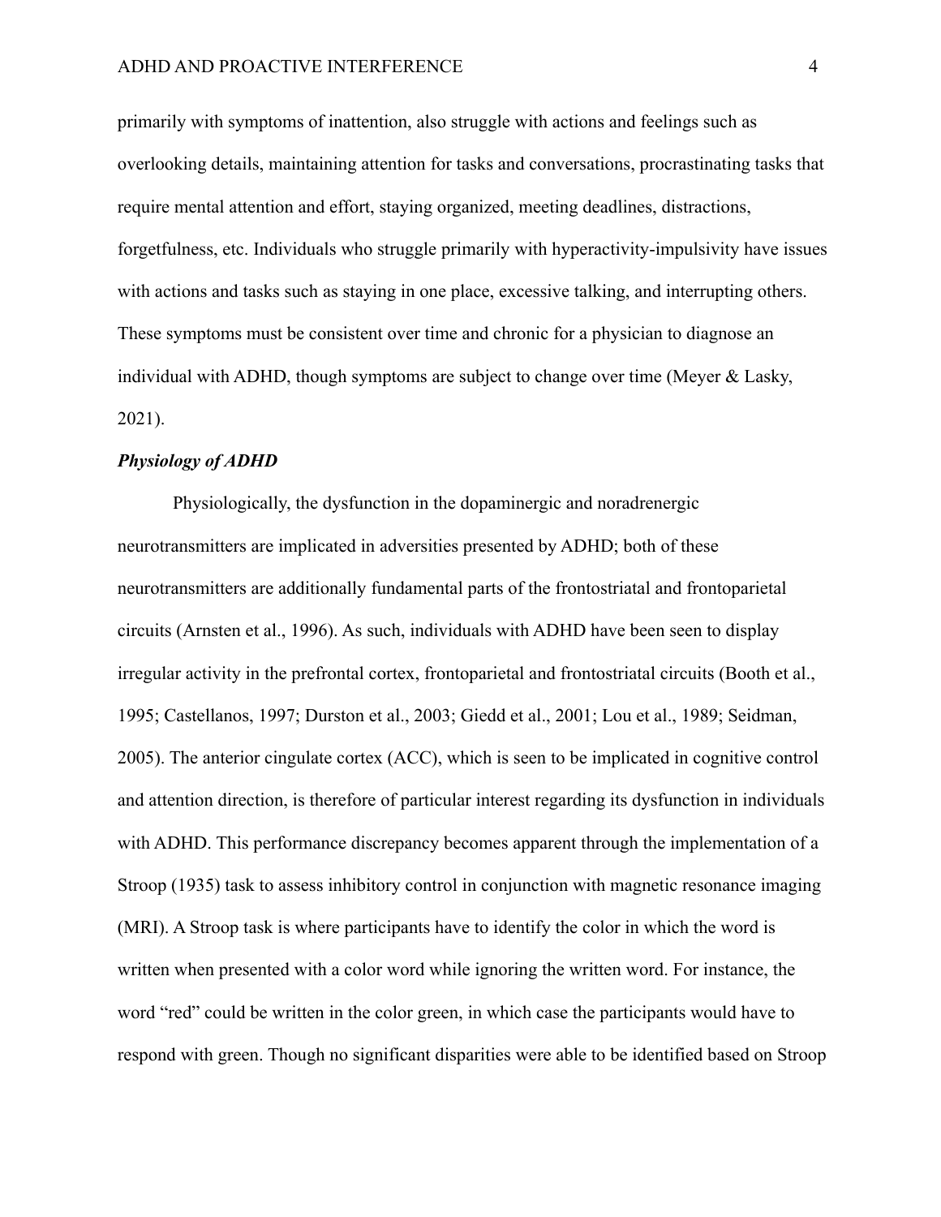primarily with symptoms of inattention, also struggle with actions and feelings such as overlooking details, maintaining attention for tasks and conversations, procrastinating tasks that require mental attention and effort, staying organized, meeting deadlines, distractions, forgetfulness, etc. Individuals who struggle primarily with hyperactivity-impulsivity have issues with actions and tasks such as staying in one place, excessive talking, and interrupting others. These symptoms must be consistent over time and chronic for a physician to diagnose an individual with ADHD, though symptoms are subject to change over time (Meyer & Lasky, 2021).

### *Physiology of ADHD*

Physiologically, the dysfunction in the dopaminergic and noradrenergic neurotransmitters are implicated in adversities presented by ADHD; both of these neurotransmitters are additionally fundamental parts of the frontostriatal and frontoparietal circuits (Arnsten et al., 1996). As such, individuals with ADHD have been seen to display irregular activity in the prefrontal cortex, frontoparietal and frontostriatal circuits (Booth et al., 1995; Castellanos, 1997; Durston et al., 2003; Giedd et al., 2001; Lou et al., 1989; Seidman, 2005). The anterior cingulate cortex (ACC), which is seen to be implicated in cognitive control and attention direction, is therefore of particular interest regarding its dysfunction in individuals with ADHD. This performance discrepancy becomes apparent through the implementation of a Stroop (1935) task to assess inhibitory control in conjunction with magnetic resonance imaging (MRI). A Stroop task is where participants have to identify the color in which the word is written when presented with a color word while ignoring the written word. For instance, the word "red" could be written in the color green, in which case the participants would have to respond with green. Though no significant disparities were able to be identified based on Stroop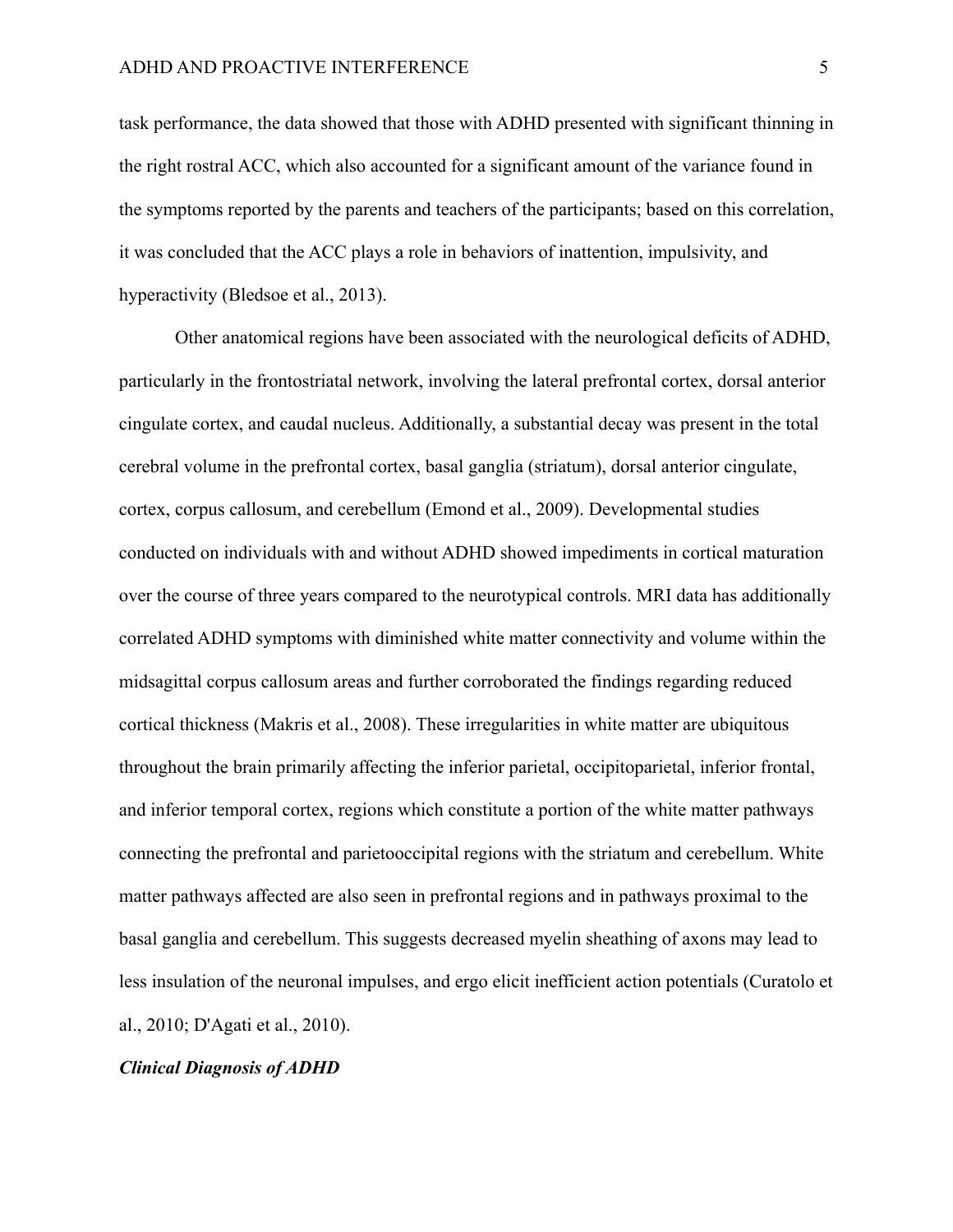task performance, the data showed that those with ADHD presented with significant thinning in the right rostral ACC, which also accounted for a significant amount of the variance found in the symptoms reported by the parents and teachers of the participants; based on this correlation, it was concluded that the ACC plays a role in behaviors of inattention, impulsivity, and hyperactivity (Bledsoe et al., 2013).

Other anatomical regions have been associated with the neurological deficits of ADHD, particularly in the frontostriatal network, involving the lateral prefrontal cortex, dorsal anterior cingulate cortex, and caudal nucleus. Additionally, a substantial decay was present in the total cerebral volume in the prefrontal cortex, basal ganglia (striatum), dorsal anterior cingulate, cortex, corpus callosum, and cerebellum (Emond et al., 2009). Developmental studies conducted on individuals with and without ADHD showed impediments in cortical maturation over the course of three years compared to the neurotypical controls. MRI data has additionally correlated ADHD symptoms with diminished white matter connectivity and volume within the midsagittal corpus callosum areas and further corroborated the findings regarding reduced cortical thickness (Makris et al., 2008). These irregularities in white matter are ubiquitous throughout the brain primarily affecting the inferior parietal, occipitoparietal, inferior frontal, and inferior temporal cortex, regions which constitute a portion of the white matter pathways connecting the prefrontal and parietooccipital regions with the striatum and cerebellum. White matter pathways affected are also seen in prefrontal regions and in pathways proximal to the basal ganglia and cerebellum. This suggests decreased myelin sheathing of axons may lead to less insulation of the neuronal impulses, and ergo elicit inefficient action potentials (Curatolo et al., 2010; D'Agati et al., 2010).

### *Clinical Diagnosis of ADHD*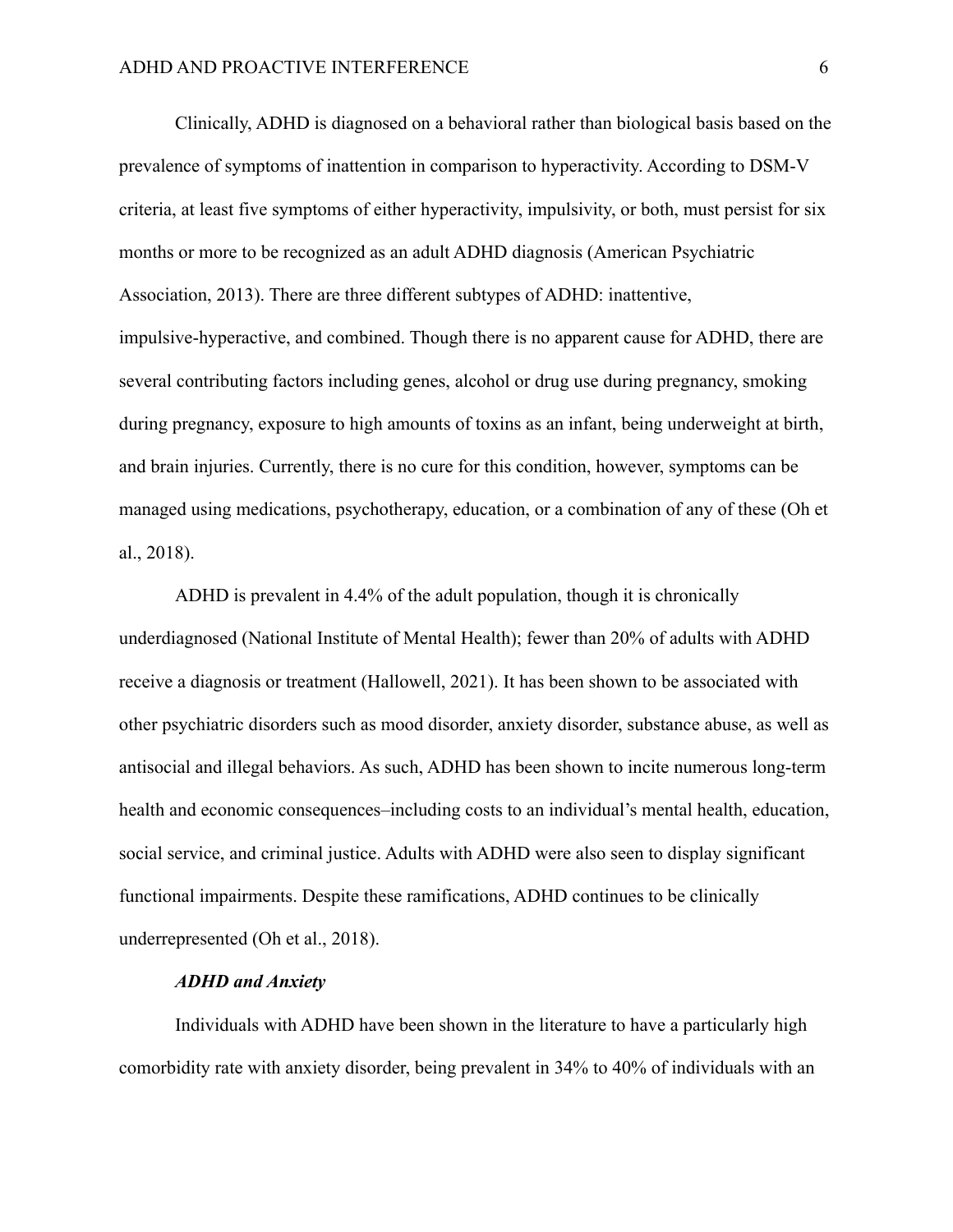Clinically, ADHD is diagnosed on a behavioral rather than biological basis based on the prevalence of symptoms of inattention in comparison to hyperactivity. According to DSM-V criteria, at least five symptoms of either hyperactivity, impulsivity, or both, must persist for six months or more to be recognized as an adult ADHD diagnosis (American Psychiatric Association, 2013). There are three different subtypes of ADHD: inattentive, impulsive-hyperactive, and combined. Though there is no apparent cause for ADHD, there are several contributing factors including genes, alcohol or drug use during pregnancy, smoking during pregnancy, exposure to high amounts of toxins as an infant, being underweight at birth, and brain injuries. Currently, there is no cure for this condition, however, symptoms can be managed using medications, psychotherapy, education, or a combination of any of these (Oh et al., 2018).

ADHD is prevalent in 4.4% of the adult population, though it is chronically underdiagnosed (National Institute of Mental Health); fewer than 20% of adults with ADHD receive a diagnosis or treatment (Hallowell, 2021). It has been shown to be associated with other psychiatric disorders such as mood disorder, anxiety disorder, substance abuse, as well as antisocial and illegal behaviors. As such, ADHD has been shown to incite numerous long-term health and economic consequences–including costs to an individual's mental health, education, social service, and criminal justice. Adults with ADHD were also seen to display significant functional impairments. Despite these ramifications, ADHD continues to be clinically underrepresented (Oh et al., 2018).

### *ADHD and Anxiety*

Individuals with ADHD have been shown in the literature to have a particularly high comorbidity rate with anxiety disorder, being prevalent in 34% to 40% of individuals with an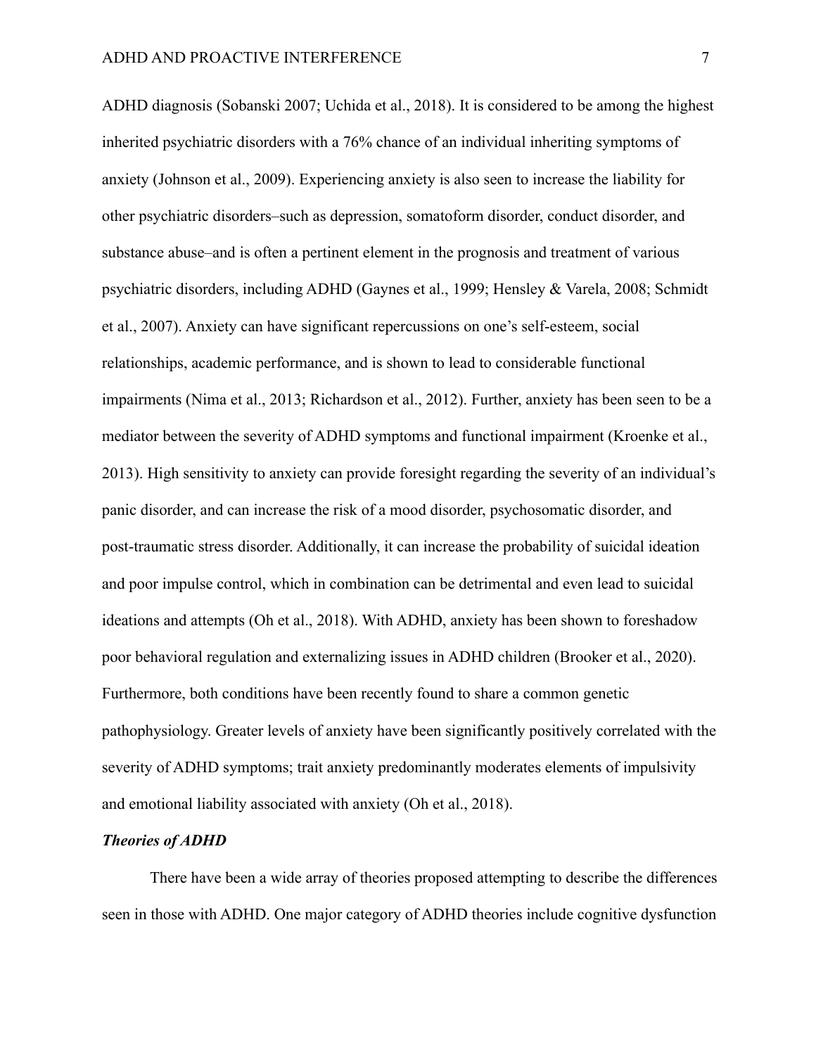ADHD diagnosis (Sobanski 2007; Uchida et al., 2018). It is considered to be among the highest inherited psychiatric disorders with a 76% chance of an individual inheriting symptoms of anxiety (Johnson et al., 2009). Experiencing anxiety is also seen to increase the liability for other psychiatric disorders–such as depression, somatoform disorder, conduct disorder, and substance abuse–and is often a pertinent element in the prognosis and treatment of various psychiatric disorders, including ADHD (Gaynes et al., 1999; Hensley & Varela, 2008; Schmidt et al., 2007). Anxiety can have significant repercussions on one's self-esteem, social relationships, academic performance, and is shown to lead to considerable functional impairments (Nima et al., 2013; Richardson et al., 2012). Further, anxiety has been seen to be a mediator between the severity of ADHD symptoms and functional impairment (Kroenke et al., 2013). High sensitivity to anxiety can provide foresight regarding the severity of an individual's panic disorder, and can increase the risk of a mood disorder, psychosomatic disorder, and post-traumatic stress disorder. Additionally, it can increase the probability of suicidal ideation and poor impulse control, which in combination can be detrimental and even lead to suicidal ideations and attempts (Oh et al., 2018). With ADHD, anxiety has been shown to foreshadow poor behavioral regulation and externalizing issues in ADHD children (Brooker et al., 2020). Furthermore, both conditions have been recently found to share a common genetic pathophysiology. Greater levels of anxiety have been significantly positively correlated with the severity of ADHD symptoms; trait anxiety predominantly moderates elements of impulsivity and emotional liability associated with anxiety (Oh et al., 2018).

***Theories of ADHD***

There have been a wide array of theories proposed attempting to describe the differences seen in those with ADHD. One major category of ADHD theories include cognitive dysfunction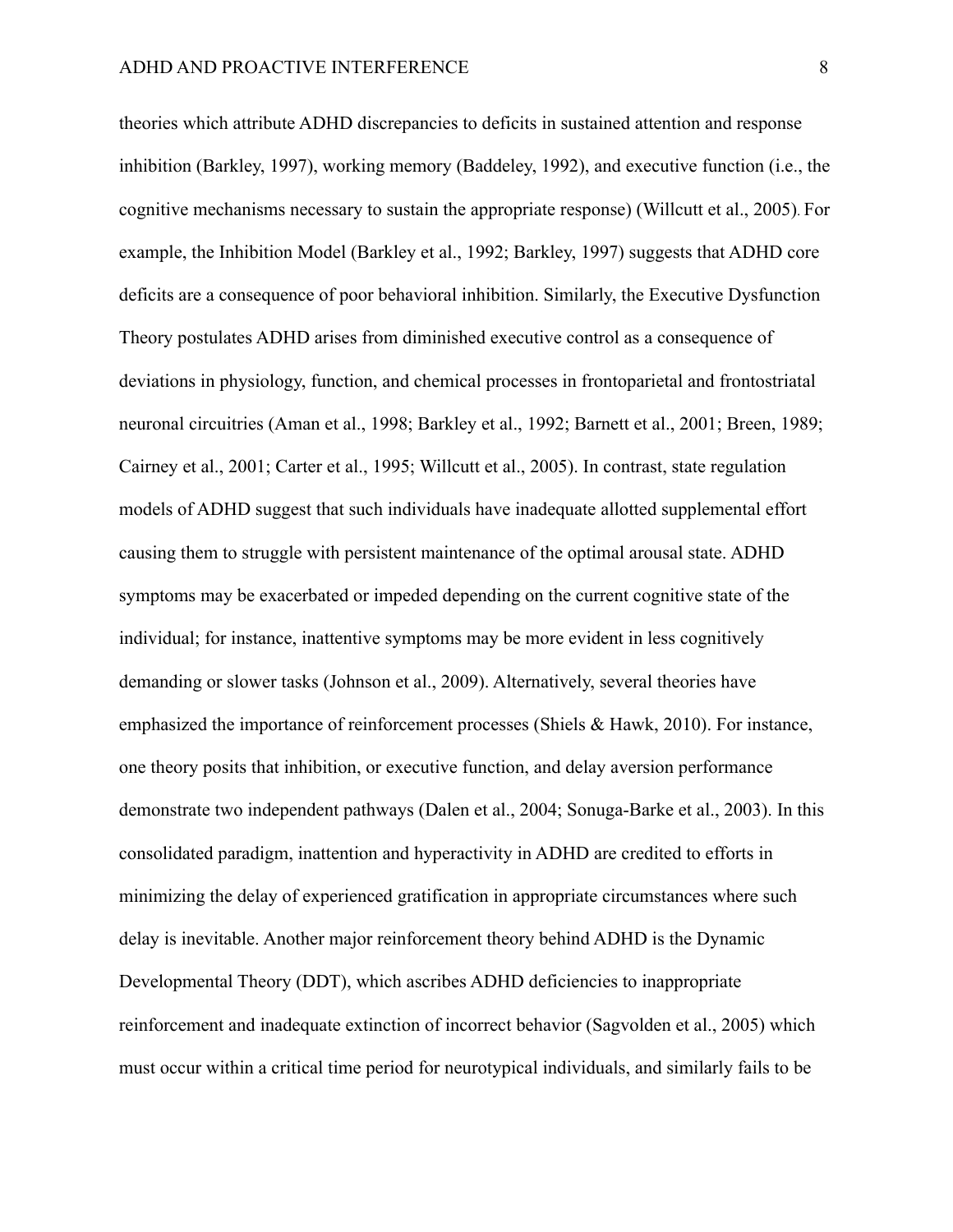theories which attribute ADHD discrepancies to deficits in sustained attention and response inhibition (Barkley, 1997), working memory (Baddeley, 1992), and executive function (i.e., the cognitive mechanisms necessary to sustain the appropriate response) (Willcutt et al., 2005). For example, the Inhibition Model (Barkley et al., 1992; Barkley, 1997) suggests that ADHD core deficits are a consequence of poor behavioral inhibition. Similarly, the Executive Dysfunction Theory postulates ADHD arises from diminished executive control as a consequence of deviations in physiology, function, and chemical processes in frontoparietal and frontostriatal neuronal circuitries (Aman et al., 1998; Barkley et al., 1992; Barnett et al., 2001; Breen, 1989; Cairney et al., 2001; Carter et al., 1995; Willcutt et al., 2005). In contrast, state regulation models of ADHD suggest that such individuals have inadequate allotted supplemental effort causing them to struggle with persistent maintenance of the optimal arousal state. ADHD symptoms may be exacerbated or impeded depending on the current cognitive state of the individual; for instance, inattentive symptoms may be more evident in less cognitively demanding or slower tasks (Johnson et al., 2009). Alternatively, several theories have emphasized the importance of reinforcement processes (Shiels & Hawk, 2010). For instance, one theory posits that inhibition, or executive function, and delay aversion performance demonstrate two independent pathways (Dalen et al., 2004; Sonuga-Barke et al., 2003). In this consolidated paradigm, inattention and hyperactivity in ADHD are credited to efforts in minimizing the delay of experienced gratification in appropriate circumstances where such delay is inevitable. Another major reinforcement theory behind ADHD is the Dynamic Developmental Theory (DDT), which ascribes ADHD deficiencies to inappropriate reinforcement and inadequate extinction of incorrect behavior (Sagvolden et al., 2005) which must occur within a critical time period for neurotypical individuals, and similarly fails to be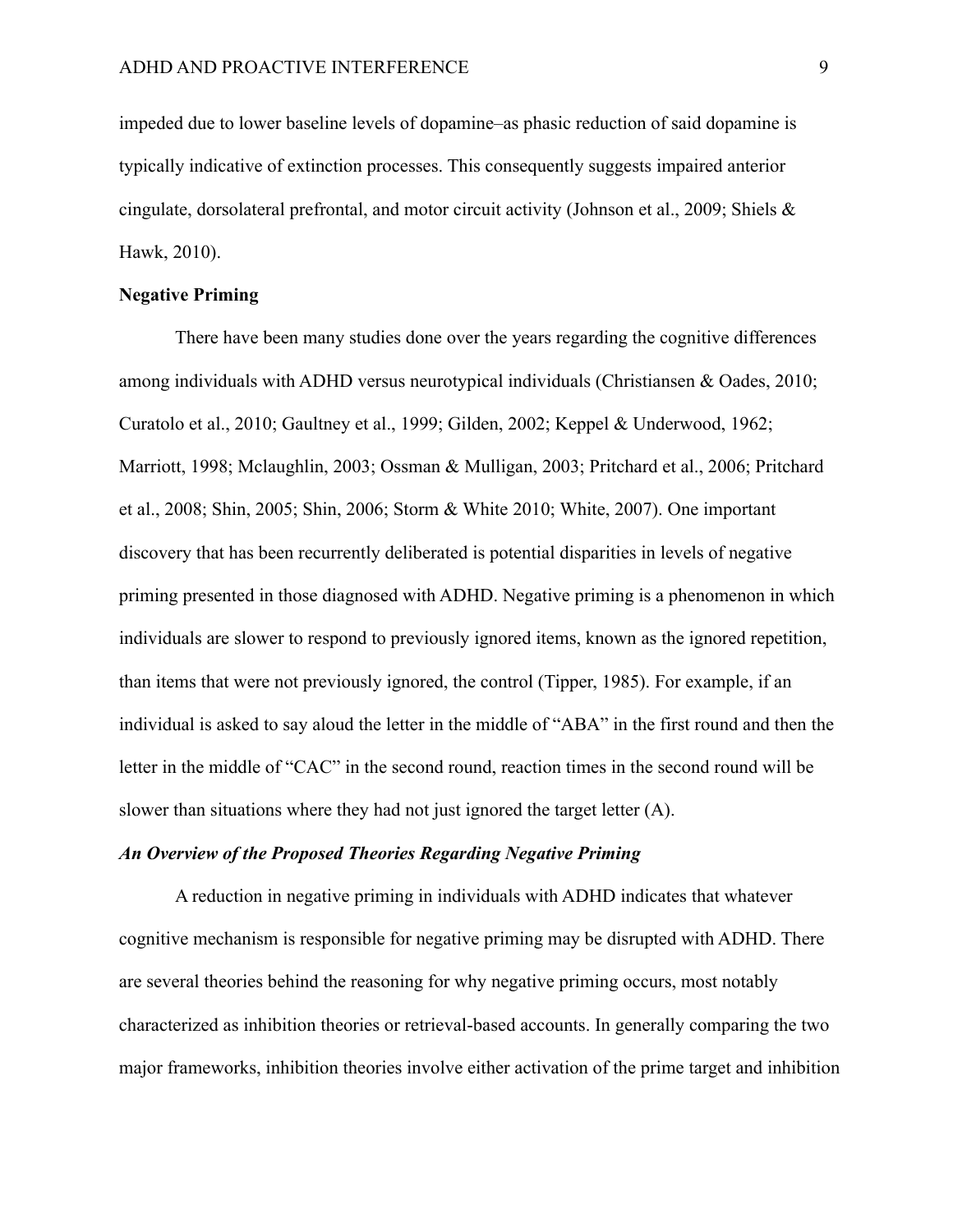impeded due to lower baseline levels of dopamine–as phasic reduction of said dopamine is typically indicative of extinction processes. This consequently suggests impaired anterior cingulate, dorsolateral prefrontal, and motor circuit activity (Johnson et al., 2009; Shiels & Hawk, 2010).

## Negative Priming

There have been many studies done over the years regarding the cognitive differences among individuals with ADHD versus neurotypical individuals (Christiansen & Oades, 2010; Curatolo et al., 2010; Gaultney et al., 1999; Gilden, 2002; Keppel & Underwood, 1962; Marriott, 1998; Mclaughlin, 2003; Ossman & Mulligan, 2003; Pritchard et al., 2006; Pritchard et al., 2008; Shin, 2005; Shin, 2006; Storm & White 2010; White, 2007). One important discovery that has been recurrently deliberated is potential disparities in levels of negative priming presented in those diagnosed with ADHD. Negative priming is a phenomenon in which individuals are slower to respond to previously ignored items, known as the ignored repetition, than items that were not previously ignored, the control (Tipper, 1985). For example, if an individual is asked to say aloud the letter in the middle of "ABA" in the first round and then the letter in the middle of "CAC" in the second round, reaction times in the second round will be slower than situations where they had not just ignored the target letter (A).

### *An Overview of the Proposed Theories Regarding Negative Priming*

A reduction in negative priming in individuals with ADHD indicates that whatever cognitive mechanism is responsible for negative priming may be disrupted with ADHD. There are several theories behind the reasoning for why negative priming occurs, most notably characterized as inhibition theories or retrieval-based accounts. In generally comparing the two major frameworks, inhibition theories involve either activation of the prime target and inhibition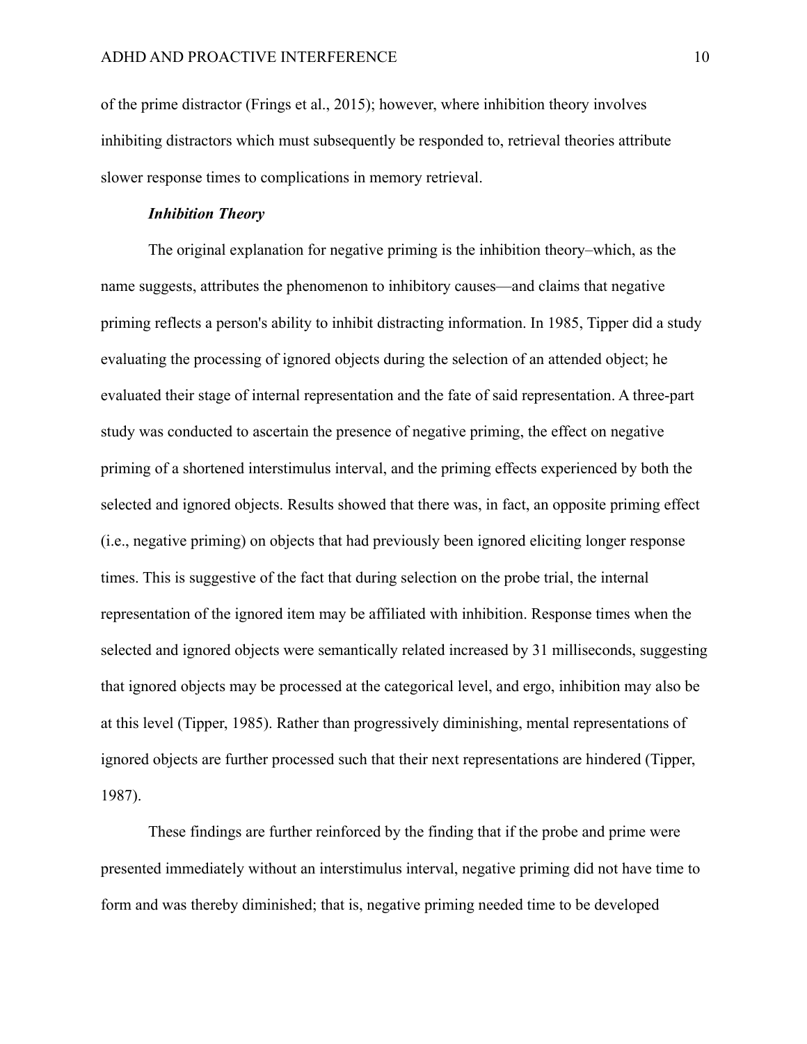of the prime distractor (Frings et al., 2015); however, where inhibition theory involves inhibiting distractors which must subsequently be responded to, retrieval theories attribute slower response times to complications in memory retrieval.

### *Inhibition Theory*

The original explanation for negative priming is the inhibition theory–which, as the name suggests, attributes the phenomenon to inhibitory causes—and claims that negative priming reflects a person's ability to inhibit distracting information. In 1985, Tipper did a study evaluating the processing of ignored objects during the selection of an attended object; he evaluated their stage of internal representation and the fate of said representation. A three-part study was conducted to ascertain the presence of negative priming, the effect on negative priming of a shortened interstimulus interval, and the priming effects experienced by both the selected and ignored objects. Results showed that there was, in fact, an opposite priming effect (i.e., negative priming) on objects that had previously been ignored eliciting longer response times. This is suggestive of the fact that during selection on the probe trial, the internal representation of the ignored item may be affiliated with inhibition. Response times when the selected and ignored objects were semantically related increased by 31 milliseconds, suggesting that ignored objects may be processed at the categorical level, and ergo, inhibition may also be at this level (Tipper, 1985). Rather than progressively diminishing, mental representations of ignored objects are further processed such that their next representations are hindered (Tipper, 1987).

These findings are further reinforced by the finding that if the probe and prime were presented immediately without an interstimulus interval, negative priming did not have time to form and was thereby diminished; that is, negative priming needed time to be developed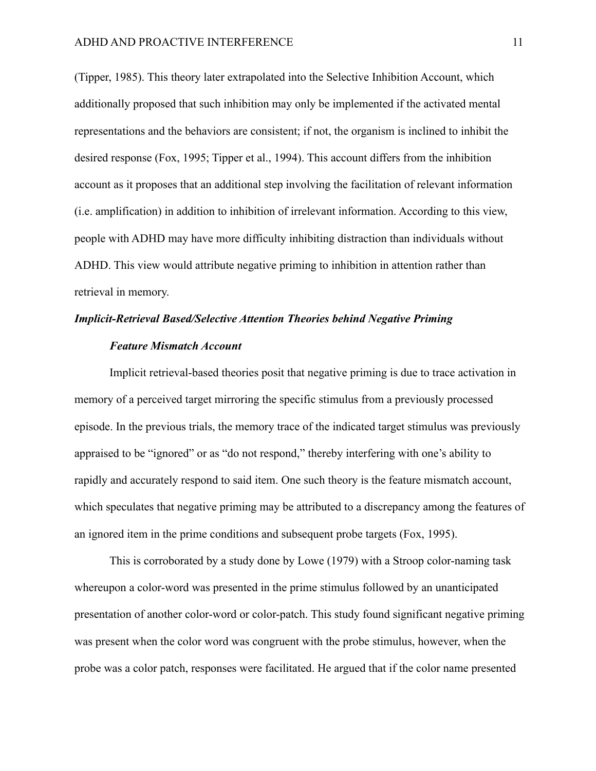(Tipper, 1985). This theory later extrapolated into the Selective Inhibition Account, which additionally proposed that such inhibition may only be implemented if the activated mental representations and the behaviors are consistent; if not, the organism is inclined to inhibit the desired response (Fox, 1995; Tipper et al., 1994). This account differs from the inhibition account as it proposes that an additional step involving the facilitation of relevant information (i.e. amplification) in addition to inhibition of irrelevant information. According to this view, people with ADHD may have more difficulty inhibiting distraction than individuals without ADHD. This view would attribute negative priming to inhibition in attention rather than retrieval in memory.

### *Implicit-Retrieval Based/Selective Attention Theories behind Negative Priming*

#### *Feature Mismatch Account*

Implicit retrieval-based theories posit that negative priming is due to trace activation in memory of a perceived target mirroring the specific stimulus from a previously processed episode. In the previous trials, the memory trace of the indicated target stimulus was previously appraised to be "ignored" or as "do not respond," thereby interfering with one's ability to rapidly and accurately respond to said item. One such theory is the feature mismatch account, which speculates that negative priming may be attributed to a discrepancy among the features of an ignored item in the prime conditions and subsequent probe targets (Fox, 1995).

This is corroborated by a study done by Lowe (1979) with a Stroop color-naming task whereupon a color-word was presented in the prime stimulus followed by an unanticipated presentation of another color-word or color-patch. This study found significant negative priming was present when the color word was congruent with the probe stimulus, however, when the probe was a color patch, responses were facilitated. He argued that if the color name presented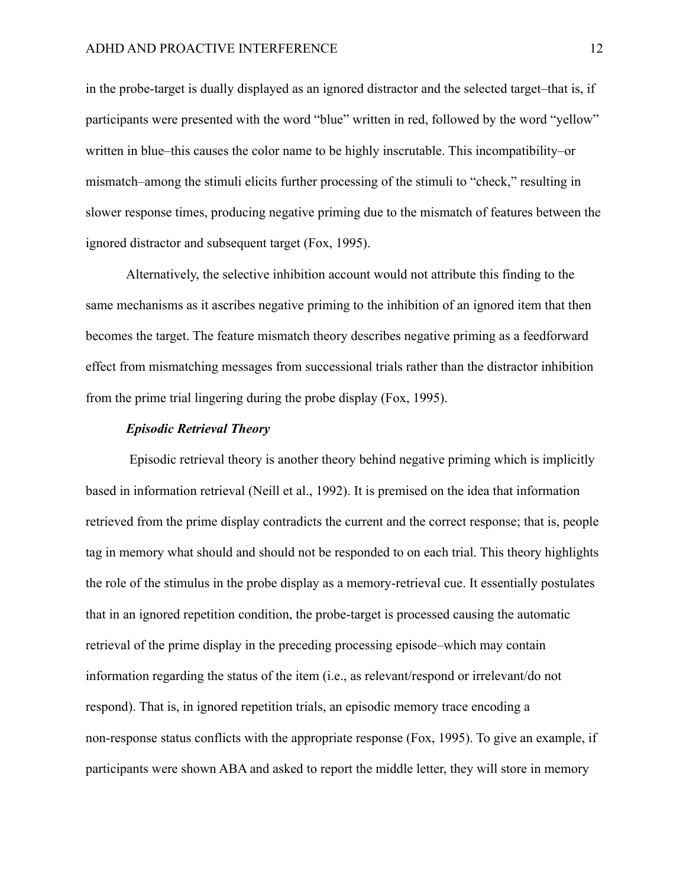in the probe-target is dually displayed as an ignored distractor and the selected target–that is, if participants were presented with the word "blue" written in red, followed by the word "yellow" written in blue–this causes the color name to be highly inscrutable. This incompatibility–or mismatch–among the stimuli elicits further processing of the stimuli to "check," resulting in slower response times, producing negative priming due to the mismatch of features between the ignored distractor and subsequent target (Fox, 1995).

Alternatively, the selective inhibition account would not attribute this finding to the same mechanisms as it ascribes negative priming to the inhibition of an ignored item that then becomes the target. The feature mismatch theory describes negative priming as a feedforward effect from mismatching messages from successional trials rather than the distractor inhibition from the prime trial lingering during the probe display (Fox, 1995).

### *Episodic Retrieval Theory*

Episodic retrieval theory is another theory behind negative priming which is implicitly based in information retrieval (Neill et al., 1992). It is premised on the idea that information retrieved from the prime display contradicts the current and the correct response; that is, people tag in memory what should and should not be responded to on each trial. This theory highlights the role of the stimulus in the probe display as a memory-retrieval cue. It essentially postulates that in an ignored repetition condition, the probe-target is processed causing the automatic retrieval of the prime display in the preceding processing episode–which may contain information regarding the status of the item (i.e., as relevant/respond or irrelevant/do not respond). That is, in ignored repetition trials, an episodic memory trace encoding a non-response status conflicts with the appropriate response (Fox, 1995). To give an example, if participants were shown ABA and asked to report the middle letter, they will store in memory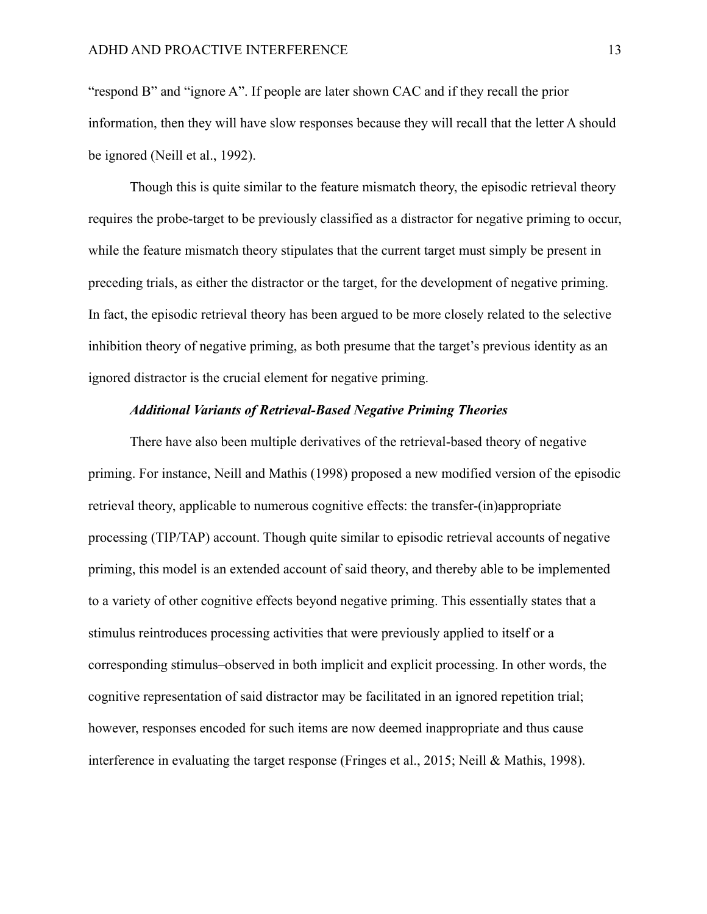"respond B" and "ignore A". If people are later shown CAC and if they recall the prior information, then they will have slow responses because they will recall that the letter A should be ignored (Neill et al., 1992).

Though this is quite similar to the feature mismatch theory, the episodic retrieval theory requires the probe-target to be previously classified as a distractor for negative priming to occur, while the feature mismatch theory stipulates that the current target must simply be present in preceding trials, as either the distractor or the target, for the development of negative priming. In fact, the episodic retrieval theory has been argued to be more closely related to the selective inhibition theory of negative priming, as both presume that the target's previous identity as an ignored distractor is the crucial element for negative priming.

### *Additional Variants of Retrieval-Based Negative Priming Theories*

There have also been multiple derivatives of the retrieval-based theory of negative priming. For instance, Neill and Mathis (1998) proposed a new modified version of the episodic retrieval theory, applicable to numerous cognitive effects: the transfer-(in)appropriate processing (TIP/TAP) account. Though quite similar to episodic retrieval accounts of negative priming, this model is an extended account of said theory, and thereby able to be implemented to a variety of other cognitive effects beyond negative priming. This essentially states that a stimulus reintroduces processing activities that were previously applied to itself or a corresponding stimulus–observed in both implicit and explicit processing. In other words, the cognitive representation of said distractor may be facilitated in an ignored repetition trial; however, responses encoded for such items are now deemed inappropriate and thus cause interference in evaluating the target response (Fringes et al., 2015; Neill & Mathis, 1998).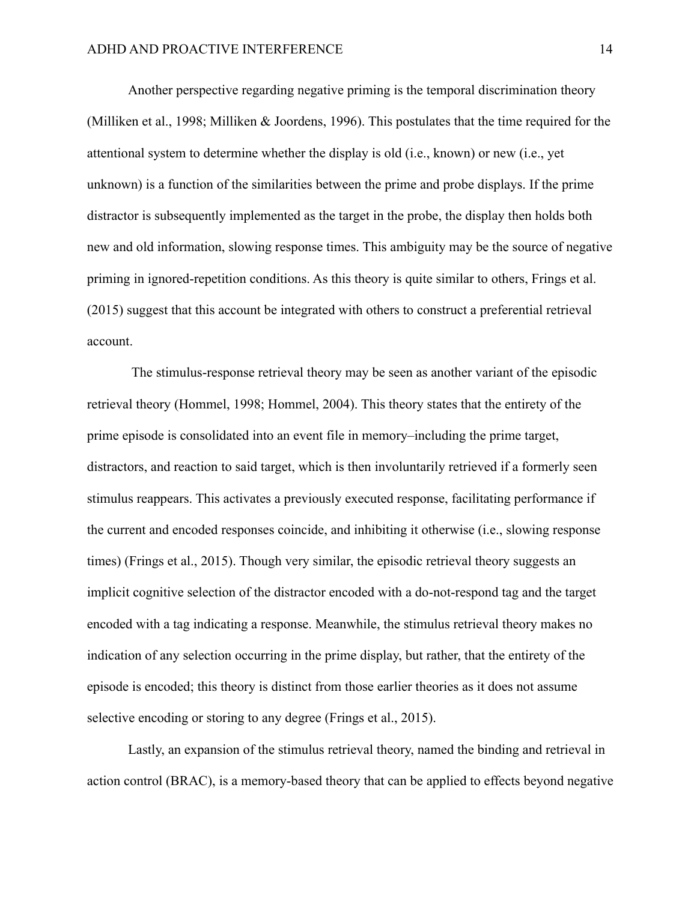Another perspective regarding negative priming is the temporal discrimination theory (Milliken et al., 1998; Milliken & Joordens, 1996). This postulates that the time required for the attentional system to determine whether the display is old (i.e., known) or new (i.e., yet unknown) is a function of the similarities between the prime and probe displays. If the prime distractor is subsequently implemented as the target in the probe, the display then holds both new and old information, slowing response times. This ambiguity may be the source of negative priming in ignored-repetition conditions. As this theory is quite similar to others, Frings et al. (2015) suggest that this account be integrated with others to construct a preferential retrieval account.

The stimulus-response retrieval theory may be seen as another variant of the episodic retrieval theory (Hommel, 1998; Hommel, 2004). This theory states that the entirety of the prime episode is consolidated into an event file in memory–including the prime target, distractors, and reaction to said target, which is then involuntarily retrieved if a formerly seen stimulus reappears. This activates a previously executed response, facilitating performance if the current and encoded responses coincide, and inhibiting it otherwise (i.e., slowing response times) (Frings et al., 2015). Though very similar, the episodic retrieval theory suggests an implicit cognitive selection of the distractor encoded with a do-not-respond tag and the target encoded with a tag indicating a response. Meanwhile, the stimulus retrieval theory makes no indication of any selection occurring in the prime display, but rather, that the entirety of the episode is encoded; this theory is distinct from those earlier theories as it does not assume selective encoding or storing to any degree (Frings et al., 2015).

Lastly, an expansion of the stimulus retrieval theory, named the binding and retrieval in action control (BRAC), is a memory-based theory that can be applied to effects beyond negative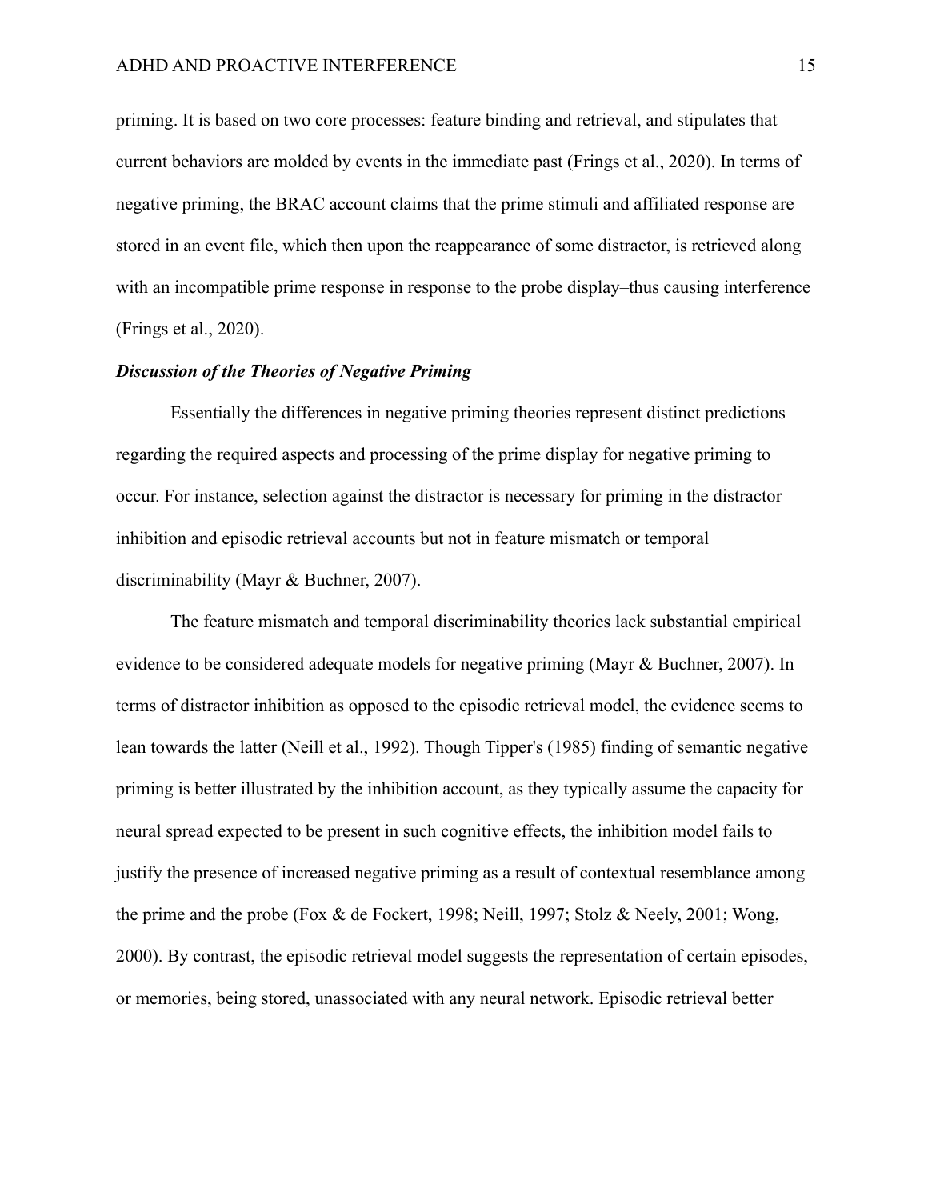priming. It is based on two core processes: feature binding and retrieval, and stipulates that current behaviors are molded by events in the immediate past (Frings et al., 2020). In terms of negative priming, the BRAC account claims that the prime stimuli and affiliated response are stored in an event file, which then upon the reappearance of some distractor, is retrieved along with an incompatible prime response in response to the probe display–thus causing interference (Frings et al., 2020).

### *Discussion of the Theories of Negative Priming*

Essentially the differences in negative priming theories represent distinct predictions regarding the required aspects and processing of the prime display for negative priming to occur. For instance, selection against the distractor is necessary for priming in the distractor inhibition and episodic retrieval accounts but not in feature mismatch or temporal discriminability (Mayr & Buchner, 2007).

The feature mismatch and temporal discriminability theories lack substantial empirical evidence to be considered adequate models for negative priming (Mayr & Buchner, 2007). In terms of distractor inhibition as opposed to the episodic retrieval model, the evidence seems to lean towards the latter (Neill et al., 1992). Though Tipper's (1985) finding of semantic negative priming is better illustrated by the inhibition account, as they typically assume the capacity for neural spread expected to be present in such cognitive effects, the inhibition model fails to justify the presence of increased negative priming as a result of contextual resemblance among the prime and the probe (Fox & de Fockert, 1998; Neill, 1997; Stolz & Neely, 2001; Wong, 2000). By contrast, the episodic retrieval model suggests the representation of certain episodes, or memories, being stored, unassociated with any neural network. Episodic retrieval better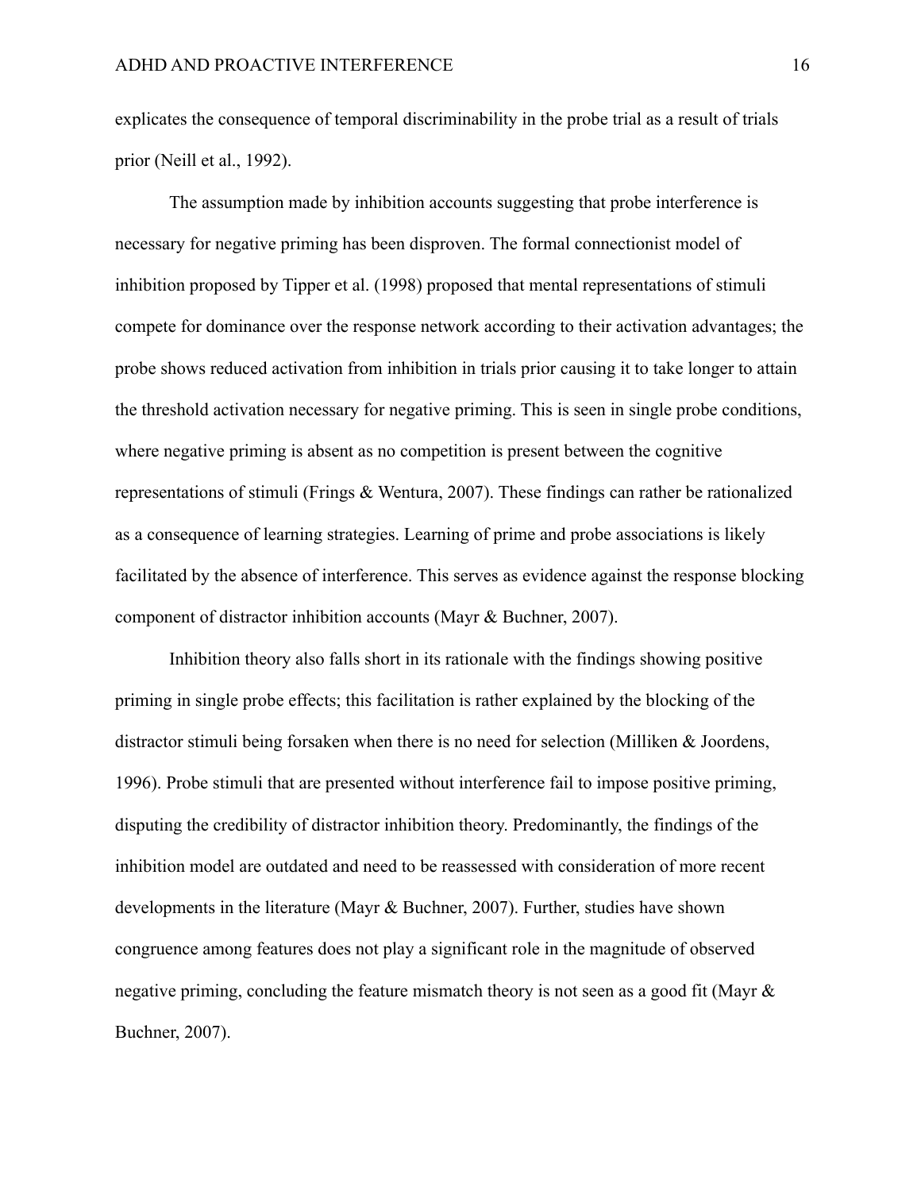explicates the consequence of temporal discriminability in the probe trial as a result of trials prior (Neill et al., 1992).

The assumption made by inhibition accounts suggesting that probe interference is necessary for negative priming has been disproven. The formal connectionist model of inhibition proposed by Tipper et al. (1998) proposed that mental representations of stimuli compete for dominance over the response network according to their activation advantages; the probe shows reduced activation from inhibition in trials prior causing it to take longer to attain the threshold activation necessary for negative priming. This is seen in single probe conditions, where negative priming is absent as no competition is present between the cognitive representations of stimuli (Frings & Wentura, 2007). These findings can rather be rationalized as a consequence of learning strategies. Learning of prime and probe associations is likely facilitated by the absence of interference. This serves as evidence against the response blocking component of distractor inhibition accounts (Mayr & Buchner, 2007).

Inhibition theory also falls short in its rationale with the findings showing positive priming in single probe effects; this facilitation is rather explained by the blocking of the distractor stimuli being forsaken when there is no need for selection (Milliken & Joordens, 1996). Probe stimuli that are presented without interference fail to impose positive priming, disputing the credibility of distractor inhibition theory. Predominantly, the findings of the inhibition model are outdated and need to be reassessed with consideration of more recent developments in the literature (Mayr & Buchner, 2007). Further, studies have shown congruence among features does not play a significant role in the magnitude of observed negative priming, concluding the feature mismatch theory is not seen as a good fit (Mayr & Buchner, 2007).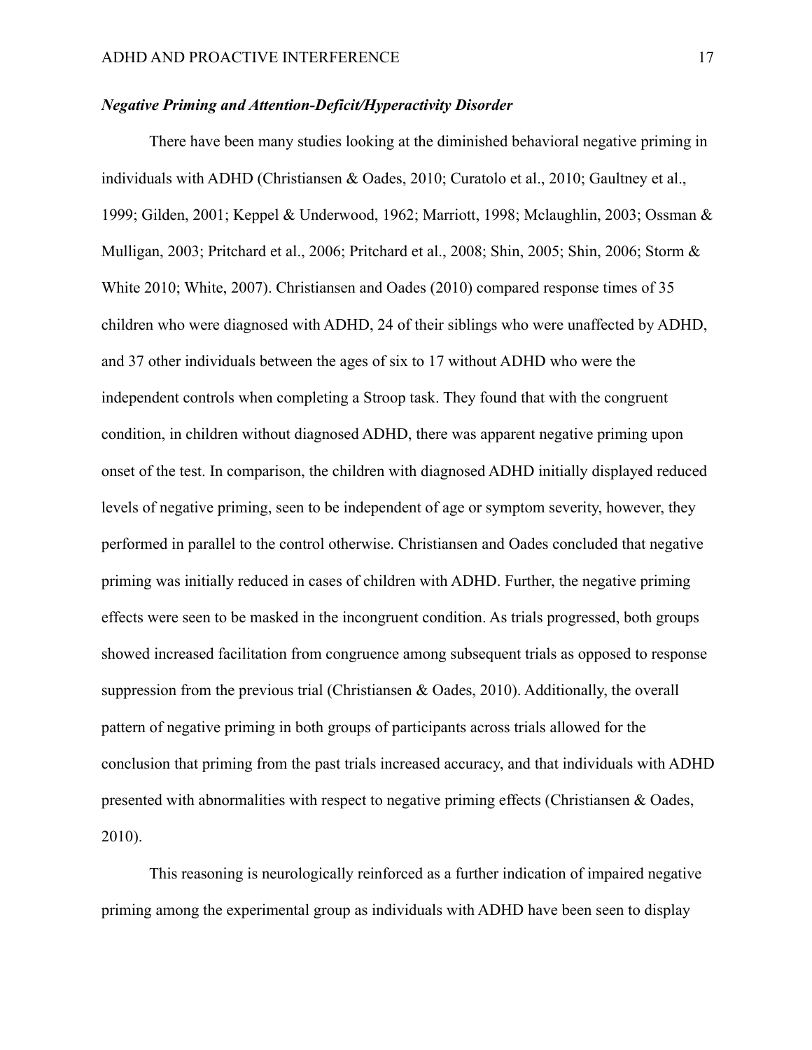### *Negative Priming and Attention-Deficit/Hyperactivity Disorder*

There have been many studies looking at the diminished behavioral negative priming in individuals with ADHD (Christiansen & Oades, 2010; Curatolo et al., 2010; Gaultney et al., 1999; Gilden, 2001; Keppel & Underwood, 1962; Marriott, 1998; Mclaughlin, 2003; Ossman & Mulligan, 2003; Pritchard et al., 2006; Pritchard et al., 2008; Shin, 2005; Shin, 2006; Storm & White 2010; White, 2007). Christiansen and Oades (2010) compared response times of 35 children who were diagnosed with ADHD, 24 of their siblings who were unaffected by ADHD, and 37 other individuals between the ages of six to 17 without ADHD who were the independent controls when completing a Stroop task. They found that with the congruent condition, in children without diagnosed ADHD, there was apparent negative priming upon onset of the test. In comparison, the children with diagnosed ADHD initially displayed reduced levels of negative priming, seen to be independent of age or symptom severity, however, they performed in parallel to the control otherwise. Christiansen and Oades concluded that negative priming was initially reduced in cases of children with ADHD. Further, the negative priming effects were seen to be masked in the incongruent condition. As trials progressed, both groups showed increased facilitation from congruence among subsequent trials as opposed to response suppression from the previous trial (Christiansen & Oades, 2010). Additionally, the overall pattern of negative priming in both groups of participants across trials allowed for the conclusion that priming from the past trials increased accuracy, and that individuals with ADHD presented with abnormalities with respect to negative priming effects (Christiansen & Oades, 2010).

This reasoning is neurologically reinforced as a further indication of impaired negative priming among the experimental group as individuals with ADHD have been seen to display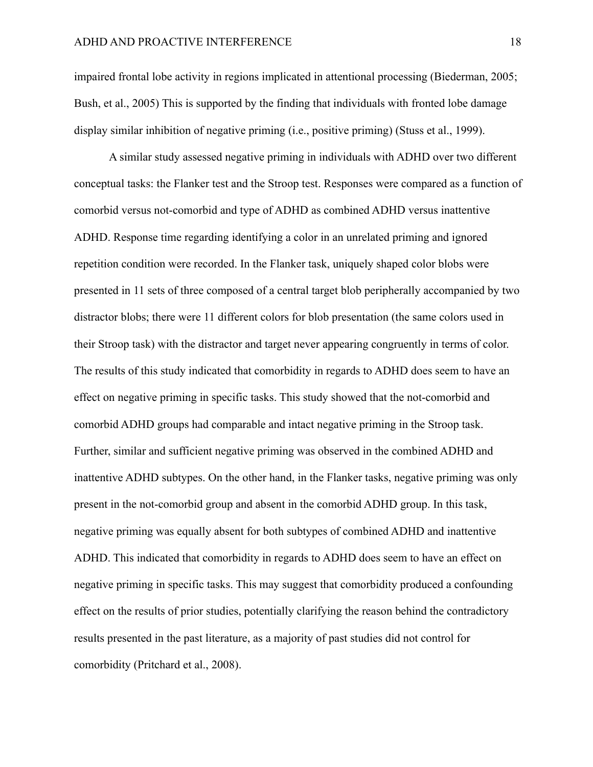impaired frontal lobe activity in regions implicated in attentional processing (Biederman, 2005; Bush, et al., 2005) This is supported by the finding that individuals with fronted lobe damage display similar inhibition of negative priming (i.e., positive priming) (Stuss et al., 1999).

A similar study assessed negative priming in individuals with ADHD over two different conceptual tasks: the Flanker test and the Stroop test. Responses were compared as a function of comorbid versus not-comorbid and type of ADHD as combined ADHD versus inattentive ADHD. Response time regarding identifying a color in an unrelated priming and ignored repetition condition were recorded. In the Flanker task, uniquely shaped color blobs were presented in 11 sets of three composed of a central target blob peripherally accompanied by two distractor blobs; there were 11 different colors for blob presentation (the same colors used in their Stroop task) with the distractor and target never appearing congruently in terms of color. The results of this study indicated that comorbidity in regards to ADHD does seem to have an effect on negative priming in specific tasks. This study showed that the not-comorbid and comorbid ADHD groups had comparable and intact negative priming in the Stroop task. Further, similar and sufficient negative priming was observed in the combined ADHD and inattentive ADHD subtypes. On the other hand, in the Flanker tasks, negative priming was only present in the not-comorbid group and absent in the comorbid ADHD group. In this task, negative priming was equally absent for both subtypes of combined ADHD and inattentive ADHD. This indicated that comorbidity in regards to ADHD does seem to have an effect on negative priming in specific tasks. This may suggest that comorbidity produced a confounding effect on the results of prior studies, potentially clarifying the reason behind the contradictory results presented in the past literature, as a majority of past studies did not control for comorbidity (Pritchard et al., 2008).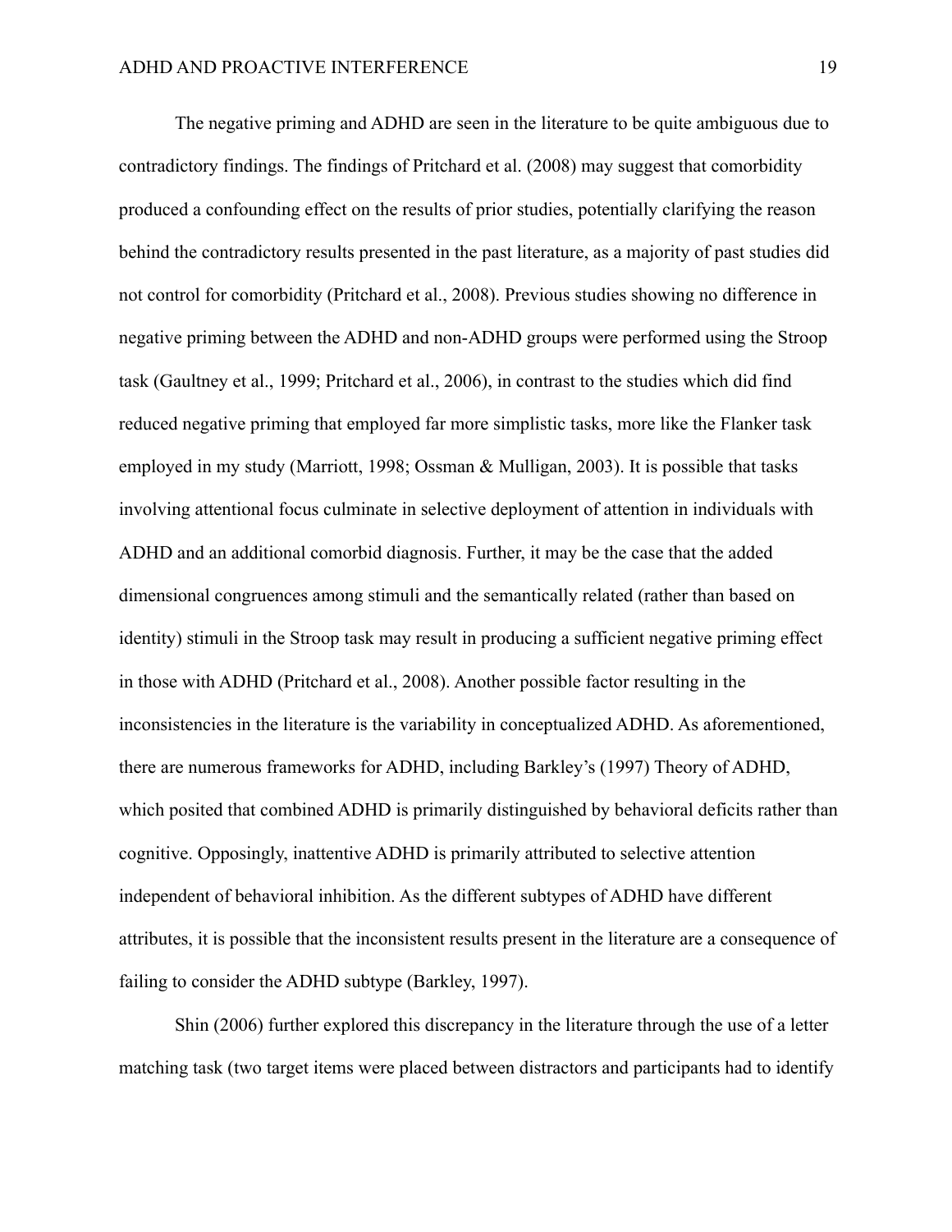The negative priming and ADHD are seen in the literature to be quite ambiguous due to contradictory findings. The findings of Pritchard et al. (2008) may suggest that comorbidity produced a confounding effect on the results of prior studies, potentially clarifying the reason behind the contradictory results presented in the past literature, as a majority of past studies did not control for comorbidity (Pritchard et al., 2008). Previous studies showing no difference in negative priming between the ADHD and non-ADHD groups were performed using the Stroop task (Gaultney et al., 1999; Pritchard et al., 2006), in contrast to the studies which did find reduced negative priming that employed far more simplistic tasks, more like the Flanker task employed in my study (Marriott, 1998; Ossman & Mulligan, 2003). It is possible that tasks involving attentional focus culminate in selective deployment of attention in individuals with ADHD and an additional comorbid diagnosis. Further, it may be the case that the added dimensional congruences among stimuli and the semantically related (rather than based on identity) stimuli in the Stroop task may result in producing a sufficient negative priming effect in those with ADHD (Pritchard et al., 2008). Another possible factor resulting in the inconsistencies in the literature is the variability in conceptualized ADHD. As aforementioned, there are numerous frameworks for ADHD, including Barkley's (1997) Theory of ADHD, which posited that combined ADHD is primarily distinguished by behavioral deficits rather than cognitive. Opposingly, inattentive ADHD is primarily attributed to selective attention independent of behavioral inhibition. As the different subtypes of ADHD have different attributes, it is possible that the inconsistent results present in the literature are a consequence of failing to consider the ADHD subtype (Barkley, 1997).

Shin (2006) further explored this discrepancy in the literature through the use of a letter matching task (two target items were placed between distractors and participants had to identify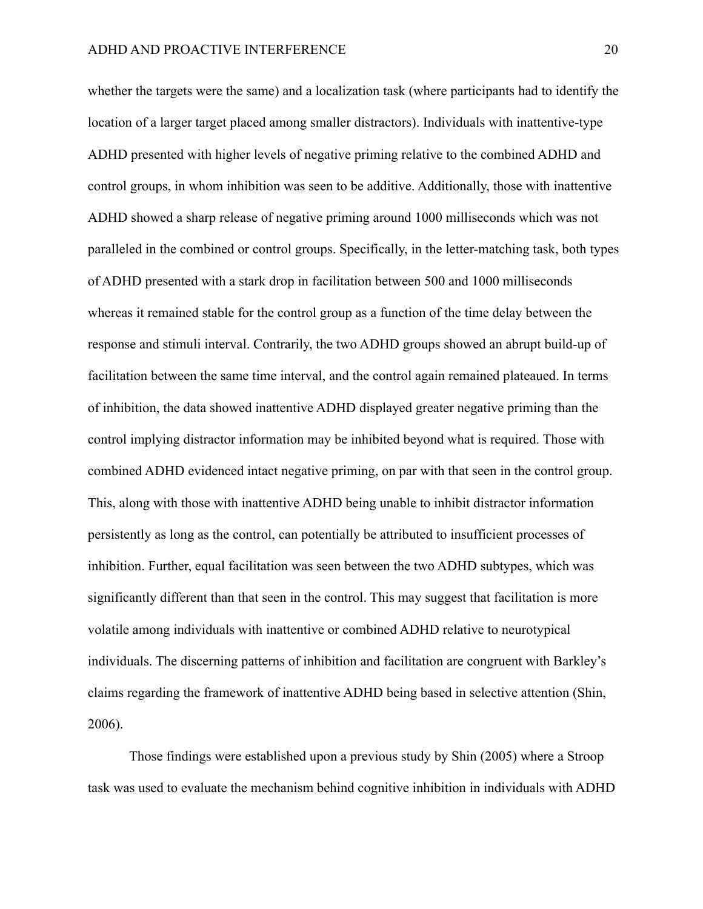whether the targets were the same) and a localization task (where participants had to identify the location of a larger target placed among smaller distractors). Individuals with inattentive-type ADHD presented with higher levels of negative priming relative to the combined ADHD and control groups, in whom inhibition was seen to be additive. Additionally, those with inattentive ADHD showed a sharp release of negative priming around 1000 milliseconds which was not paralleled in the combined or control groups. Specifically, in the letter-matching task, both types of ADHD presented with a stark drop in facilitation between 500 and 1000 milliseconds whereas it remained stable for the control group as a function of the time delay between the response and stimuli interval. Contrarily, the two ADHD groups showed an abrupt build-up of facilitation between the same time interval, and the control again remained plateaued. In terms of inhibition, the data showed inattentive ADHD displayed greater negative priming than the control implying distractor information may be inhibited beyond what is required. Those with combined ADHD evidenced intact negative priming, on par with that seen in the control group. This, along with those with inattentive ADHD being unable to inhibit distractor information persistently as long as the control, can potentially be attributed to insufficient processes of inhibition. Further, equal facilitation was seen between the two ADHD subtypes, which was significantly different than that seen in the control. This may suggest that facilitation is more volatile among individuals with inattentive or combined ADHD relative to neurotypical individuals. The discerning patterns of inhibition and facilitation are congruent with Barkley's claims regarding the framework of inattentive ADHD being based in selective attention (Shin, 2006).

Those findings were established upon a previous study by Shin (2005) where a Stroop task was used to evaluate the mechanism behind cognitive inhibition in individuals with ADHD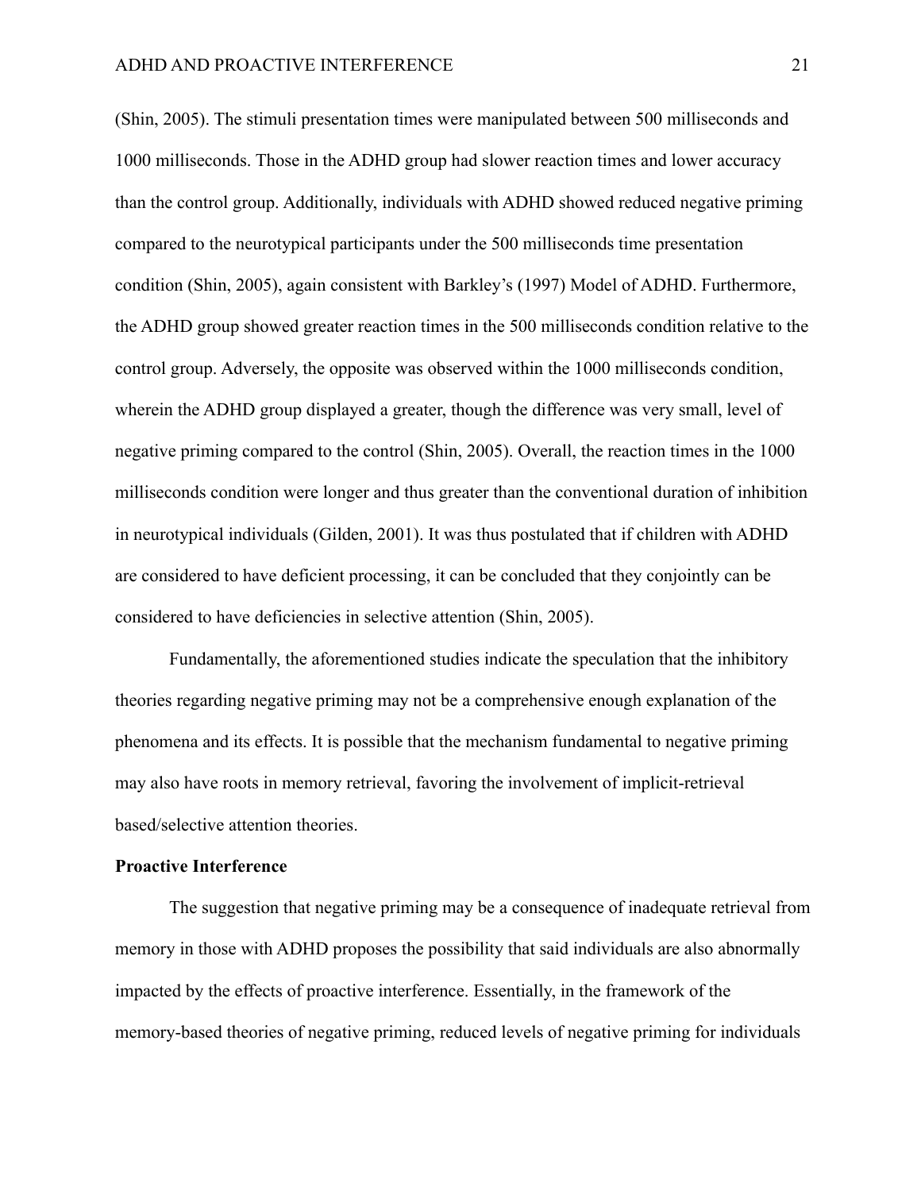(Shin, 2005). The stimuli presentation times were manipulated between 500 milliseconds and 1000 milliseconds. Those in the ADHD group had slower reaction times and lower accuracy than the control group. Additionally, individuals with ADHD showed reduced negative priming compared to the neurotypical participants under the 500 milliseconds time presentation condition (Shin, 2005), again consistent with Barkley's (1997) Model of ADHD. Furthermore, the ADHD group showed greater reaction times in the 500 milliseconds condition relative to the control group. Adversely, the opposite was observed within the 1000 milliseconds condition, wherein the ADHD group displayed a greater, though the difference was very small, level of negative priming compared to the control (Shin, 2005). Overall, the reaction times in the 1000 milliseconds condition were longer and thus greater than the conventional duration of inhibition in neurotypical individuals (Gilden, 2001). It was thus postulated that if children with ADHD are considered to have deficient processing, it can be concluded that they conjointly can be considered to have deficiencies in selective attention (Shin, 2005).

Fundamentally, the aforementioned studies indicate the speculation that the inhibitory theories regarding negative priming may not be a comprehensive enough explanation of the phenomena and its effects. It is possible that the mechanism fundamental to negative priming may also have roots in memory retrieval, favoring the involvement of implicit-retrieval based/selective attention theories.

**Proactive Interference**

The suggestion that negative priming may be a consequence of inadequate retrieval from memory in those with ADHD proposes the possibility that said individuals are also abnormally impacted by the effects of proactive interference. Essentially, in the framework of the memory-based theories of negative priming, reduced levels of negative priming for individuals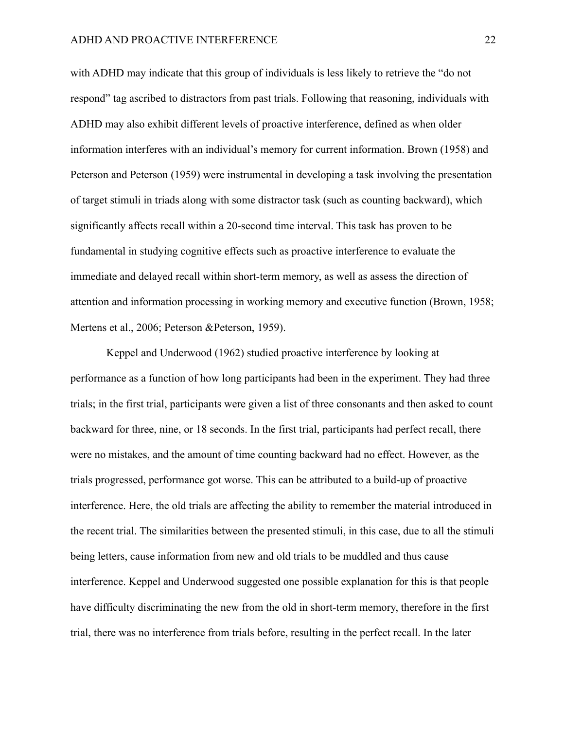with ADHD may indicate that this group of individuals is less likely to retrieve the "do not respond" tag ascribed to distractors from past trials. Following that reasoning, individuals with ADHD may also exhibit different levels of proactive interference, defined as when older information interferes with an individual's memory for current information. Brown (1958) and Peterson and Peterson (1959) were instrumental in developing a task involving the presentation of target stimuli in triads along with some distractor task (such as counting backward), which significantly affects recall within a 20-second time interval. This task has proven to be fundamental in studying cognitive effects such as proactive interference to evaluate the immediate and delayed recall within short-term memory, as well as assess the direction of attention and information processing in working memory and executive function (Brown, 1958; Mertens et al., 2006; Peterson &Peterson, 1959).

Keppel and Underwood (1962) studied proactive interference by looking at performance as a function of how long participants had been in the experiment. They had three trials; in the first trial, participants were given a list of three consonants and then asked to count backward for three, nine, or 18 seconds. In the first trial, participants had perfect recall, there were no mistakes, and the amount of time counting backward had no effect. However, as the trials progressed, performance got worse. This can be attributed to a build-up of proactive interference. Here, the old trials are affecting the ability to remember the material introduced in the recent trial. The similarities between the presented stimuli, in this case, due to all the stimuli being letters, cause information from new and old trials to be muddled and thus cause interference. Keppel and Underwood suggested one possible explanation for this is that people have difficulty discriminating the new from the old in short-term memory, therefore in the first trial, there was no interference from trials before, resulting in the perfect recall. In the later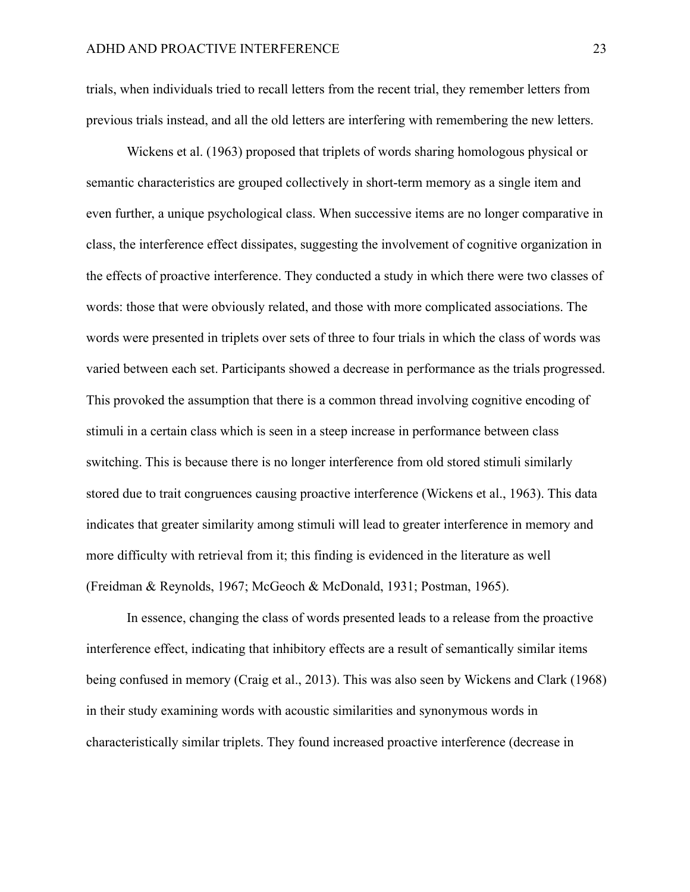trials, when individuals tried to recall letters from the recent trial, they remember letters from previous trials instead, and all the old letters are interfering with remembering the new letters.

Wickens et al. (1963) proposed that triplets of words sharing homologous physical or semantic characteristics are grouped collectively in short-term memory as a single item and even further, a unique psychological class. When successive items are no longer comparative in class, the interference effect dissipates, suggesting the involvement of cognitive organization in the effects of proactive interference. They conducted a study in which there were two classes of words: those that were obviously related, and those with more complicated associations. The words were presented in triplets over sets of three to four trials in which the class of words was varied between each set. Participants showed a decrease in performance as the trials progressed. This provoked the assumption that there is a common thread involving cognitive encoding of stimuli in a certain class which is seen in a steep increase in performance between class switching. This is because there is no longer interference from old stored stimuli similarly stored due to trait congruences causing proactive interference (Wickens et al., 1963). This data indicates that greater similarity among stimuli will lead to greater interference in memory and more difficulty with retrieval from it; this finding is evidenced in the literature as well (Freidman & Reynolds, 1967; McGeoch & McDonald, 1931; Postman, 1965).

In essence, changing the class of words presented leads to a release from the proactive interference effect, indicating that inhibitory effects are a result of semantically similar items being confused in memory (Craig et al., 2013). This was also seen by Wickens and Clark (1968) in their study examining words with acoustic similarities and synonymous words in characteristically similar triplets. They found increased proactive interference (decrease in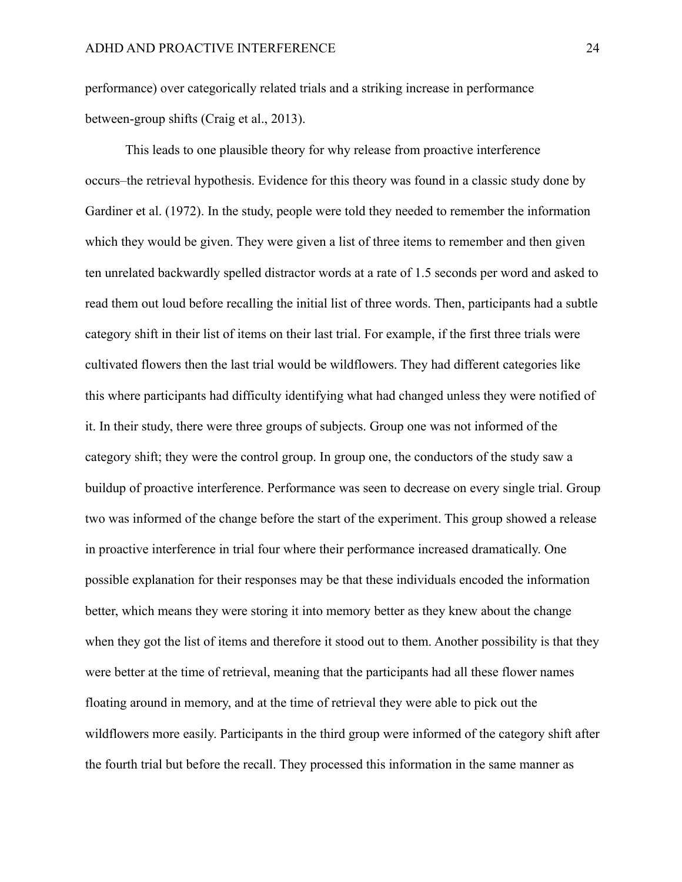performance) over categorically related trials and a striking increase in performance between-group shifts (Craig et al., 2013).

This leads to one plausible theory for why release from proactive interference occurs–the retrieval hypothesis. Evidence for this theory was found in a classic study done by Gardiner et al. (1972). In the study, people were told they needed to remember the information which they would be given. They were given a list of three items to remember and then given ten unrelated backwardly spelled distractor words at a rate of 1.5 seconds per word and asked to read them out loud before recalling the initial list of three words. Then, participants had a subtle category shift in their list of items on their last trial. For example, if the first three trials were cultivated flowers then the last trial would be wildflowers. They had different categories like this where participants had difficulty identifying what had changed unless they were notified of it. In their study, there were three groups of subjects. Group one was not informed of the category shift; they were the control group. In group one, the conductors of the study saw a buildup of proactive interference. Performance was seen to decrease on every single trial. Group two was informed of the change before the start of the experiment. This group showed a release in proactive interference in trial four where their performance increased dramatically. One possible explanation for their responses may be that these individuals encoded the information better, which means they were storing it into memory better as they knew about the change when they got the list of items and therefore it stood out to them. Another possibility is that they were better at the time of retrieval, meaning that the participants had all these flower names floating around in memory, and at the time of retrieval they were able to pick out the wildflowers more easily. Participants in the third group were informed of the category shift after the fourth trial but before the recall. They processed this information in the same manner as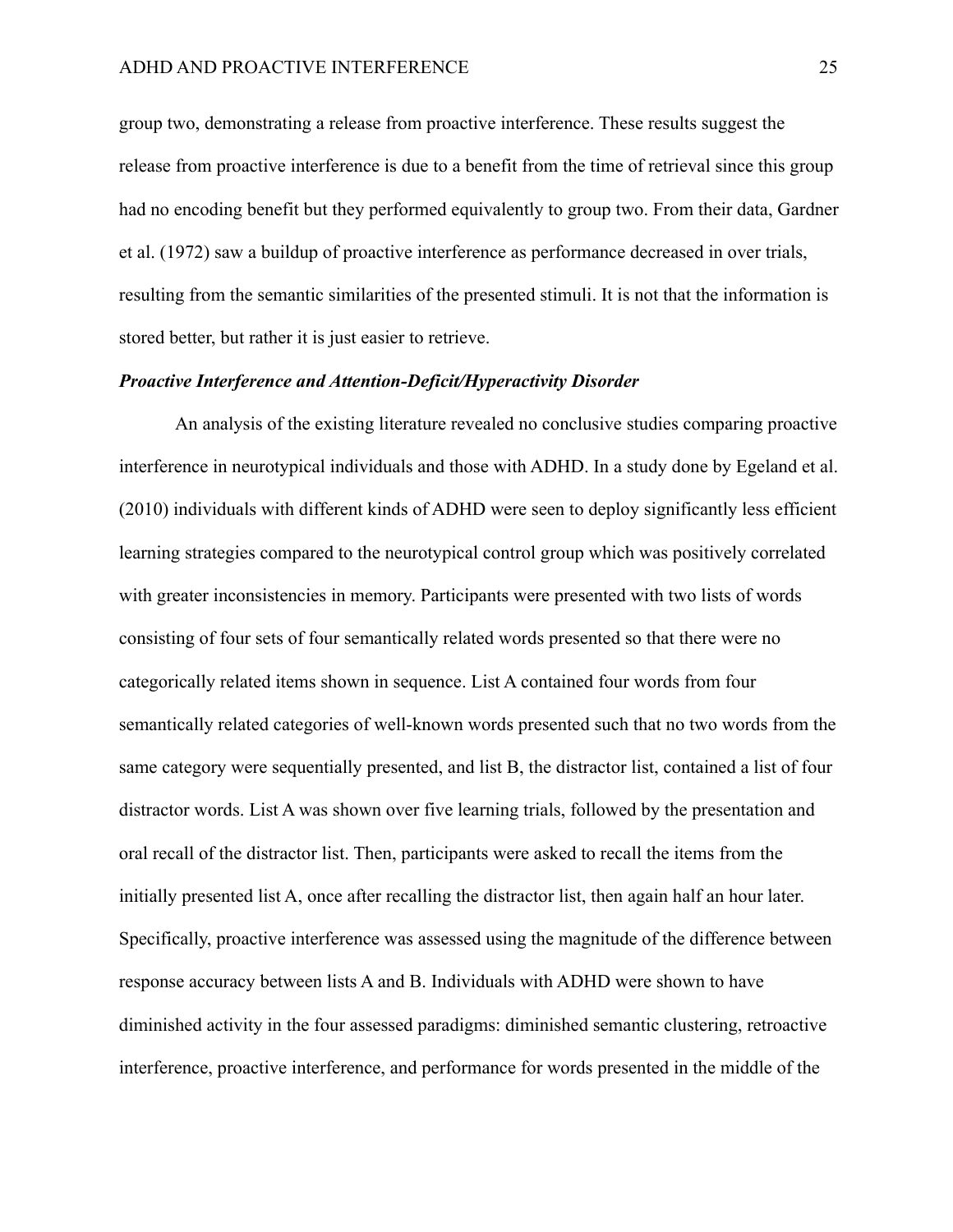group two, demonstrating a release from proactive interference. These results suggest the release from proactive interference is due to a benefit from the time of retrieval since this group had no encoding benefit but they performed equivalently to group two. From their data, Gardner et al. (1972) saw a buildup of proactive interference as performance decreased in over trials, resulting from the semantic similarities of the presented stimuli. It is not that the information is stored better, but rather it is just easier to retrieve.

***Proactive Interference and Attention-Deficit/Hyperactivity Disorder***

An analysis of the existing literature revealed no conclusive studies comparing proactive interference in neurotypical individuals and those with ADHD. In a study done by Egeland et al. (2010) individuals with different kinds of ADHD were seen to deploy significantly less efficient learning strategies compared to the neurotypical control group which was positively correlated with greater inconsistencies in memory. Participants were presented with two lists of words consisting of four sets of four semantically related words presented so that there were no categorically related items shown in sequence. List A contained four words from four semantically related categories of well-known words presented such that no two words from the same category were sequentially presented, and list B, the distractor list, contained a list of four distractor words. List A was shown over five learning trials, followed by the presentation and oral recall of the distractor list. Then, participants were asked to recall the items from the initially presented list A, once after recalling the distractor list, then again half an hour later. Specifically, proactive interference was assessed using the magnitude of the difference between response accuracy between lists A and B. Individuals with ADHD were shown to have diminished activity in the four assessed paradigms: diminished semantic clustering, retroactive interference, proactive interference, and performance for words presented in the middle of the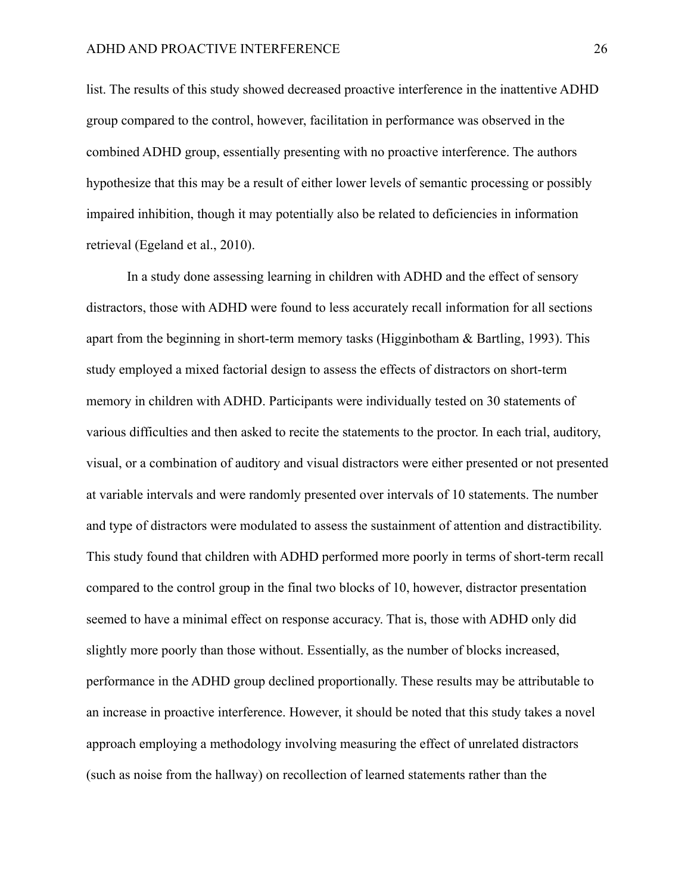list. The results of this study showed decreased proactive interference in the inattentive ADHD group compared to the control, however, facilitation in performance was observed in the combined ADHD group, essentially presenting with no proactive interference. The authors hypothesize that this may be a result of either lower levels of semantic processing or possibly impaired inhibition, though it may potentially also be related to deficiencies in information retrieval (Egeland et al., 2010).

In a study done assessing learning in children with ADHD and the effect of sensory distractors, those with ADHD were found to less accurately recall information for all sections apart from the beginning in short-term memory tasks (Higginbotham & Bartling, 1993). This study employed a mixed factorial design to assess the effects of distractors on short-term memory in children with ADHD. Participants were individually tested on 30 statements of various difficulties and then asked to recite the statements to the proctor. In each trial, auditory, visual, or a combination of auditory and visual distractors were either presented or not presented at variable intervals and were randomly presented over intervals of 10 statements. The number and type of distractors were modulated to assess the sustainment of attention and distractibility. This study found that children with ADHD performed more poorly in terms of short-term recall compared to the control group in the final two blocks of 10, however, distractor presentation seemed to have a minimal effect on response accuracy. That is, those with ADHD only did slightly more poorly than those without. Essentially, as the number of blocks increased, performance in the ADHD group declined proportionally. These results may be attributable to an increase in proactive interference. However, it should be noted that this study takes a novel approach employing a methodology involving measuring the effect of unrelated distractors (such as noise from the hallway) on recollection of learned statements rather than the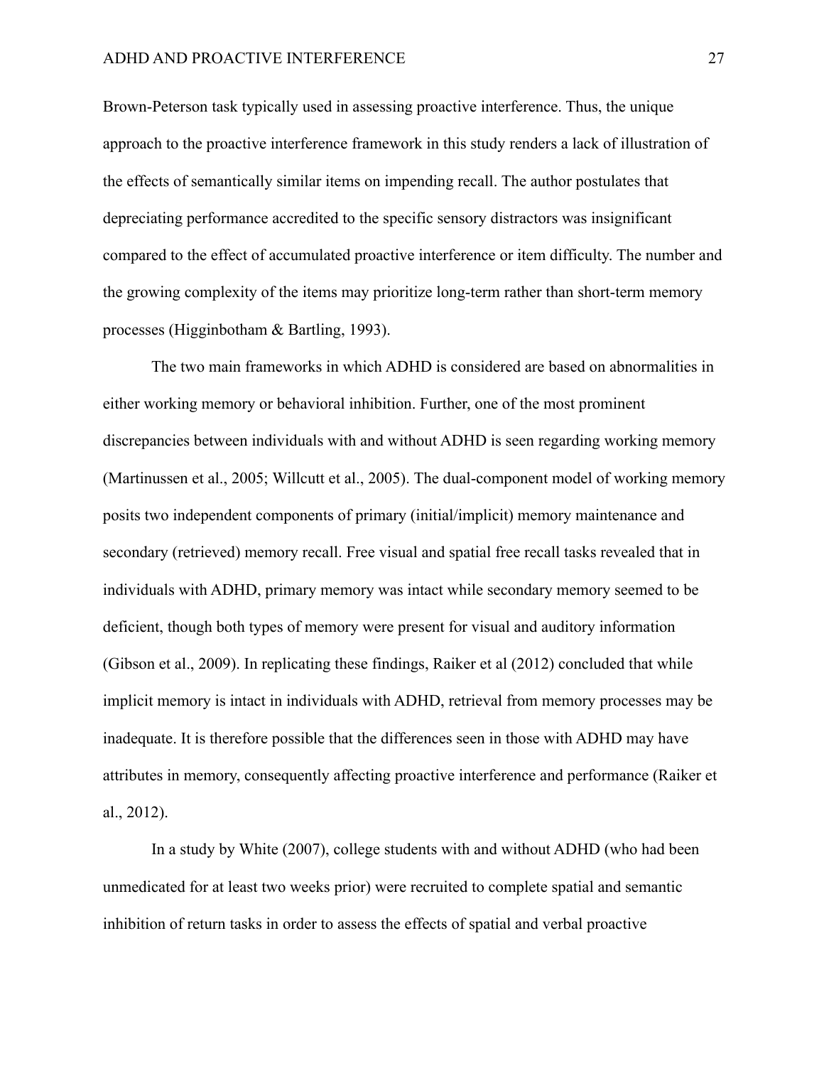Brown-Peterson task typically used in assessing proactive interference. Thus, the unique approach to the proactive interference framework in this study renders a lack of illustration of the effects of semantically similar items on impending recall. The author postulates that depreciating performance accredited to the specific sensory distractors was insignificant compared to the effect of accumulated proactive interference or item difficulty. The number and the growing complexity of the items may prioritize long-term rather than short-term memory processes (Higginbotham & Bartling, 1993).

The two main frameworks in which ADHD is considered are based on abnormalities in either working memory or behavioral inhibition. Further, one of the most prominent discrepancies between individuals with and without ADHD is seen regarding working memory (Martinussen et al., 2005; Willcutt et al., 2005). The dual-component model of working memory posits two independent components of primary (initial/implicit) memory maintenance and secondary (retrieved) memory recall. Free visual and spatial free recall tasks revealed that in individuals with ADHD, primary memory was intact while secondary memory seemed to be deficient, though both types of memory were present for visual and auditory information (Gibson et al., 2009). In replicating these findings, Raiker et al (2012) concluded that while implicit memory is intact in individuals with ADHD, retrieval from memory processes may be inadequate. It is therefore possible that the differences seen in those with ADHD may have attributes in memory, consequently affecting proactive interference and performance (Raiker et al., 2012).

In a study by White (2007), college students with and without ADHD (who had been unmedicated for at least two weeks prior) were recruited to complete spatial and semantic inhibition of return tasks in order to assess the effects of spatial and verbal proactive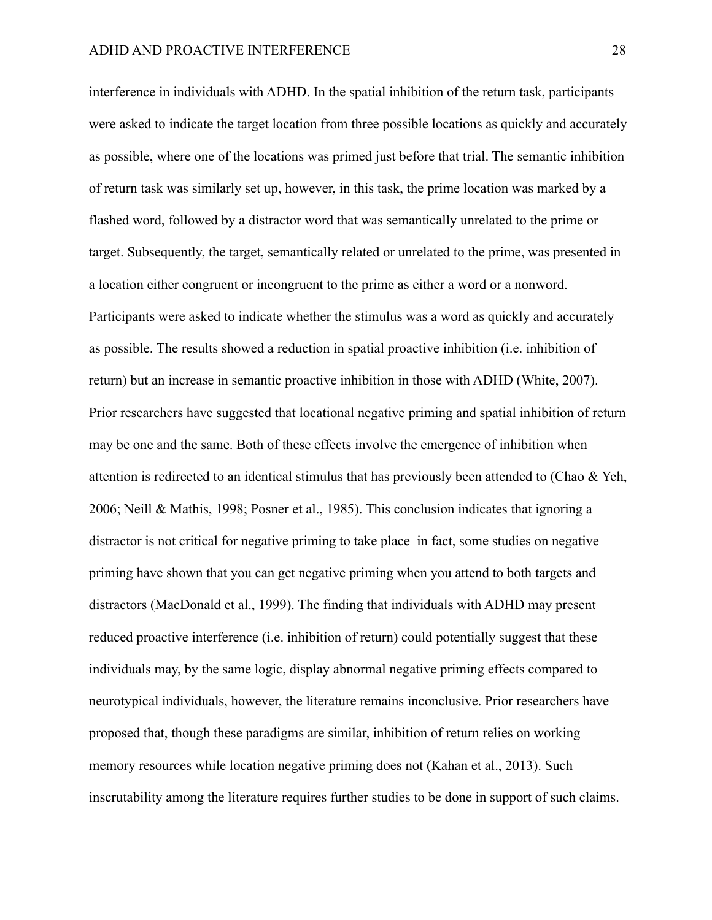interference in individuals with ADHD. In the spatial inhibition of the return task, participants were asked to indicate the target location from three possible locations as quickly and accurately as possible, where one of the locations was primed just before that trial. The semantic inhibition of return task was similarly set up, however, in this task, the prime location was marked by a flashed word, followed by a distractor word that was semantically unrelated to the prime or target. Subsequently, the target, semantically related or unrelated to the prime, was presented in a location either congruent or incongruent to the prime as either a word or a nonword. Participants were asked to indicate whether the stimulus was a word as quickly and accurately as possible. The results showed a reduction in spatial proactive inhibition (i.e. inhibition of return) but an increase in semantic proactive inhibition in those with ADHD (White, 2007). Prior researchers have suggested that locational negative priming and spatial inhibition of return may be one and the same. Both of these effects involve the emergence of inhibition when attention is redirected to an identical stimulus that has previously been attended to (Chao & Yeh, 2006; Neill & Mathis, 1998; Posner et al., 1985). This conclusion indicates that ignoring a distractor is not critical for negative priming to take place–in fact, some studies on negative priming have shown that you can get negative priming when you attend to both targets and distractors (MacDonald et al., 1999). The finding that individuals with ADHD may present reduced proactive interference (i.e. inhibition of return) could potentially suggest that these individuals may, by the same logic, display abnormal negative priming effects compared to neurotypical individuals, however, the literature remains inconclusive. Prior researchers have proposed that, though these paradigms are similar, inhibition of return relies on working memory resources while location negative priming does not (Kahan et al., 2013). Such inscrutability among the literature requires further studies to be done in support of such claims.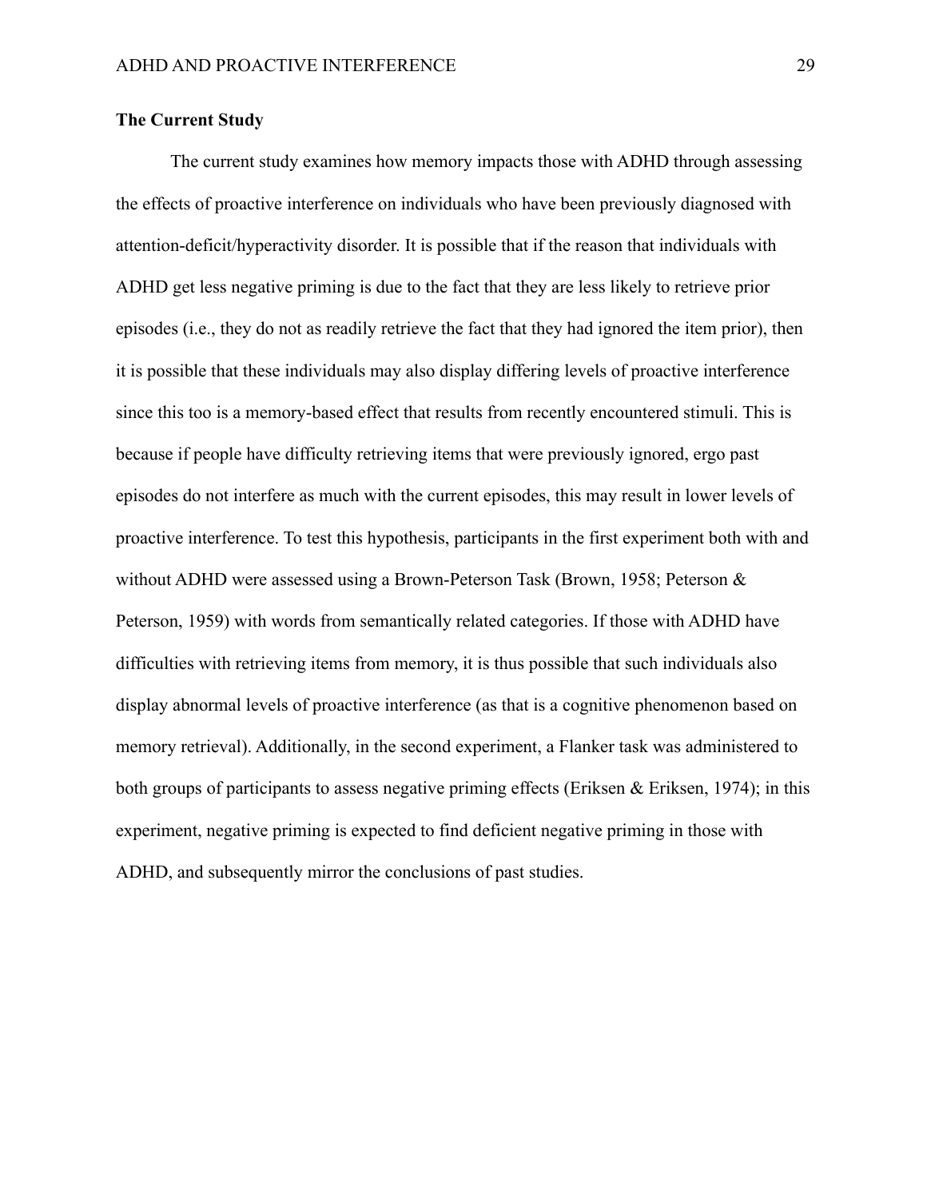## The Current Study

The current study examines how memory impacts those with ADHD through assessing the effects of proactive interference on individuals who have been previously diagnosed with attention-deficit/hyperactivity disorder. It is possible that if the reason that individuals with ADHD get less negative priming is due to the fact that they are less likely to retrieve prior episodes (i.e., they do not as readily retrieve the fact that they had ignored the item prior), then it is possible that these individuals may also display differing levels of proactive interference since this too is a memory-based effect that results from recently encountered stimuli. This is because if people have difficulty retrieving items that were previously ignored, ergo past episodes do not interfere as much with the current episodes, this may result in lower levels of proactive interference. To test this hypothesis, participants in the first experiment both with and without ADHD were assessed using a Brown-Peterson Task (Brown, 1958; Peterson & Peterson, 1959) with words from semantically related categories. If those with ADHD have difficulties with retrieving items from memory, it is thus possible that such individuals also display abnormal levels of proactive interference (as that is a cognitive phenomenon based on memory retrieval). Additionally, in the second experiment, a Flanker task was administered to both groups of participants to assess negative priming effects (Eriksen & Eriksen, 1974); in this experiment, negative priming is expected to find deficient negative priming in those with ADHD, and subsequently mirror the conclusions of past studies.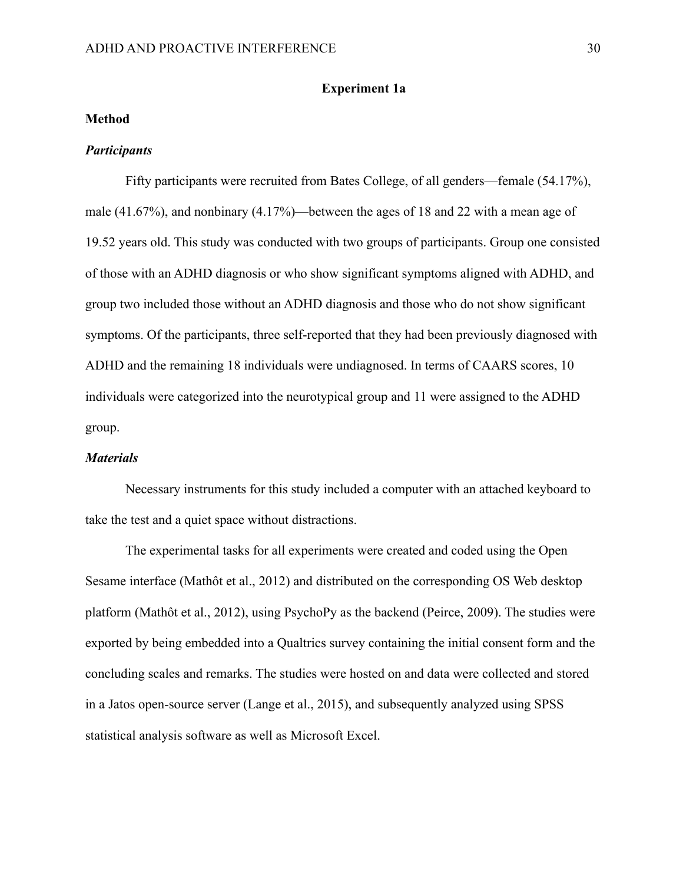## Experiment 1a

### Method

#### *Participants*

Fifty participants were recruited from Bates College, of all genders—female (54.17%), male (41.67%), and nonbinary (4.17%)—between the ages of 18 and 22 with a mean age of 19.52 years old. This study was conducted with two groups of participants. Group one consisted of those with an ADHD diagnosis or who show significant symptoms aligned with ADHD, and group two included those without an ADHD diagnosis and those who do not show significant symptoms. Of the participants, three self-reported that they had been previously diagnosed with ADHD and the remaining 18 individuals were undiagnosed. In terms of CAARS scores, 10 individuals were categorized into the neurotypical group and 11 were assigned to the ADHD group.

#### *Materials*

Necessary instruments for this study included a computer with an attached keyboard to take the test and a quiet space without distractions.

The experimental tasks for all experiments were created and coded using the Open Sesame interface (Mathôt et al., 2012) and distributed on the corresponding OS Web desktop platform (Mathôt et al., 2012), using PsychoPy as the backend (Peirce, 2009). The studies were exported by being embedded into a Qualtrics survey containing the initial consent form and the concluding scales and remarks. The studies were hosted on and data were collected and stored in a Jatos open-source server (Lange et al., 2015), and subsequently analyzed using SPSS statistical analysis software as well as Microsoft Excel.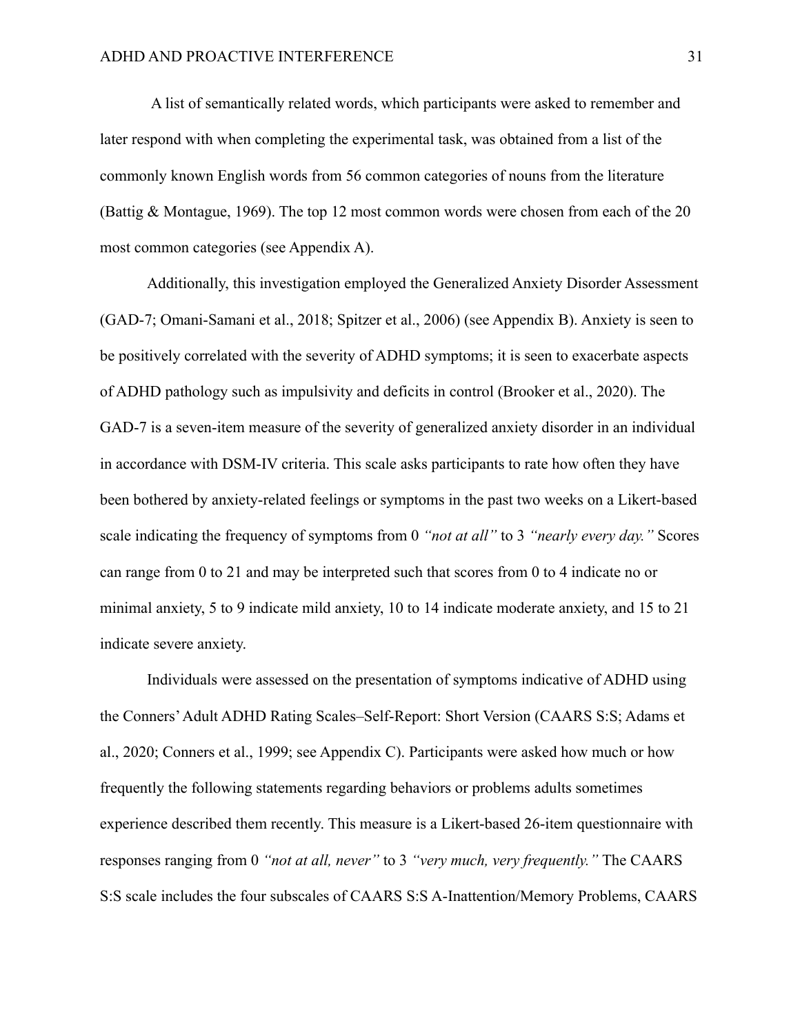A list of semantically related words, which participants were asked to remember and later respond with when completing the experimental task, was obtained from a list of the commonly known English words from 56 common categories of nouns from the literature (Battig & Montague, 1969). The top 12 most common words were chosen from each of the 20 most common categories (see Appendix A).

Additionally, this investigation employed the Generalized Anxiety Disorder Assessment (GAD-7; Omani-Samani et al., 2018; Spitzer et al., 2006) (see Appendix B). Anxiety is seen to be positively correlated with the severity of ADHD symptoms; it is seen to exacerbate aspects of ADHD pathology such as impulsivity and deficits in control (Brooker et al., 2020). The GAD-7 is a seven-item measure of the severity of generalized anxiety disorder in an individual in accordance with DSM-IV criteria. This scale asks participants to rate how often they have been bothered by anxiety-related feelings or symptoms in the past two weeks on a Likert-based scale indicating the frequency of symptoms from 0 *"not at all"* to 3 *"nearly every day."* Scores can range from 0 to 21 and may be interpreted such that scores from 0 to 4 indicate no or minimal anxiety, 5 to 9 indicate mild anxiety, 10 to 14 indicate moderate anxiety, and 15 to 21 indicate severe anxiety.

Individuals were assessed on the presentation of symptoms indicative of ADHD using the Conners' Adult ADHD Rating Scales–Self-Report: Short Version (CAARS S:S; Adams et al., 2020; Conners et al., 1999; see Appendix C). Participants were asked how much or how frequently the following statements regarding behaviors or problems adults sometimes experience described them recently. This measure is a Likert-based 26-item questionnaire with responses ranging from 0 *"not at all, never"* to 3 *"very much, very frequently."* The CAARS S:S scale includes the four subscales of CAARS S:S A-Inattention/Memory Problems, CAARS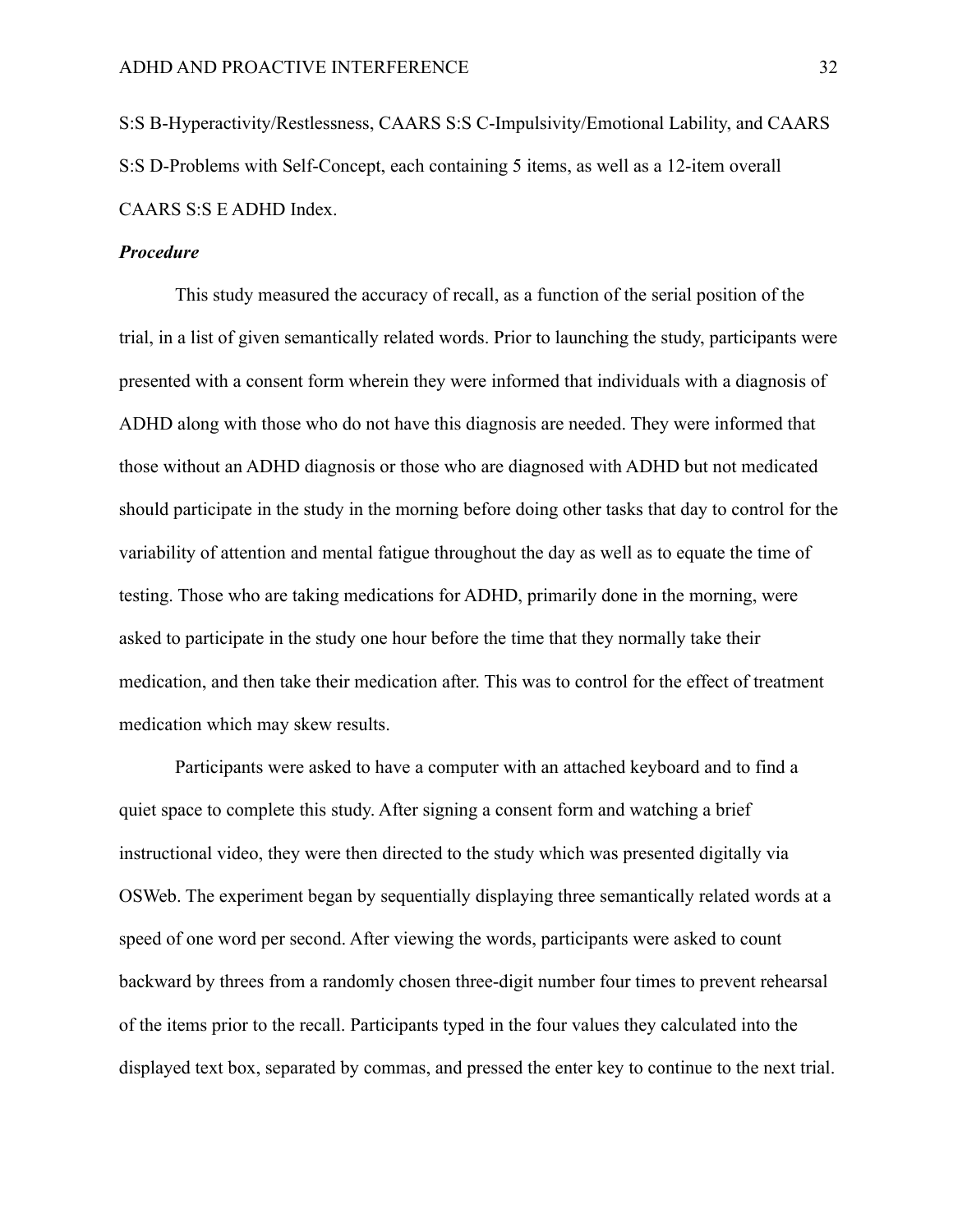S:S B-Hyperactivity/Restlessness, CAARS S:S C-Impulsivity/Emotional Lability, and CAARS S:S D-Problems with Self-Concept, each containing 5 items, as well as a 12-item overall CAARS S:S E ADHD Index.

### *Procedure*

This study measured the accuracy of recall, as a function of the serial position of the trial, in a list of given semantically related words. Prior to launching the study, participants were presented with a consent form wherein they were informed that individuals with a diagnosis of ADHD along with those who do not have this diagnosis are needed. They were informed that those without an ADHD diagnosis or those who are diagnosed with ADHD but not medicated should participate in the study in the morning before doing other tasks that day to control for the variability of attention and mental fatigue throughout the day as well as to equate the time of testing. Those who are taking medications for ADHD, primarily done in the morning, were asked to participate in the study one hour before the time that they normally take their medication, and then take their medication after. This was to control for the effect of treatment medication which may skew results.

Participants were asked to have a computer with an attached keyboard and to find a quiet space to complete this study. After signing a consent form and watching a brief instructional video, they were then directed to the study which was presented digitally via OSWeb. The experiment began by sequentially displaying three semantically related words at a speed of one word per second. After viewing the words, participants were asked to count backward by threes from a randomly chosen three-digit number four times to prevent rehearsal of the items prior to the recall. Participants typed in the four values they calculated into the displayed text box, separated by commas, and pressed the enter key to continue to the next trial.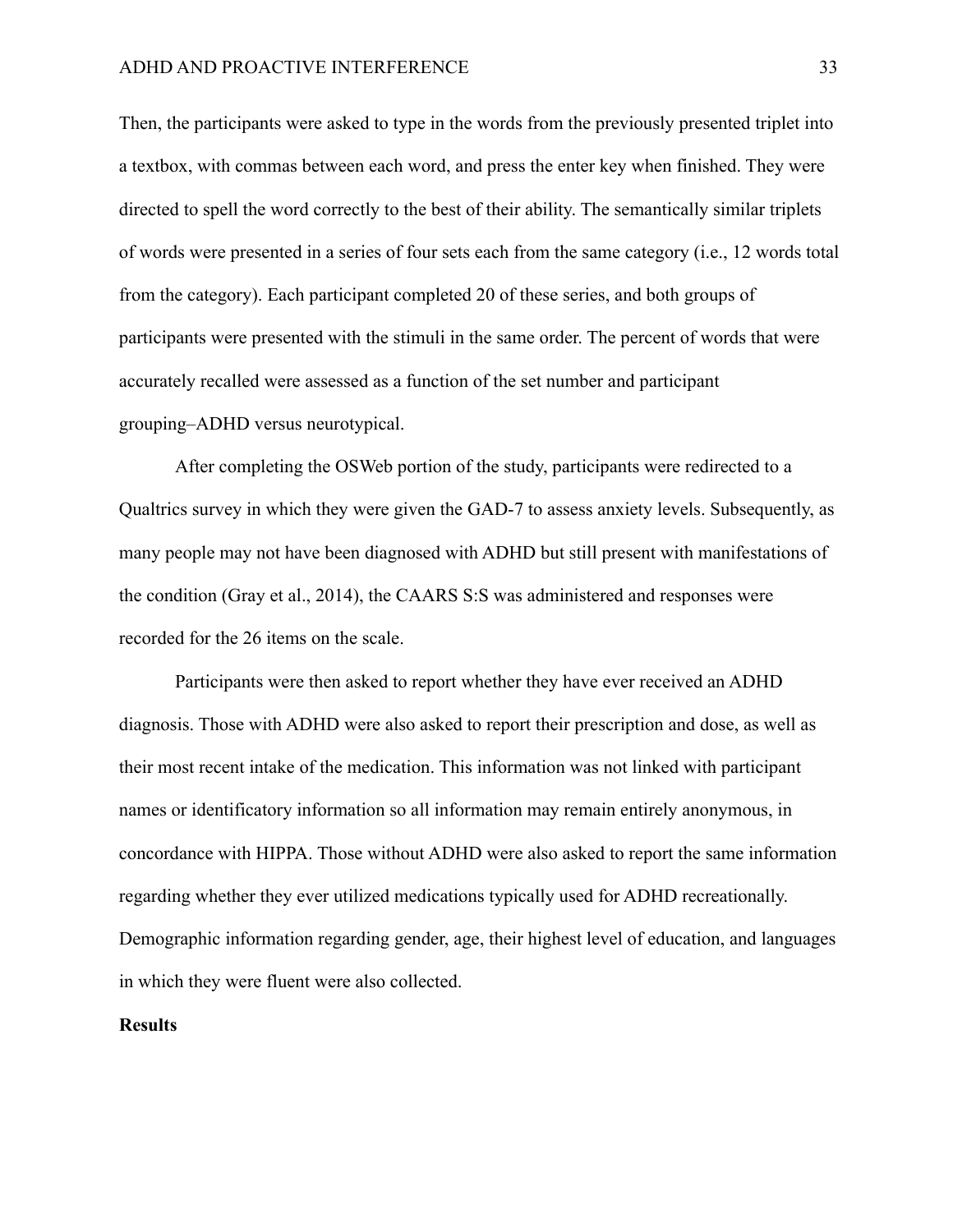Then, the participants were asked to type in the words from the previously presented triplet into a textbox, with commas between each word, and press the enter key when finished. They were directed to spell the word correctly to the best of their ability. The semantically similar triplets of words were presented in a series of four sets each from the same category (i.e., 12 words total from the category). Each participant completed 20 of these series, and both groups of participants were presented with the stimuli in the same order. The percent of words that were accurately recalled were assessed as a function of the set number and participant grouping–ADHD versus neurotypical.

After completing the OSWeb portion of the study, participants were redirected to a Qualtrics survey in which they were given the GAD-7 to assess anxiety levels. Subsequently, as many people may not have been diagnosed with ADHD but still present with manifestations of the condition (Gray et al., 2014), the CAARS S:S was administered and responses were recorded for the 26 items on the scale.

Participants were then asked to report whether they have ever received an ADHD diagnosis. Those with ADHD were also asked to report their prescription and dose, as well as their most recent intake of the medication. This information was not linked with participant names or identificatory information so all information may remain entirely anonymous, in concordance with HIPPA. Those without ADHD were also asked to report the same information regarding whether they ever utilized medications typically used for ADHD recreationally. Demographic information regarding gender, age, their highest level of education, and languages in which they were fluent were also collected.

## Results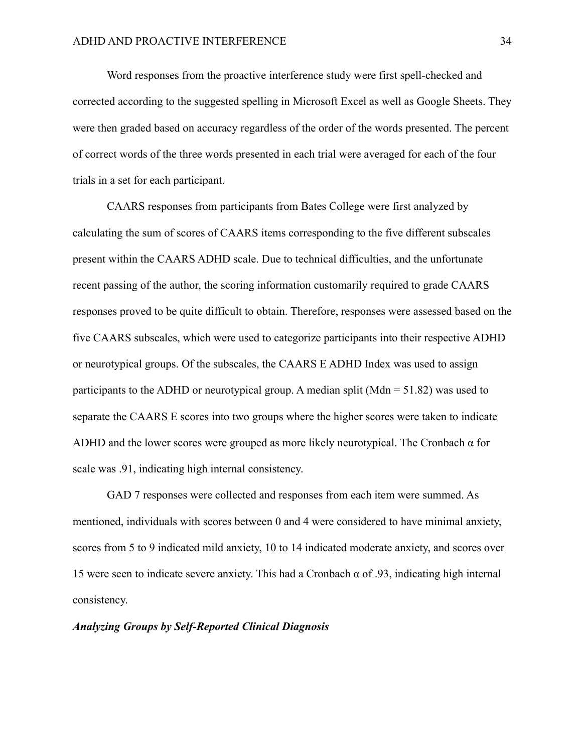Word responses from the proactive interference study were first spell-checked and corrected according to the suggested spelling in Microsoft Excel as well as Google Sheets. They were then graded based on accuracy regardless of the order of the words presented. The percent of correct words of the three words presented in each trial were averaged for each of the four trials in a set for each participant.

CAARS responses from participants from Bates College were first analyzed by calculating the sum of scores of CAARS items corresponding to the five different subscales present within the CAARS ADHD scale. Due to technical difficulties, and the unfortunate recent passing of the author, the scoring information customarily required to grade CAARS responses proved to be quite difficult to obtain. Therefore, responses were assessed based on the five CAARS subscales, which were used to categorize participants into their respective ADHD or neurotypical groups. Of the subscales, the CAARS E ADHD Index was used to assign participants to the ADHD or neurotypical group. A median split (Mdn = 51.82) was used to separate the CAARS E scores into two groups where the higher scores were taken to indicate ADHD and the lower scores were grouped as more likely neurotypical. The Cronbach α for scale was .91, indicating high internal consistency.

GAD 7 responses were collected and responses from each item were summed. As mentioned, individuals with scores between 0 and 4 were considered to have minimal anxiety, scores from 5 to 9 indicated mild anxiety, 10 to 14 indicated moderate anxiety, and scores over 15 were seen to indicate severe anxiety. This had a Cronbach α of .93, indicating high internal consistency.

### *Analyzing Groups by Self-Reported Clinical Diagnosis*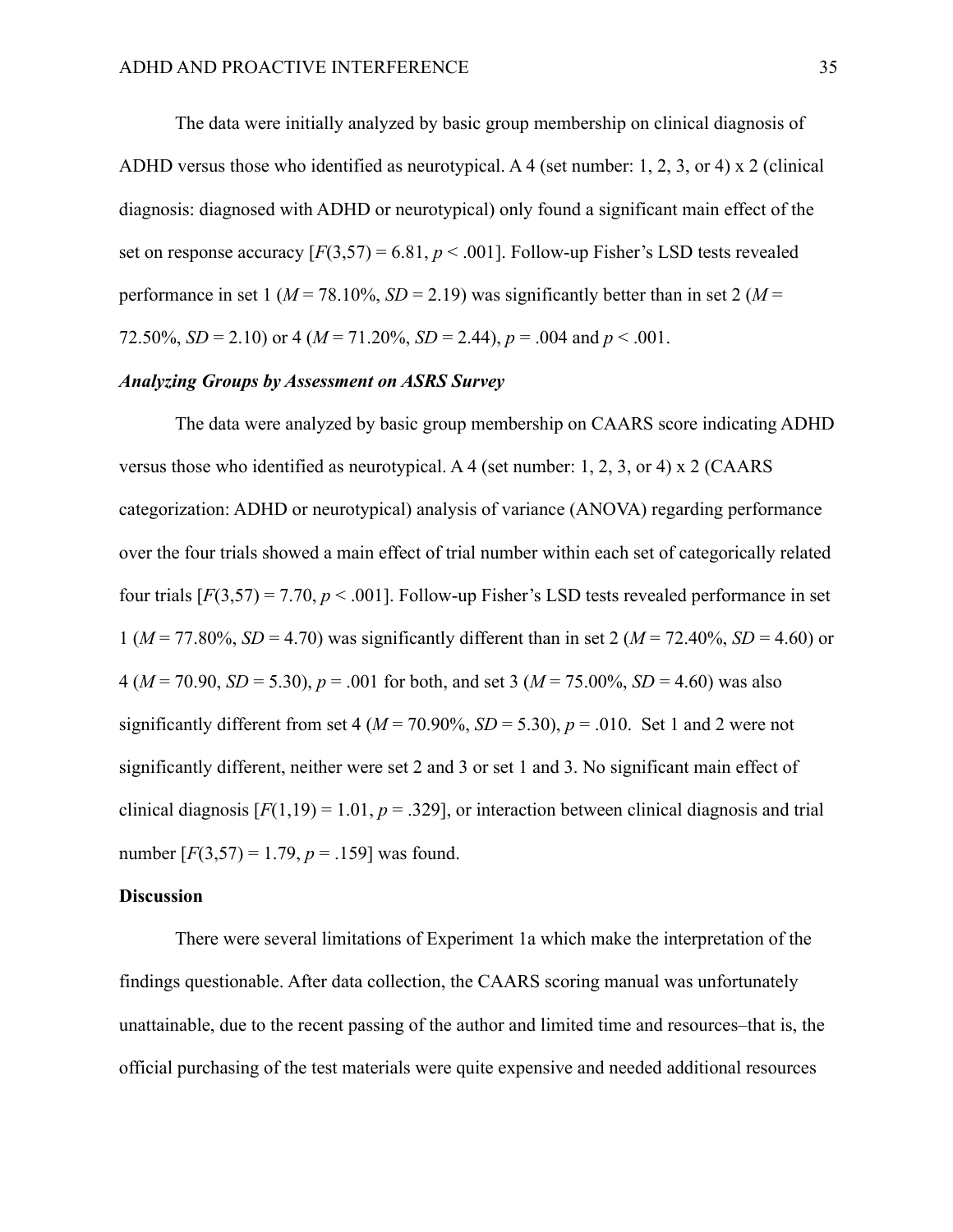The data were initially analyzed by basic group membership on clinical diagnosis of ADHD versus those who identified as neurotypical. A 4 (set number: 1, 2, 3, or 4) x 2 (clinical diagnosis: diagnosed with ADHD or neurotypical) only found a significant main effect of the set on response accuracy [$F(3,57) = 6.81$, $p < .001$]. Follow-up Fisher's LSD tests revealed performance in set 1 ($M = 78.10\%$, $SD = 2.19$) was significantly better than in set 2 ($M = 72.50\%$, $SD = 2.10$) or 4 ($M = 71.20\%$, $SD = 2.44$), $p = .004$ and $p < .001$.

### ***Analyzing Groups by Assessment on ASRS Survey***

The data were analyzed by basic group membership on CAARS score indicating ADHD versus those who identified as neurotypical. A 4 (set number: 1, 2, 3, or 4) x 2 (CAARS categorization: ADHD or neurotypical) analysis of variance (ANOVA) regarding performance over the four trials showed a main effect of trial number within each set of categorically related four trials [$F(3,57) = 7.70$, $p < .001$]. Follow-up Fisher's LSD tests revealed performance in set 1 ($M = 77.80\%$, $SD = 4.70$) was significantly different than in set 2 ($M = 72.40\%$, $SD = 4.60$) or 4 ($M = 70.90$, $SD = 5.30$), $p = .001$ for both, and set 3 ($M = 75.00\%$, $SD = 4.60$) was also significantly different from set 4 ($M = 70.90\%$, $SD = 5.30$), $p = .010$. Set 1 and 2 were not significantly different, neither were set 2 and 3 or set 1 and 3. No significant main effect of clinical diagnosis [$F(1,19) = 1.01$, $p = .329$], or interaction between clinical diagnosis and trial number [$F(3,57) = 1.79$, $p = .159$] was found.

## **Discussion**

There were several limitations of Experiment 1a which make the interpretation of the findings questionable. After data collection, the CAARS scoring manual was unfortunately unattainable, due to the recent passing of the author and limited time and resources–that is, the official purchasing of the test materials were quite expensive and needed additional resources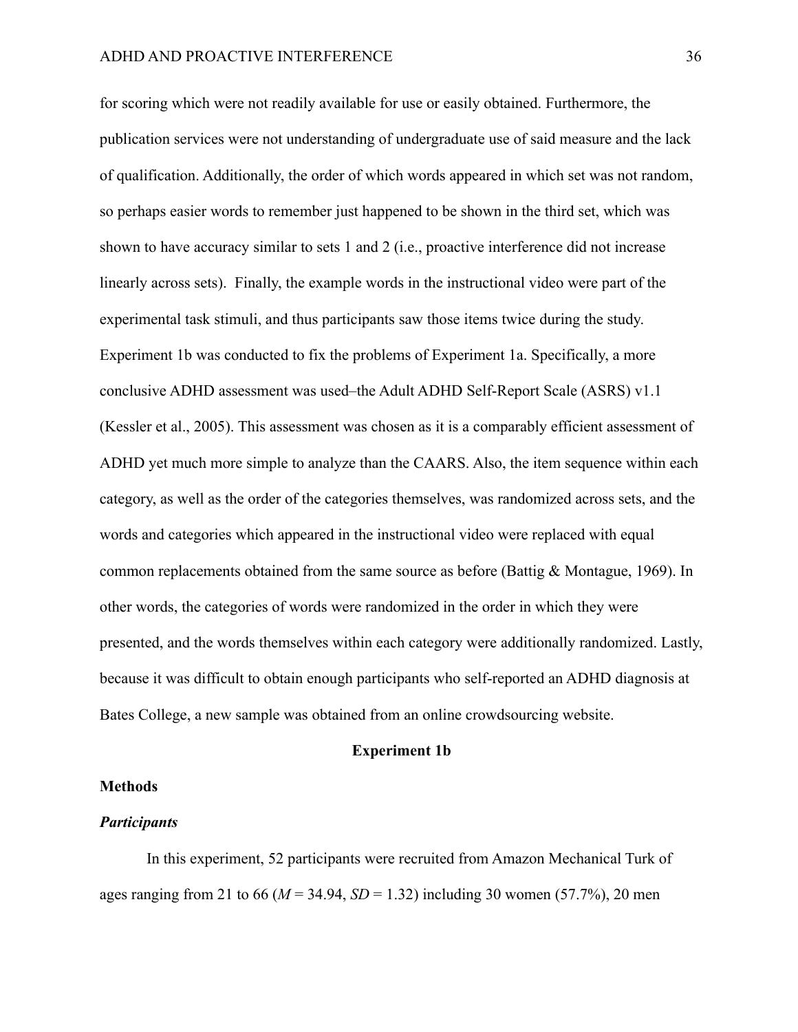for scoring which were not readily available for use or easily obtained. Furthermore, the publication services were not understanding of undergraduate use of said measure and the lack of qualification. Additionally, the order of which words appeared in which set was not random, so perhaps easier words to remember just happened to be shown in the third set, which was shown to have accuracy similar to sets 1 and 2 (i.e., proactive interference did not increase linearly across sets).  Finally, the example words in the instructional video were part of the experimental task stimuli, and thus participants saw those items twice during the study. Experiment 1b was conducted to fix the problems of Experiment 1a. Specifically, a more conclusive ADHD assessment was used–the Adult ADHD Self-Report Scale (ASRS) v1.1 (Kessler et al., 2005). This assessment was chosen as it is a comparably efficient assessment of ADHD yet much more simple to analyze than the CAARS. Also, the item sequence within each category, as well as the order of the categories themselves, was randomized across sets, and the words and categories which appeared in the instructional video were replaced with equal common replacements obtained from the same source as before (Battig & Montague, 1969). In other words, the categories of words were randomized in the order in which they were presented, and the words themselves within each category were additionally randomized. Lastly, because it was difficult to obtain enough participants who self-reported an ADHD diagnosis at Bates College, a new sample was obtained from an online crowdsourcing website.

## Experiment 1b

### Methods

#### *Participants*

In this experiment, 52 participants were recruited from Amazon Mechanical Turk of ages ranging from 21 to 66 ($M$ = 34.94, $SD$ = 1.32) including 30 women (57.7%), 20 men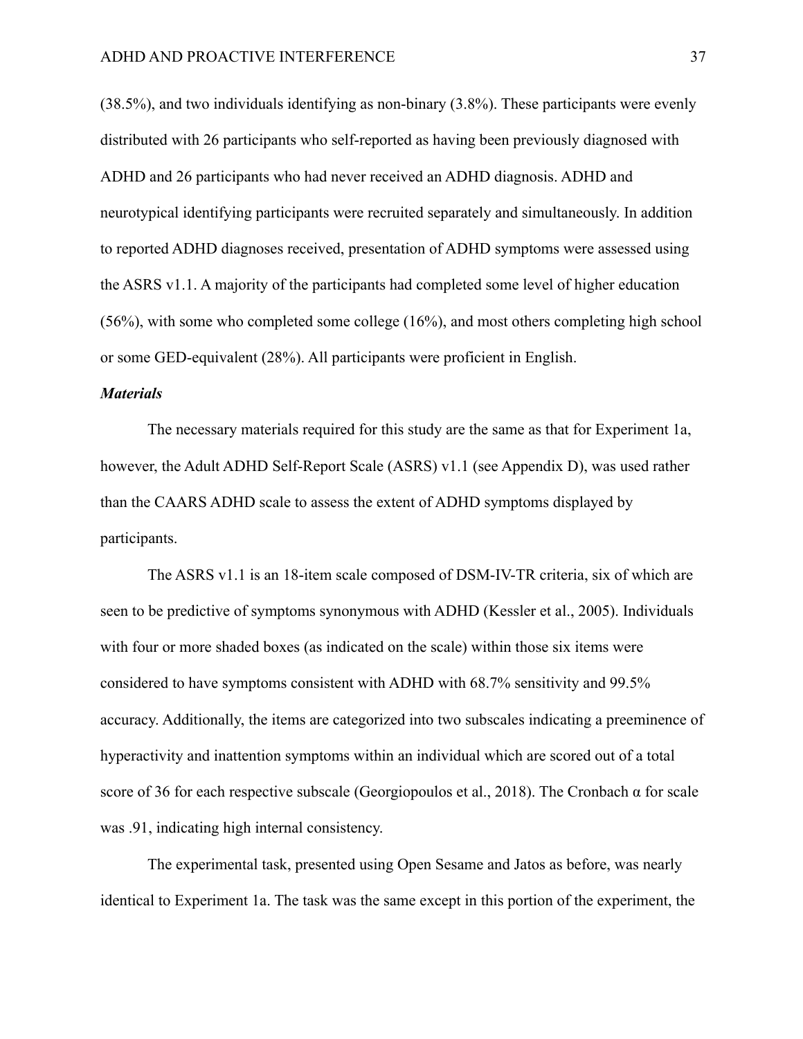(38.5%), and two individuals identifying as non-binary (3.8%). These participants were evenly distributed with 26 participants who self-reported as having been previously diagnosed with ADHD and 26 participants who had never received an ADHD diagnosis. ADHD and neurotypical identifying participants were recruited separately and simultaneously. In addition to reported ADHD diagnoses received, presentation of ADHD symptoms were assessed using the ASRS v1.1. A majority of the participants had completed some level of higher education (56%), with some who completed some college (16%), and most others completing high school or some GED-equivalent (28%). All participants were proficient in English.

***Materials***

The necessary materials required for this study are the same as that for Experiment 1a, however, the Adult ADHD Self-Report Scale (ASRS) v1.1 (see Appendix D), was used rather than the CAARS ADHD scale to assess the extent of ADHD symptoms displayed by participants.

The ASRS v1.1 is an 18-item scale composed of DSM-IV-TR criteria, six of which are seen to be predictive of symptoms synonymous with ADHD (Kessler et al., 2005). Individuals with four or more shaded boxes (as indicated on the scale) within those six items were considered to have symptoms consistent with ADHD with 68.7% sensitivity and 99.5% accuracy. Additionally, the items are categorized into two subscales indicating a preeminence of hyperactivity and inattention symptoms within an individual which are scored out of a total score of 36 for each respective subscale (Georgiopoulos et al., 2018). The Cronbach α for scale was .91, indicating high internal consistency.

The experimental task, presented using Open Sesame and Jatos as before, was nearly identical to Experiment 1a. The task was the same except in this portion of the experiment, the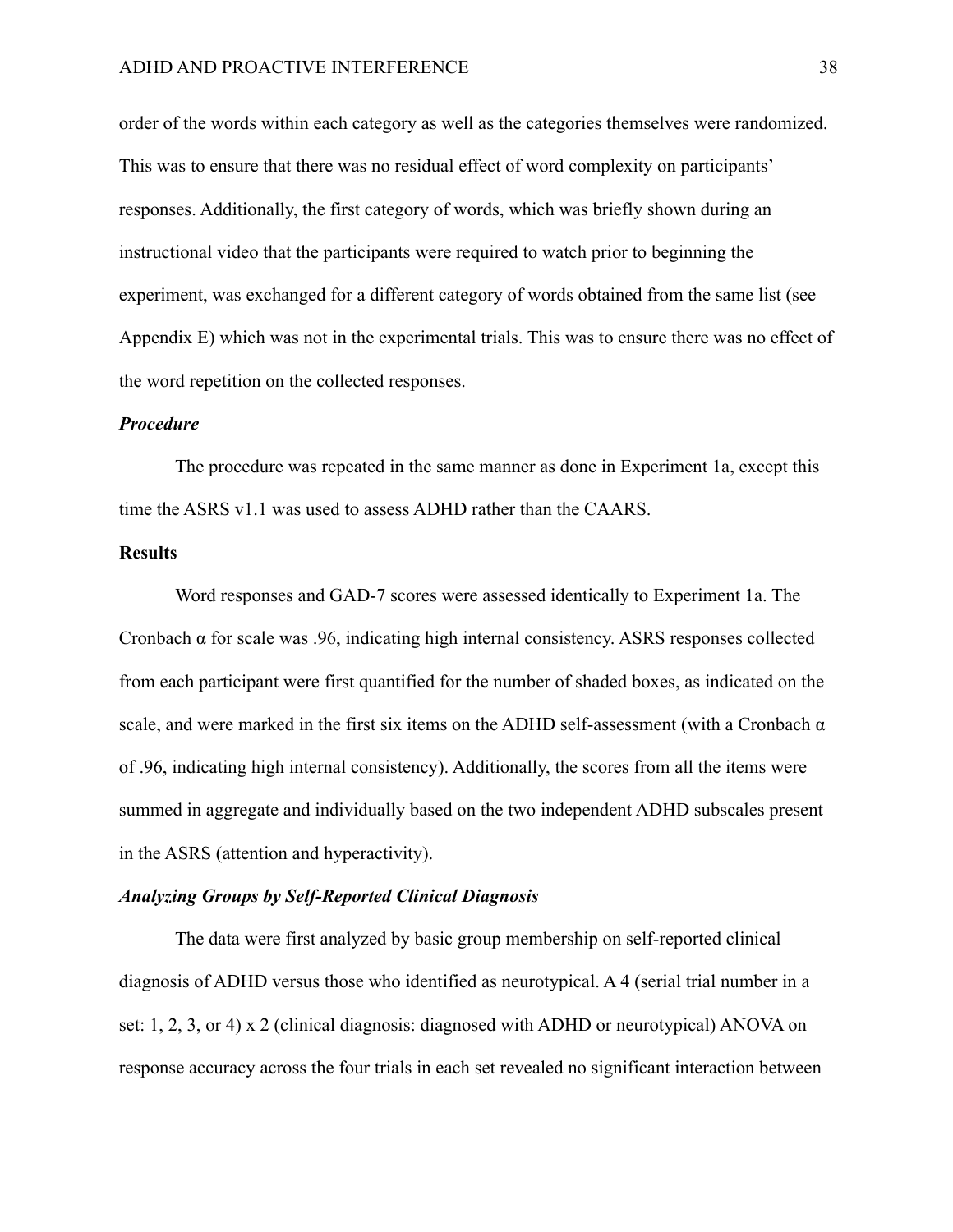order of the words within each category as well as the categories themselves were randomized. This was to ensure that there was no residual effect of word complexity on participants' responses. Additionally, the first category of words, which was briefly shown during an instructional video that the participants were required to watch prior to beginning the experiment, was exchanged for a different category of words obtained from the same list (see Appendix E) which was not in the experimental trials. This was to ensure there was no effect of the word repetition on the collected responses.

### *Procedure*

The procedure was repeated in the same manner as done in Experiment 1a, except this time the ASRS v1.1 was used to assess ADHD rather than the CAARS.

## Results

Word responses and GAD-7 scores were assessed identically to Experiment 1a. The Cronbach α for scale was .96, indicating high internal consistency. ASRS responses collected from each participant were first quantified for the number of shaded boxes, as indicated on the scale, and were marked in the first six items on the ADHD self-assessment (with a Cronbach α of .96, indicating high internal consistency). Additionally, the scores from all the items were summed in aggregate and individually based on the two independent ADHD subscales present in the ASRS (attention and hyperactivity).

### *Analyzing Groups by Self-Reported Clinical Diagnosis*

The data were first analyzed by basic group membership on self-reported clinical diagnosis of ADHD versus those who identified as neurotypical. A 4 (serial trial number in a set: 1, 2, 3, or 4) x 2 (clinical diagnosis: diagnosed with ADHD or neurotypical) ANOVA on response accuracy across the four trials in each set revealed no significant interaction between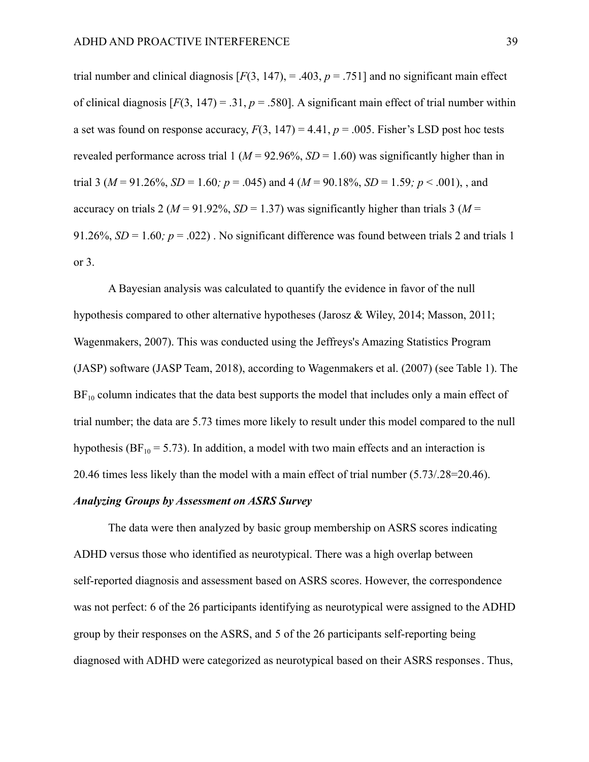trial number and clinical diagnosis [$F$(3, 147), = .403, $p$ = .751] and no significant main effect of clinical diagnosis [$F$(3, 147) = .31, $p$ = .580]. A significant main effect of trial number within a set was found on response accuracy, $F$(3, 147) = 4.41, $p$ = .005. Fisher's LSD post hoc tests revealed performance across trial 1 ($M$ = 92.96%, $SD$ = 1.60) was significantly higher than in trial 3 ($M$ = 91.26%, $SD$ = 1.60*;* $p$ = .045) and 4 ($M$ = 90.18%, $SD$ = 1.59*;* $p$ < .001), , and accuracy on trials 2 ($M$ = 91.92%, $SD$ = 1.37) was significantly higher than trials 3 ($M$ = 91.26%, $SD$ = 1.60*;* $p$ = .022) . No significant difference was found between trials 2 and trials 1 or 3.

A Bayesian analysis was calculated to quantify the evidence in favor of the null hypothesis compared to other alternative hypotheses (Jarosz & Wiley, 2014; Masson, 2011; Wagenmakers, 2007). This was conducted using the Jeffreys's Amazing Statistics Program (JASP) software (JASP Team, 2018), according to Wagenmakers et al. (2007) (see Table 1). The $BF_{10}$ column indicates that the data best supports the model that includes only a main effect of trial number; the data are 5.73 times more likely to result under this model compared to the null hypothesis ($BF_{10}$ = 5.73). In addition, a model with two main effects and an interaction is 20.46 times less likely than the model with a main effect of trial number (5.73/.28=20.46).

### ***Analyzing Groups by Assessment on ASRS Survey***

The data were then analyzed by basic group membership on ASRS scores indicating ADHD versus those who identified as neurotypical. There was a high overlap between self-reported diagnosis and assessment based on ASRS scores. However, the correspondence was not perfect: 6 of the 26 participants identifying as neurotypical were assigned to the ADHD group by their responses on the ASRS, and 5 of the 26 participants self-reporting being diagnosed with ADHD were categorized as neurotypical based on their ASRS responses. Thus,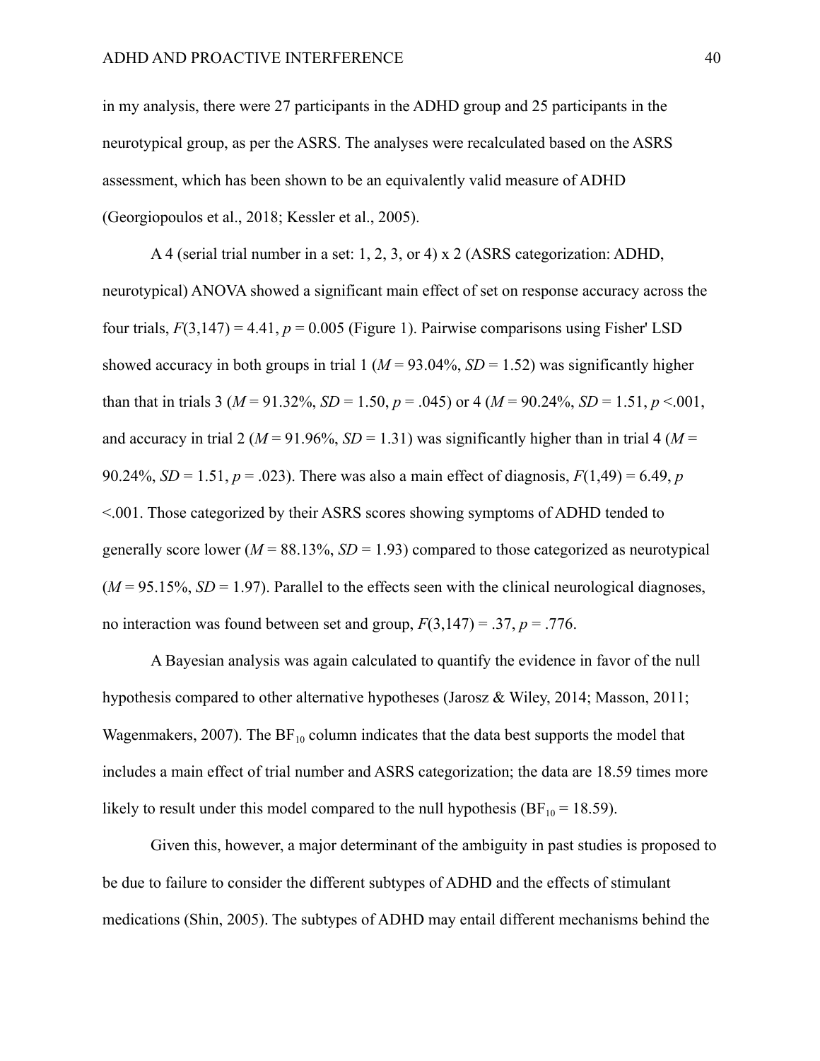in my analysis, there were 27 participants in the ADHD group and 25 participants in the neurotypical group, as per the ASRS. The analyses were recalculated based on the ASRS assessment, which has been shown to be an equivalently valid measure of ADHD (Georgiopoulos et al., 2018; Kessler et al., 2005).

A 4 (serial trial number in a set: 1, 2, 3, or 4) x 2 (ASRS categorization: ADHD, neurotypical) ANOVA showed a significant main effect of set on response accuracy across the four trials, $F(3,147) = 4.41$, $p = 0.005$ (Figure 1). Pairwise comparisons using Fisher' LSD showed accuracy in both groups in trial 1 ($M = 93.04\%$, $SD = 1.52$) was significantly higher than that in trials 3 ($M = 91.32\%$, $SD = 1.50$, $p = .045$) or 4 ($M = 90.24\%$, $SD = 1.51$, $p < .001$, and accuracy in trial 2 ($M = 91.96\%$, $SD = 1.31$) was significantly higher than in trial 4 ($M = 90.24\%$, $SD = 1.51$, $p = .023$). There was also a main effect of diagnosis, $F(1,49) = 6.49$, $p < .001$. Those categorized by their ASRS scores showing symptoms of ADHD tended to generally score lower ($M = 88.13\%$, $SD = 1.93$) compared to those categorized as neurotypical ($M = 95.15\%$, $SD = 1.97$). Parallel to the effects seen with the clinical neurological diagnoses, no interaction was found between set and group, $F(3,147) = .37$, $p = .776$.

A Bayesian analysis was again calculated to quantify the evidence in favor of the null hypothesis compared to other alternative hypotheses (Jarosz & Wiley, 2014; Masson, 2011; Wagenmakers, 2007). The $BF_{10}$ column indicates that the data best supports the model that includes a main effect of trial number and ASRS categorization; the data are 18.59 times more likely to result under this model compared to the null hypothesis ($BF_{10} = 18.59$).

Given this, however, a major determinant of the ambiguity in past studies is proposed to be due to failure to consider the different subtypes of ADHD and the effects of stimulant medications (Shin, 2005). The subtypes of ADHD may entail different mechanisms behind the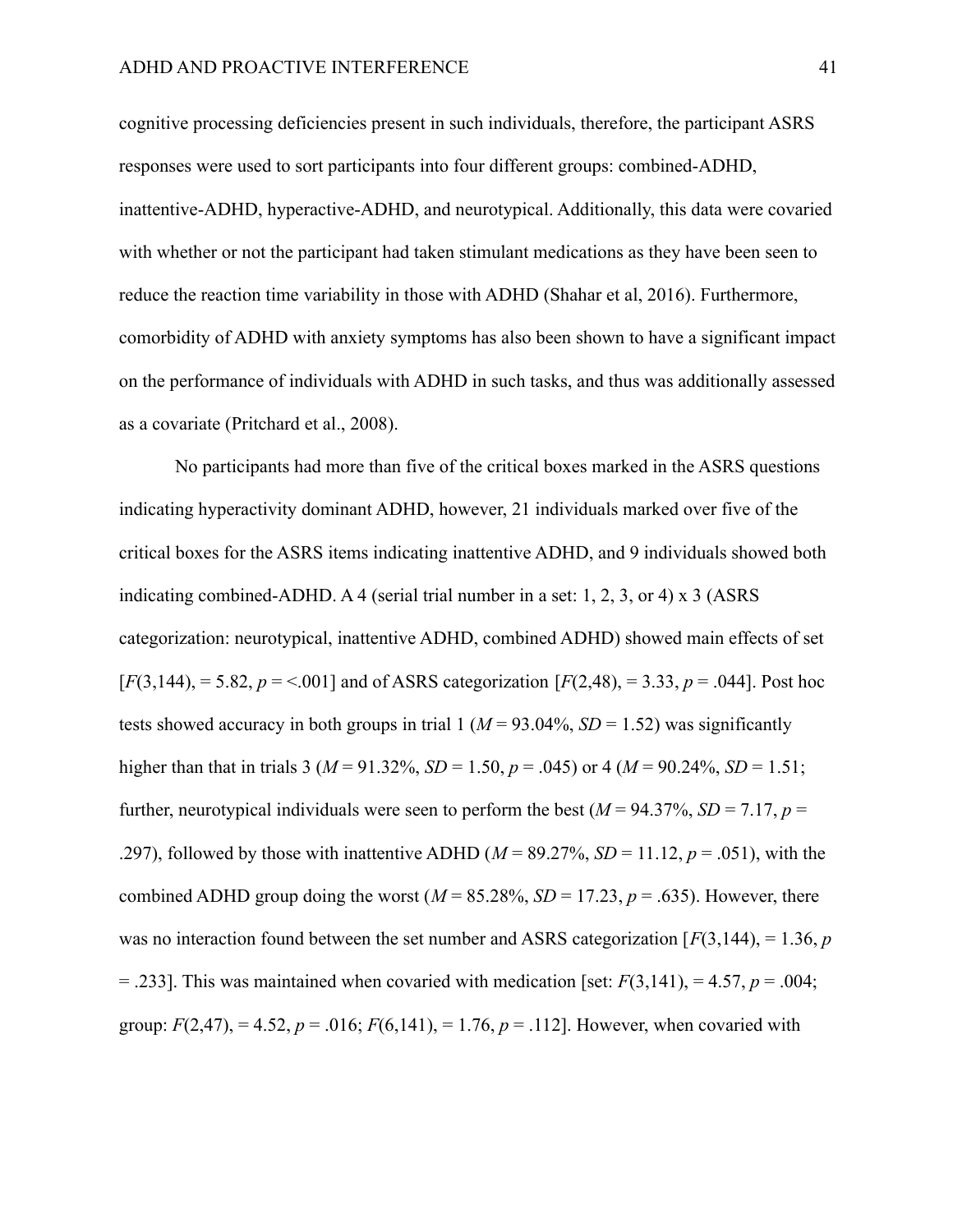cognitive processing deficiencies present in such individuals, therefore, the participant ASRS responses were used to sort participants into four different groups: combined-ADHD, inattentive-ADHD, hyperactive-ADHD, and neurotypical. Additionally, this data were covaried with whether or not the participant had taken stimulant medications as they have been seen to reduce the reaction time variability in those with ADHD (Shahar et al, 2016). Furthermore, comorbidity of ADHD with anxiety symptoms has also been shown to have a significant impact on the performance of individuals with ADHD in such tasks, and thus was additionally assessed as a covariate (Pritchard et al., 2008).

No participants had more than five of the critical boxes marked in the ASRS questions indicating hyperactivity dominant ADHD, however, 21 individuals marked over five of the critical boxes for the ASRS items indicating inattentive ADHD, and 9 individuals showed both indicating combined-ADHD. A 4 (serial trial number in a set: 1, 2, 3, or 4) x 3 (ASRS categorization: neurotypical, inattentive ADHD, combined ADHD) showed main effects of set [$F(3,144)$, = 5.82, $p$ = <.001] and of ASRS categorization [$F(2,48)$, = 3.33, $p$ = .044]. Post hoc tests showed accuracy in both groups in trial 1 ($M$ = 93.04%, $SD$ = 1.52) was significantly higher than that in trials 3 ($M$ = 91.32%, $SD$ = 1.50, $p$ = .045) or 4 ($M$ = 90.24%, $SD$ = 1.51; further, neurotypical individuals were seen to perform the best ($M$ = 94.37%, $SD$ = 7.17, $p$ = .297), followed by those with inattentive ADHD ($M$ = 89.27%, $SD$ = 11.12, $p$ = .051), with the combined ADHD group doing the worst ($M$ = 85.28%, $SD$ = 17.23, $p$ = .635). However, there was no interaction found between the set number and ASRS categorization [$F(3,144)$, = 1.36, $p$ = .233]. This was maintained when covaried with medication [set: $F(3,141)$, = 4.57, $p$ = .004; group: $F(2,47)$, = 4.52, $p$ = .016; $F(6,141)$, = 1.76, $p$ = .112]. However, when covaried with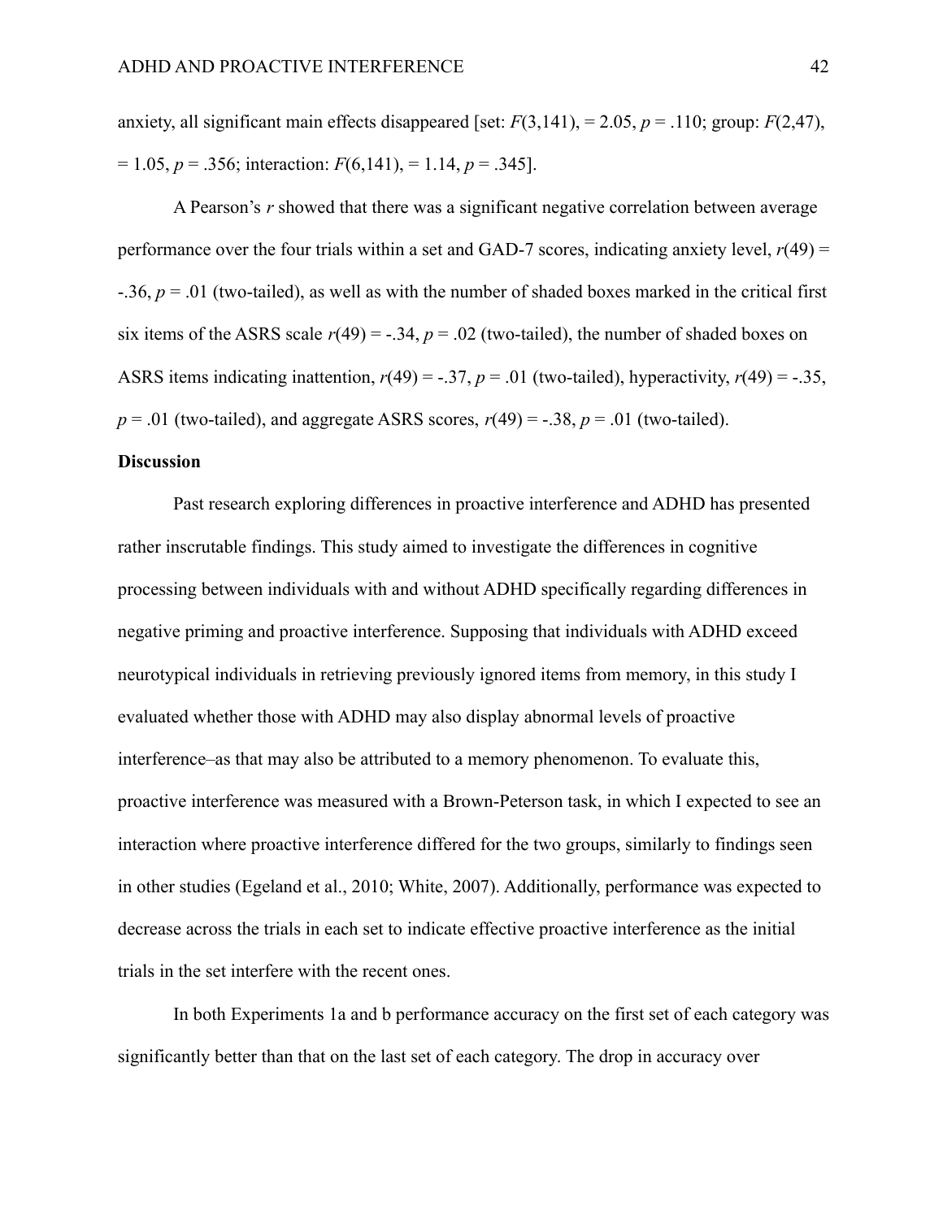anxiety, all significant main effects disappeared [set: $F(3,141)$, = 2.05, $p = .110$; group: $F(2,47)$, = 1.05, $p = .356$; interaction: $F(6,141)$, = 1.14, $p = .345$].

A Pearson's $r$ showed that there was a significant negative correlation between average performance over the four trials within a set and GAD-7 scores, indicating anxiety level, $r(49) = -.36$, $p = .01$ (two-tailed), as well as with the number of shaded boxes marked in the critical first six items of the ASRS scale $r(49) = -.34$, $p = .02$ (two-tailed), the number of shaded boxes on ASRS items indicating inattention, $r(49) = -.37$, $p = .01$ (two-tailed), hyperactivity, $r(49) = -.35$, $p = .01$ (two-tailed), and aggregate ASRS scores, $r(49) = -.38$, $p = .01$ (two-tailed).

## Discussion

Past research exploring differences in proactive interference and ADHD has presented rather inscrutable findings. This study aimed to investigate the differences in cognitive processing between individuals with and without ADHD specifically regarding differences in negative priming and proactive interference. Supposing that individuals with ADHD exceed neurotypical individuals in retrieving previously ignored items from memory, in this study I evaluated whether those with ADHD may also display abnormal levels of proactive interference–as that may also be attributed to a memory phenomenon. To evaluate this, proactive interference was measured with a Brown-Peterson task, in which I expected to see an interaction where proactive interference differed for the two groups, similarly to findings seen in other studies (Egeland et al., 2010; White, 2007). Additionally, performance was expected to decrease across the trials in each set to indicate effective proactive interference as the initial trials in the set interfere with the recent ones.

In both Experiments 1a and b performance accuracy on the first set of each category was significantly better than that on the last set of each category. The drop in accuracy over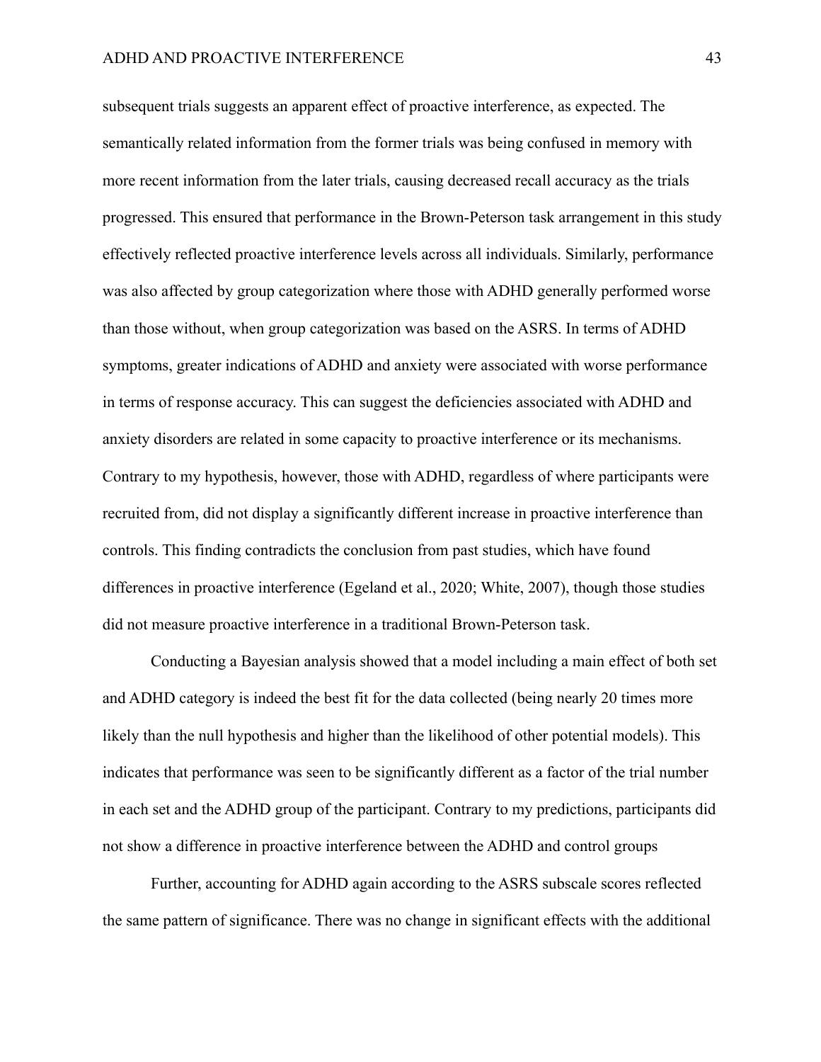subsequent trials suggests an apparent effect of proactive interference, as expected. The semantically related information from the former trials was being confused in memory with more recent information from the later trials, causing decreased recall accuracy as the trials progressed. This ensured that performance in the Brown-Peterson task arrangement in this study effectively reflected proactive interference levels across all individuals. Similarly, performance was also affected by group categorization where those with ADHD generally performed worse than those without, when group categorization was based on the ASRS. In terms of ADHD symptoms, greater indications of ADHD and anxiety were associated with worse performance in terms of response accuracy. This can suggest the deficiencies associated with ADHD and anxiety disorders are related in some capacity to proactive interference or its mechanisms. Contrary to my hypothesis, however, those with ADHD, regardless of where participants were recruited from, did not display a significantly different increase in proactive interference than controls. This finding contradicts the conclusion from past studies, which have found differences in proactive interference (Egeland et al., 2020; White, 2007), though those studies did not measure proactive interference in a traditional Brown-Peterson task.

Conducting a Bayesian analysis showed that a model including a main effect of both set and ADHD category is indeed the best fit for the data collected (being nearly 20 times more likely than the null hypothesis and higher than the likelihood of other potential models). This indicates that performance was seen to be significantly different as a factor of the trial number in each set and the ADHD group of the participant. Contrary to my predictions, participants did not show a difference in proactive interference between the ADHD and control groups

Further, accounting for ADHD again according to the ASRS subscale scores reflected the same pattern of significance. There was no change in significant effects with the additional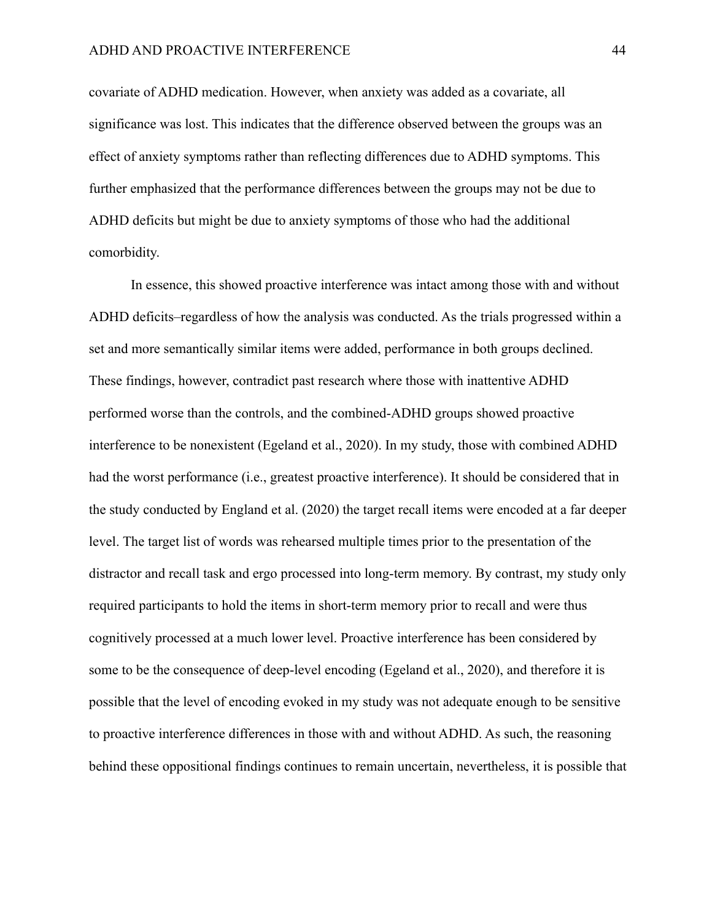covariate of ADHD medication. However, when anxiety was added as a covariate, all significance was lost. This indicates that the difference observed between the groups was an effect of anxiety symptoms rather than reflecting differences due to ADHD symptoms. This further emphasized that the performance differences between the groups may not be due to ADHD deficits but might be due to anxiety symptoms of those who had the additional comorbidity.

In essence, this showed proactive interference was intact among those with and without ADHD deficits–regardless of how the analysis was conducted. As the trials progressed within a set and more semantically similar items were added, performance in both groups declined. These findings, however, contradict past research where those with inattentive ADHD performed worse than the controls, and the combined-ADHD groups showed proactive interference to be nonexistent (Egeland et al., 2020). In my study, those with combined ADHD had the worst performance (i.e., greatest proactive interference). It should be considered that in the study conducted by England et al. (2020) the target recall items were encoded at a far deeper level. The target list of words was rehearsed multiple times prior to the presentation of the distractor and recall task and ergo processed into long-term memory. By contrast, my study only required participants to hold the items in short-term memory prior to recall and were thus cognitively processed at a much lower level. Proactive interference has been considered by some to be the consequence of deep-level encoding (Egeland et al., 2020), and therefore it is possible that the level of encoding evoked in my study was not adequate enough to be sensitive to proactive interference differences in those with and without ADHD. As such, the reasoning behind these oppositional findings continues to remain uncertain, nevertheless, it is possible that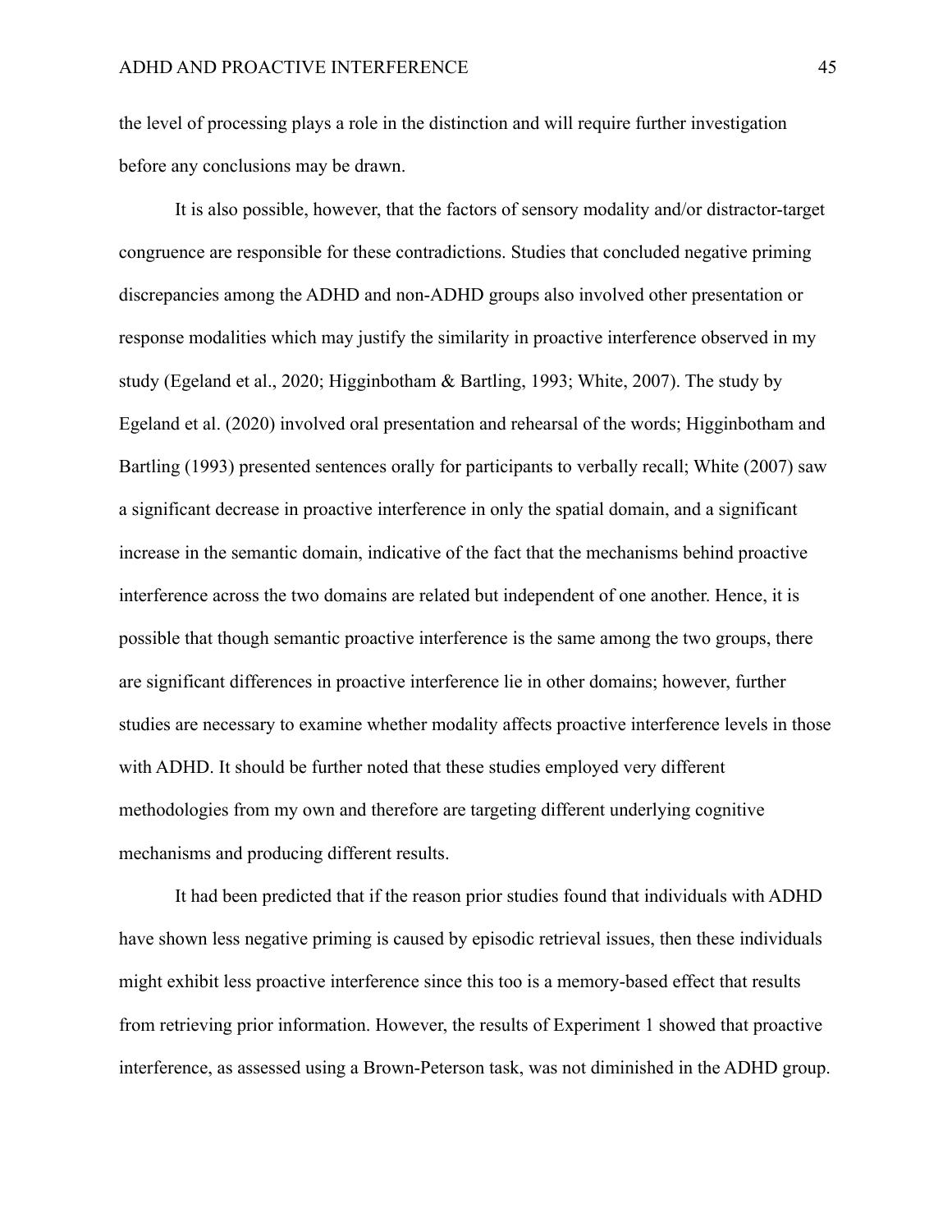the level of processing plays a role in the distinction and will require further investigation before any conclusions may be drawn.

It is also possible, however, that the factors of sensory modality and/or distractor-target congruence are responsible for these contradictions. Studies that concluded negative priming discrepancies among the ADHD and non-ADHD groups also involved other presentation or response modalities which may justify the similarity in proactive interference observed in my study (Egeland et al., 2020; Higginbotham & Bartling, 1993; White, 2007). The study by Egeland et al. (2020) involved oral presentation and rehearsal of the words; Higginbotham and Bartling (1993) presented sentences orally for participants to verbally recall; White (2007) saw a significant decrease in proactive interference in only the spatial domain, and a significant increase in the semantic domain, indicative of the fact that the mechanisms behind proactive interference across the two domains are related but independent of one another. Hence, it is possible that though semantic proactive interference is the same among the two groups, there are significant differences in proactive interference lie in other domains; however, further studies are necessary to examine whether modality affects proactive interference levels in those with ADHD. It should be further noted that these studies employed very different methodologies from my own and therefore are targeting different underlying cognitive mechanisms and producing different results.

It had been predicted that if the reason prior studies found that individuals with ADHD have shown less negative priming is caused by episodic retrieval issues, then these individuals might exhibit less proactive interference since this too is a memory-based effect that results from retrieving prior information. However, the results of Experiment 1 showed that proactive interference, as assessed using a Brown-Peterson task, was not diminished in the ADHD group.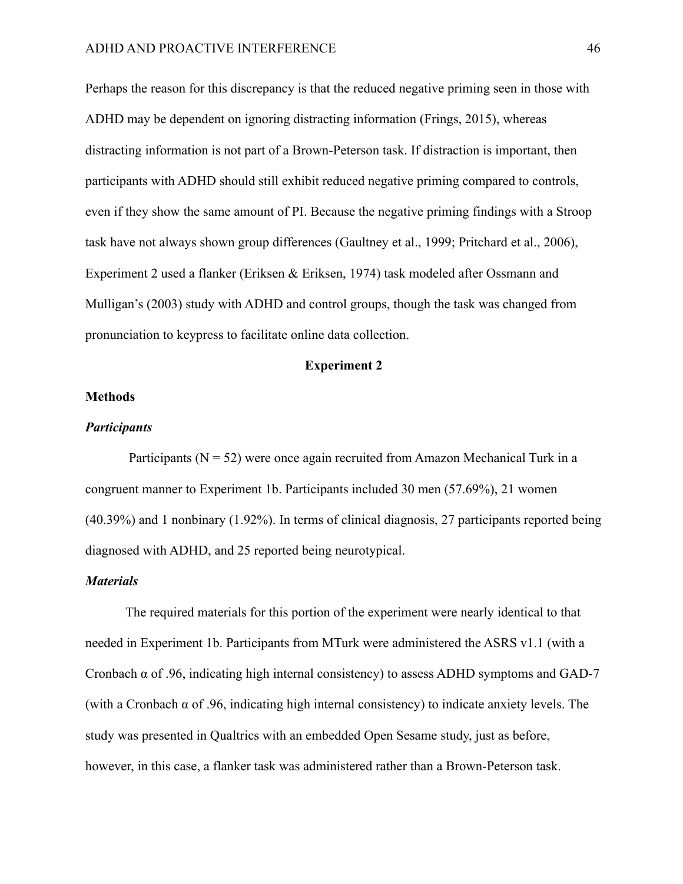Perhaps the reason for this discrepancy is that the reduced negative priming seen in those with ADHD may be dependent on ignoring distracting information (Frings, 2015), whereas distracting information is not part of a Brown-Peterson task. If distraction is important, then participants with ADHD should still exhibit reduced negative priming compared to controls, even if they show the same amount of PI. Because the negative priming findings with a Stroop task have not always shown group differences (Gaultney et al., 1999; Pritchard et al., 2006), Experiment 2 used a flanker (Eriksen & Eriksen, 1974) task modeled after Ossmann and Mulligan's (2003) study with ADHD and control groups, though the task was changed from pronunciation to keypress to facilitate online data collection.

## Experiment 2

### Methods

#### *Participants*

Participants (N = 52) were once again recruited from Amazon Mechanical Turk in a congruent manner to Experiment 1b. Participants included 30 men (57.69%), 21 women (40.39%) and 1 nonbinary (1.92%). In terms of clinical diagnosis, 27 participants reported being diagnosed with ADHD, and 25 reported being neurotypical.

#### *Materials*

The required materials for this portion of the experiment were nearly identical to that needed in Experiment 1b. Participants from MTurk were administered the ASRS v1.1 (with a Cronbach α of .96, indicating high internal consistency) to assess ADHD symptoms and GAD-7 (with a Cronbach α of .96, indicating high internal consistency) to indicate anxiety levels. The study was presented in Qualtrics with an embedded Open Sesame study, just as before, however, in this case, a flanker task was administered rather than a Brown-Peterson task.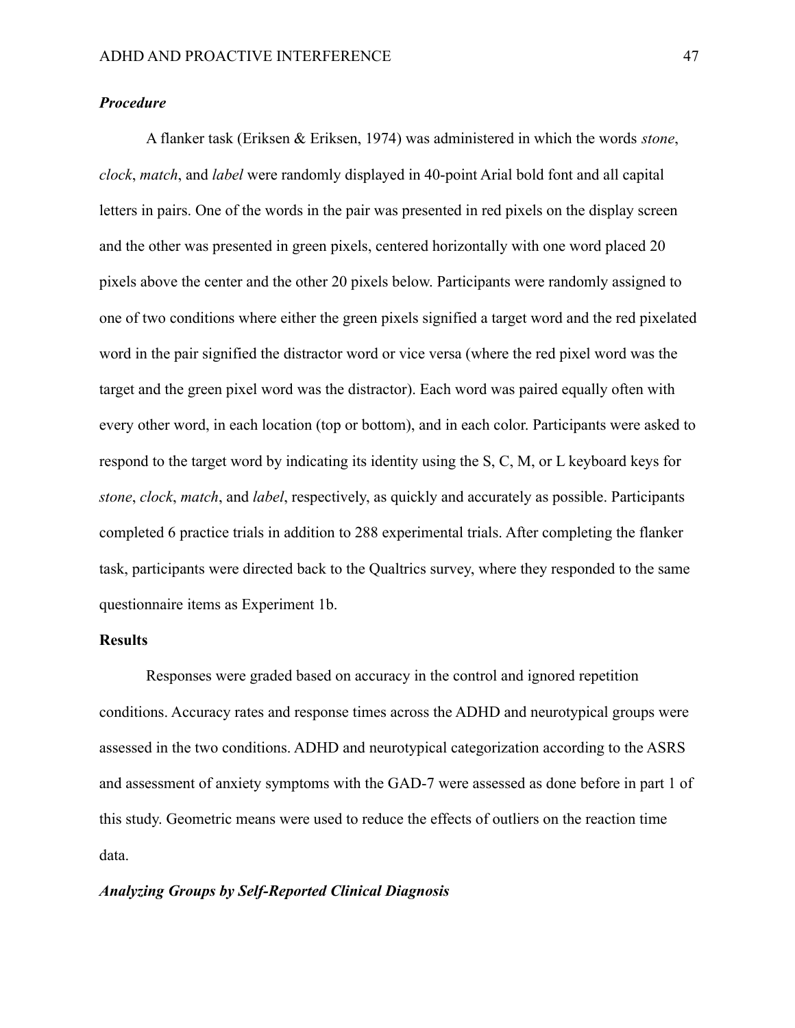### *Procedure*

A flanker task (Eriksen & Eriksen, 1974) was administered in which the words *stone*, *clock*, *match*, and *label* were randomly displayed in 40-point Arial bold font and all capital letters in pairs. One of the words in the pair was presented in red pixels on the display screen and the other was presented in green pixels, centered horizontally with one word placed 20 pixels above the center and the other 20 pixels below. Participants were randomly assigned to one of two conditions where either the green pixels signified a target word and the red pixelated word in the pair signified the distractor word or vice versa (where the red pixel word was the target and the green pixel word was the distractor). Each word was paired equally often with every other word, in each location (top or bottom), and in each color. Participants were asked to respond to the target word by indicating its identity using the S, C, M, or L keyboard keys for *stone*, *clock*, *match*, and *label*, respectively, as quickly and accurately as possible. Participants completed 6 practice trials in addition to 288 experimental trials. After completing the flanker task, participants were directed back to the Qualtrics survey, where they responded to the same questionnaire items as Experiment 1b.

## **Results**

Responses were graded based on accuracy in the control and ignored repetition conditions. Accuracy rates and response times across the ADHD and neurotypical groups were assessed in the two conditions. ADHD and neurotypical categorization according to the ASRS and assessment of anxiety symptoms with the GAD-7 were assessed as done before in part 1 of this study. Geometric means were used to reduce the effects of outliers on the reaction time data.

### *Analyzing Groups by Self-Reported Clinical Diagnosis*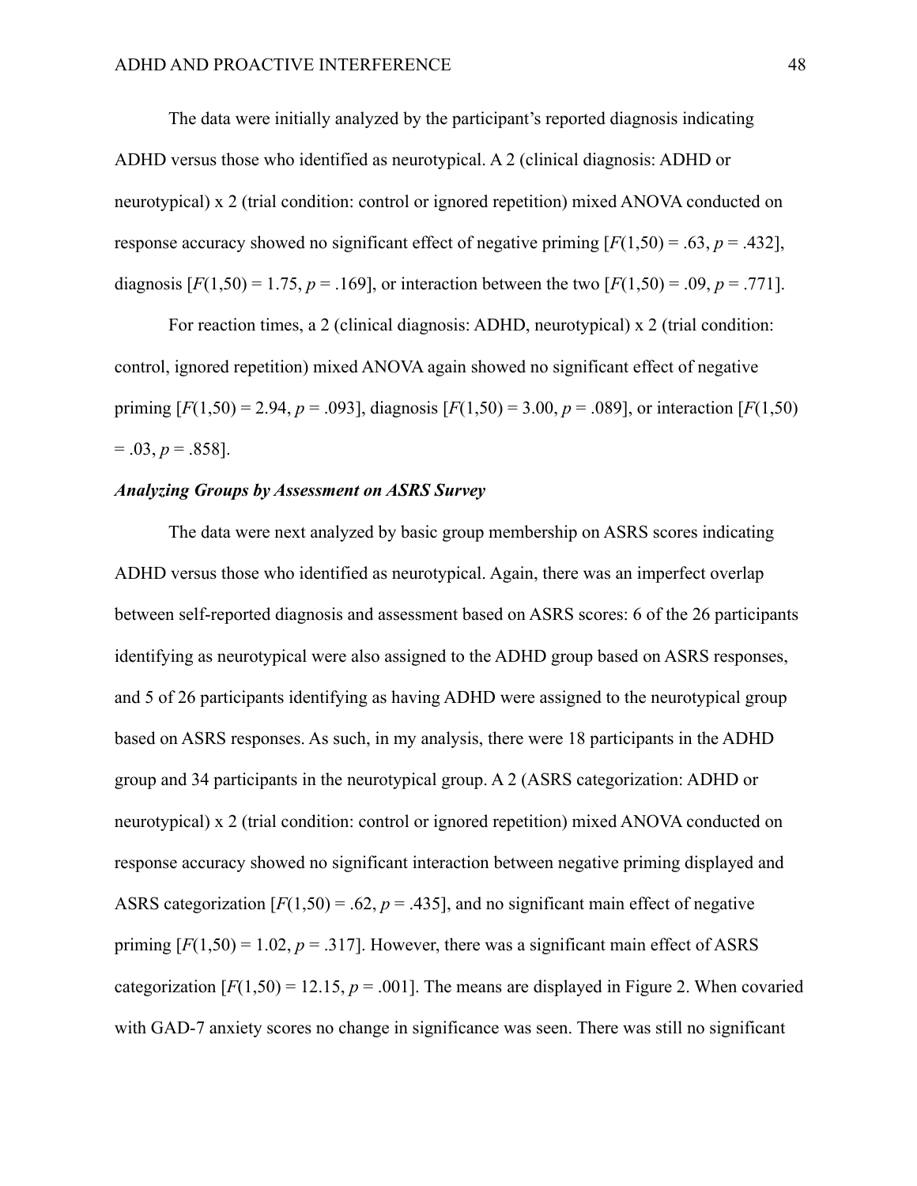The data were initially analyzed by the participant's reported diagnosis indicating ADHD versus those who identified as neurotypical. A 2 (clinical diagnosis: ADHD or neurotypical) x 2 (trial condition: control or ignored repetition) mixed ANOVA conducted on response accuracy showed no significant effect of negative priming [$F(1,50) = .63$, $p = .432$], diagnosis [$F(1,50) = 1.75$, $p = .169$], or interaction between the two [$F(1,50) = .09$, $p = .771$].

For reaction times, a 2 (clinical diagnosis: ADHD, neurotypical) x 2 (trial condition: control, ignored repetition) mixed ANOVA again showed no significant effect of negative priming [$F(1,50) = 2.94$, $p = .093$], diagnosis [$F(1,50) = 3.00$, $p = .089$], or interaction [$F(1,50) = .03$, $p = .858$].

### *Analyzing Groups by Assessment on ASRS Survey*

The data were next analyzed by basic group membership on ASRS scores indicating ADHD versus those who identified as neurotypical. Again, there was an imperfect overlap between self-reported diagnosis and assessment based on ASRS scores: 6 of the 26 participants identifying as neurotypical were also assigned to the ADHD group based on ASRS responses, and 5 of 26 participants identifying as having ADHD were assigned to the neurotypical group based on ASRS responses. As such, in my analysis, there were 18 participants in the ADHD group and 34 participants in the neurotypical group. A 2 (ASRS categorization: ADHD or neurotypical) x 2 (trial condition: control or ignored repetition) mixed ANOVA conducted on response accuracy showed no significant interaction between negative priming displayed and ASRS categorization [$F(1,50) = .62$, $p = .435$], and no significant main effect of negative priming [$F(1,50) = 1.02$, $p = .317$]. However, there was a significant main effect of ASRS categorization [$F(1,50) = 12.15$, $p = .001$]. The means are displayed in Figure 2. When covaried with GAD-7 anxiety scores no change in significance was seen. There was still no significant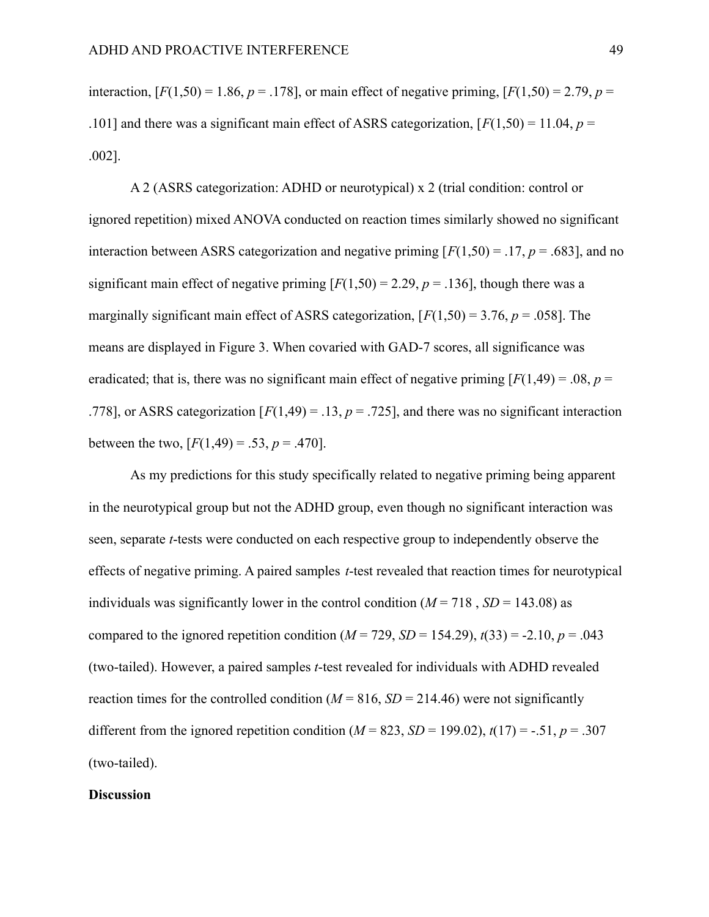interaction, [$F(1,50) = 1.86$, $p = .178$], or main effect of negative priming, [$F(1,50) = 2.79$, $p = .101$] and there was a significant main effect of ASRS categorization, [$F(1,50) = 11.04$, $p = .002$].

A 2 (ASRS categorization: ADHD or neurotypical) x 2 (trial condition: control or ignored repetition) mixed ANOVA conducted on reaction times similarly showed no significant interaction between ASRS categorization and negative priming [$F(1,50) = .17$, $p = .683$], and no significant main effect of negative priming [$F(1,50) = 2.29$, $p = .136$], though there was a marginally significant main effect of ASRS categorization, [$F(1,50) = 3.76$, $p = .058$]. The means are displayed in Figure 3. When covaried with GAD-7 scores, all significance was eradicated; that is, there was no significant main effect of negative priming [$F(1,49) = .08$, $p = .778$], or ASRS categorization [$F(1,49) = .13$, $p = .725$], and there was no significant interaction between the two, [$F(1,49) = .53$, $p = .470$].

As my predictions for this study specifically related to negative priming being apparent in the neurotypical group but not the ADHD group, even though no significant interaction was seen, separate *t*-tests were conducted on each respective group to independently observe the effects of negative priming. A paired samples *t*-test revealed that reaction times for neurotypical individuals was significantly lower in the control condition ($M = 718$ , $SD = 143.08$) as compared to the ignored repetition condition ($M = 729$, $SD = 154.29$), $t(33) = -2.10$, $p = .043$ (two-tailed). However, a paired samples *t*-test revealed for individuals with ADHD revealed reaction times for the controlled condition ($M = 816$, $SD = 214.46$) were not significantly different from the ignored repetition condition ($M = 823$, $SD = 199.02$), $t(17) = -.51$, $p = .307$ (two-tailed).

**Discussion**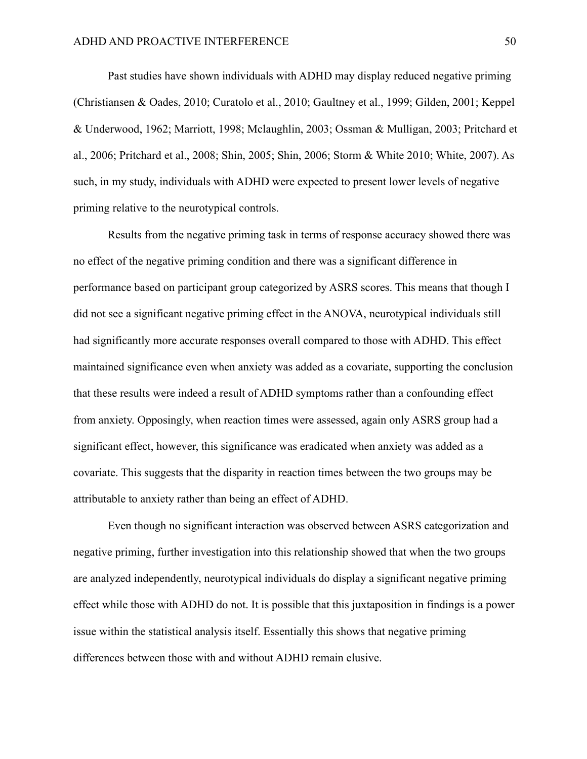Past studies have shown individuals with ADHD may display reduced negative priming (Christiansen & Oades, 2010; Curatolo et al., 2010; Gaultney et al., 1999; Gilden, 2001; Keppel & Underwood, 1962; Marriott, 1998; Mclaughlin, 2003; Ossman & Mulligan, 2003; Pritchard et al., 2006; Pritchard et al., 2008; Shin, 2005; Shin, 2006; Storm & White 2010; White, 2007). As such, in my study, individuals with ADHD were expected to present lower levels of negative priming relative to the neurotypical controls.

Results from the negative priming task in terms of response accuracy showed there was no effect of the negative priming condition and there was a significant difference in performance based on participant group categorized by ASRS scores. This means that though I did not see a significant negative priming effect in the ANOVA, neurotypical individuals still had significantly more accurate responses overall compared to those with ADHD. This effect maintained significance even when anxiety was added as a covariate, supporting the conclusion that these results were indeed a result of ADHD symptoms rather than a confounding effect from anxiety. Opposingly, when reaction times were assessed, again only ASRS group had a significant effect, however, this significance was eradicated when anxiety was added as a covariate. This suggests that the disparity in reaction times between the two groups may be attributable to anxiety rather than being an effect of ADHD.

Even though no significant interaction was observed between ASRS categorization and negative priming, further investigation into this relationship showed that when the two groups are analyzed independently, neurotypical individuals do display a significant negative priming effect while those with ADHD do not. It is possible that this juxtaposition in findings is a power issue within the statistical analysis itself. Essentially this shows that negative priming differences between those with and without ADHD remain elusive.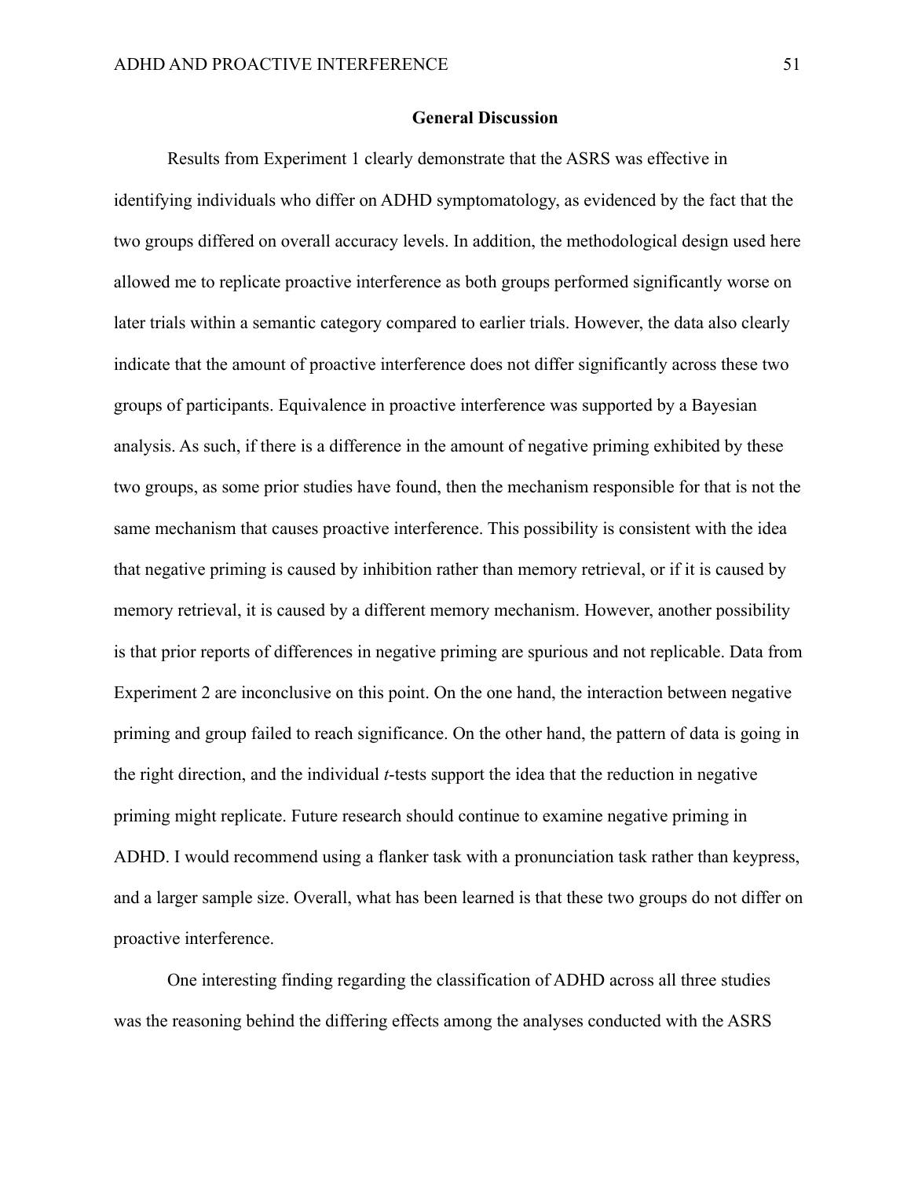## General Discussion

Results from Experiment 1 clearly demonstrate that the ASRS was effective in identifying individuals who differ on ADHD symptomatology, as evidenced by the fact that the two groups differed on overall accuracy levels. In addition, the methodological design used here allowed me to replicate proactive interference as both groups performed significantly worse on later trials within a semantic category compared to earlier trials. However, the data also clearly indicate that the amount of proactive interference does not differ significantly across these two groups of participants. Equivalence in proactive interference was supported by a Bayesian analysis. As such, if there is a difference in the amount of negative priming exhibited by these two groups, as some prior studies have found, then the mechanism responsible for that is not the same mechanism that causes proactive interference. This possibility is consistent with the idea that negative priming is caused by inhibition rather than memory retrieval, or if it is caused by memory retrieval, it is caused by a different memory mechanism. However, another possibility is that prior reports of differences in negative priming are spurious and not replicable. Data from Experiment 2 are inconclusive on this point. On the one hand, the interaction between negative priming and group failed to reach significance. On the other hand, the pattern of data is going in the right direction, and the individual *t*-tests support the idea that the reduction in negative priming might replicate. Future research should continue to examine negative priming in ADHD. I would recommend using a flanker task with a pronunciation task rather than keypress, and a larger sample size. Overall, what has been learned is that these two groups do not differ on proactive interference.

One interesting finding regarding the classification of ADHD across all three studies was the reasoning behind the differing effects among the analyses conducted with the ASRS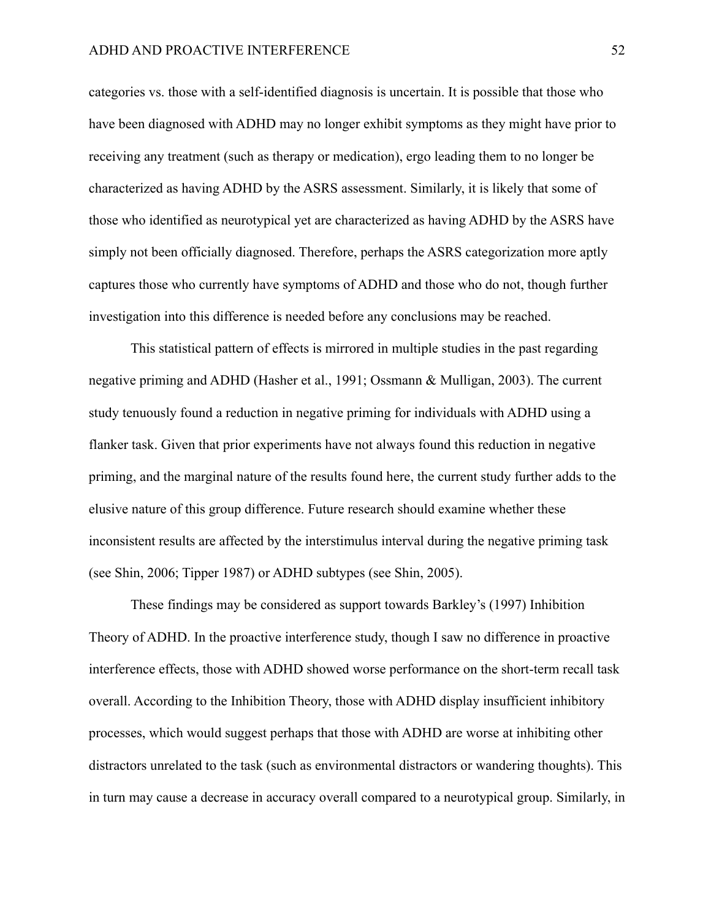categories vs. those with a self-identified diagnosis is uncertain. It is possible that those who have been diagnosed with ADHD may no longer exhibit symptoms as they might have prior to receiving any treatment (such as therapy or medication), ergo leading them to no longer be characterized as having ADHD by the ASRS assessment. Similarly, it is likely that some of those who identified as neurotypical yet are characterized as having ADHD by the ASRS have simply not been officially diagnosed. Therefore, perhaps the ASRS categorization more aptly captures those who currently have symptoms of ADHD and those who do not, though further investigation into this difference is needed before any conclusions may be reached.

This statistical pattern of effects is mirrored in multiple studies in the past regarding negative priming and ADHD (Hasher et al., 1991; Ossmann & Mulligan, 2003). The current study tenuously found a reduction in negative priming for individuals with ADHD using a flanker task. Given that prior experiments have not always found this reduction in negative priming, and the marginal nature of the results found here, the current study further adds to the elusive nature of this group difference. Future research should examine whether these inconsistent results are affected by the interstimulus interval during the negative priming task (see Shin, 2006; Tipper 1987) or ADHD subtypes (see Shin, 2005).

These findings may be considered as support towards Barkley's (1997) Inhibition Theory of ADHD. In the proactive interference study, though I saw no difference in proactive interference effects, those with ADHD showed worse performance on the short-term recall task overall. According to the Inhibition Theory, those with ADHD display insufficient inhibitory processes, which would suggest perhaps that those with ADHD are worse at inhibiting other distractors unrelated to the task (such as environmental distractors or wandering thoughts). This in turn may cause a decrease in accuracy overall compared to a neurotypical group. Similarly, in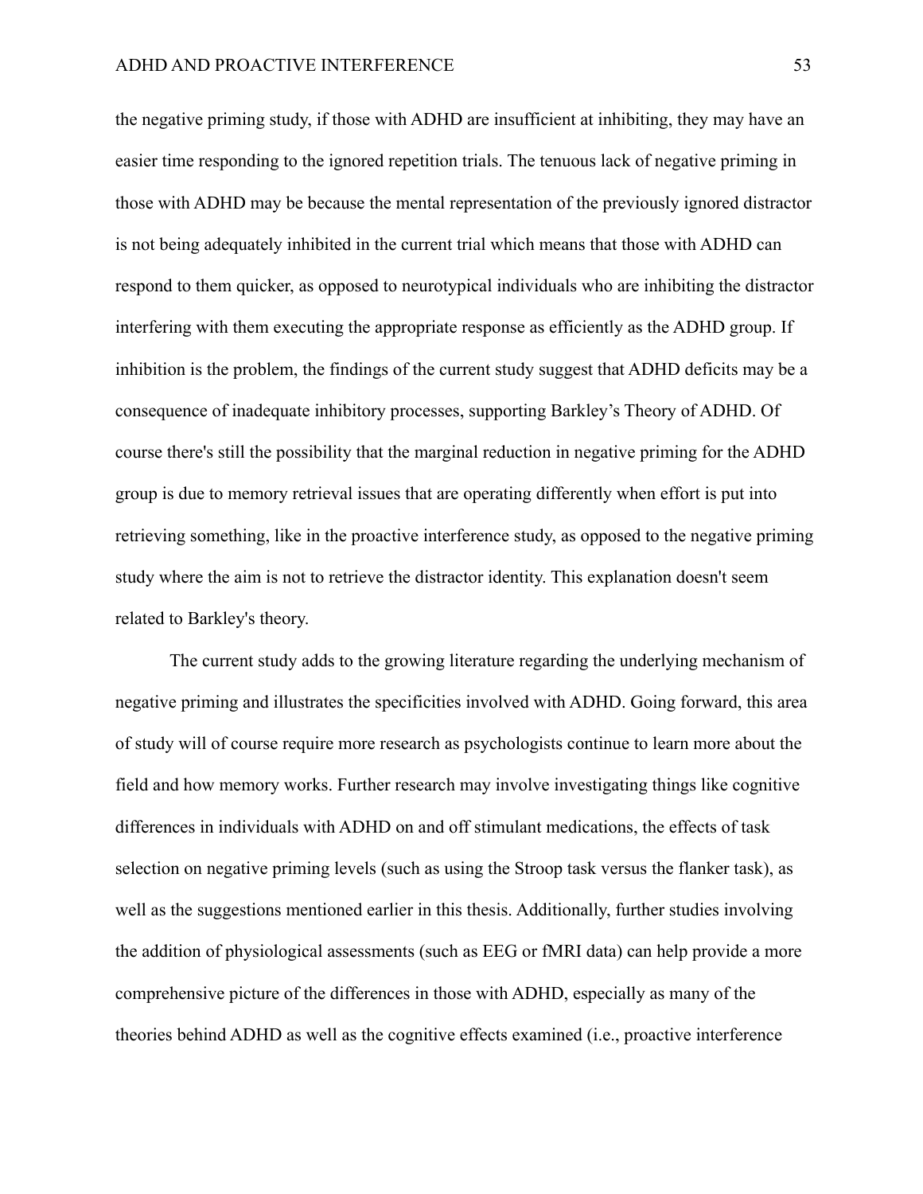the negative priming study, if those with ADHD are insufficient at inhibiting, they may have an easier time responding to the ignored repetition trials. The tenuous lack of negative priming in those with ADHD may be because the mental representation of the previously ignored distractor is not being adequately inhibited in the current trial which means that those with ADHD can respond to them quicker, as opposed to neurotypical individuals who are inhibiting the distractor interfering with them executing the appropriate response as efficiently as the ADHD group. If inhibition is the problem, the findings of the current study suggest that ADHD deficits may be a consequence of inadequate inhibitory processes, supporting Barkley's Theory of ADHD. Of course there's still the possibility that the marginal reduction in negative priming for the ADHD group is due to memory retrieval issues that are operating differently when effort is put into retrieving something, like in the proactive interference study, as opposed to the negative priming study where the aim is not to retrieve the distractor identity. This explanation doesn't seem related to Barkley's theory.

The current study adds to the growing literature regarding the underlying mechanism of negative priming and illustrates the specificities involved with ADHD. Going forward, this area of study will of course require more research as psychologists continue to learn more about the field and how memory works. Further research may involve investigating things like cognitive differences in individuals with ADHD on and off stimulant medications, the effects of task selection on negative priming levels (such as using the Stroop task versus the flanker task), as well as the suggestions mentioned earlier in this thesis. Additionally, further studies involving the addition of physiological assessments (such as EEG or fMRI data) can help provide a more comprehensive picture of the differences in those with ADHD, especially as many of the theories behind ADHD as well as the cognitive effects examined (i.e., proactive interference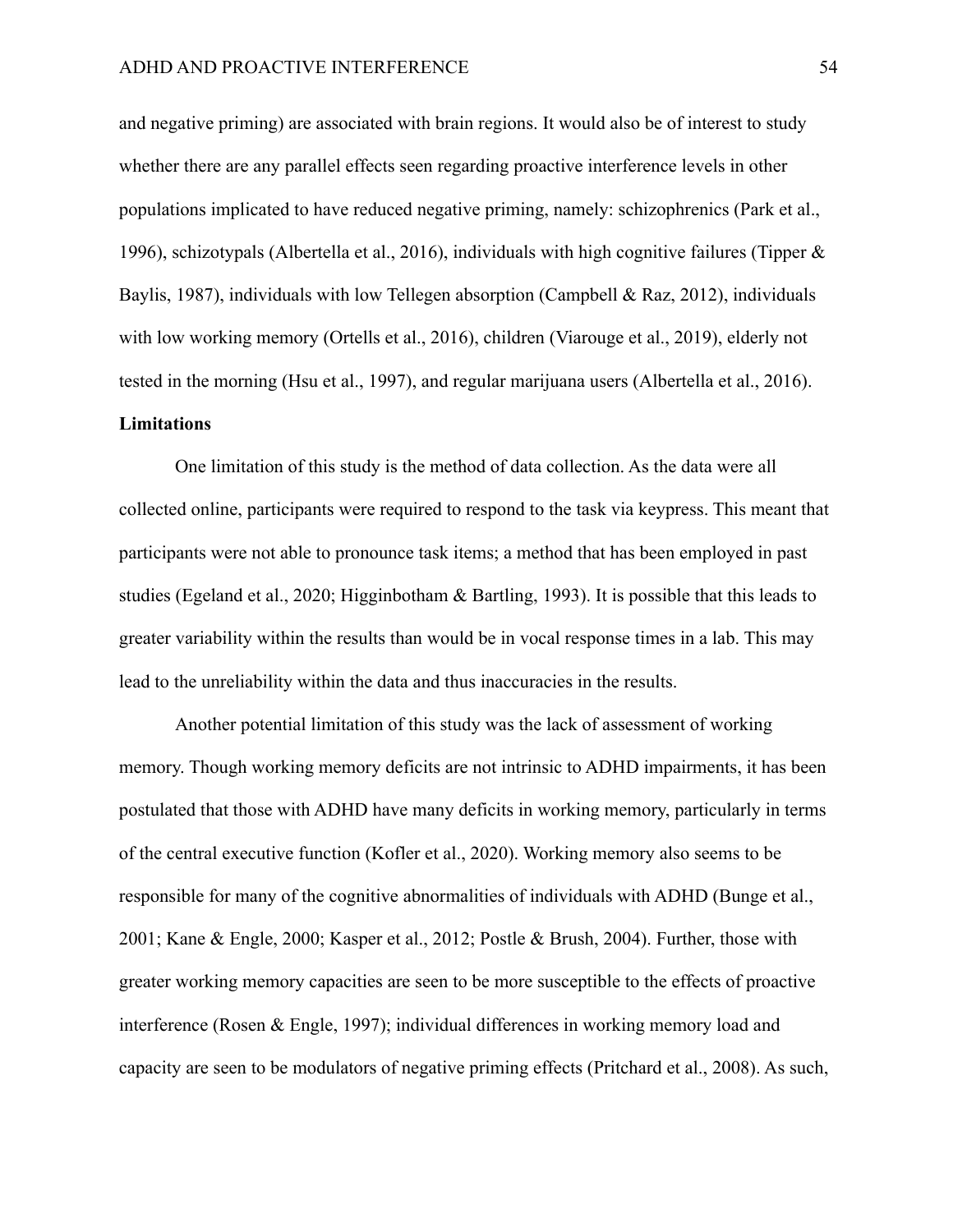and negative priming) are associated with brain regions. It would also be of interest to study whether there are any parallel effects seen regarding proactive interference levels in other populations implicated to have reduced negative priming, namely: schizophrenics (Park et al., 1996), schizotypals (Albertella et al., 2016), individuals with high cognitive failures (Tipper & Baylis, 1987), individuals with low Tellegen absorption (Campbell & Raz, 2012), individuals with low working memory (Ortells et al., 2016), children (Viarouge et al., 2019), elderly not tested in the morning (Hsu et al., 1997), and regular marijuana users (Albertella et al., 2016).

## Limitations

One limitation of this study is the method of data collection. As the data were all collected online, participants were required to respond to the task via keypress. This meant that participants were not able to pronounce task items; a method that has been employed in past studies (Egeland et al., 2020; Higginbotham & Bartling, 1993). It is possible that this leads to greater variability within the results than would be in vocal response times in a lab. This may lead to the unreliability within the data and thus inaccuracies in the results.

Another potential limitation of this study was the lack of assessment of working memory. Though working memory deficits are not intrinsic to ADHD impairments, it has been postulated that those with ADHD have many deficits in working memory, particularly in terms of the central executive function (Kofler et al., 2020). Working memory also seems to be responsible for many of the cognitive abnormalities of individuals with ADHD (Bunge et al., 2001; Kane & Engle, 2000; Kasper et al., 2012; Postle & Brush, 2004). Further, those with greater working memory capacities are seen to be more susceptible to the effects of proactive interference (Rosen & Engle, 1997); individual differences in working memory load and capacity are seen to be modulators of negative priming effects (Pritchard et al., 2008). As such,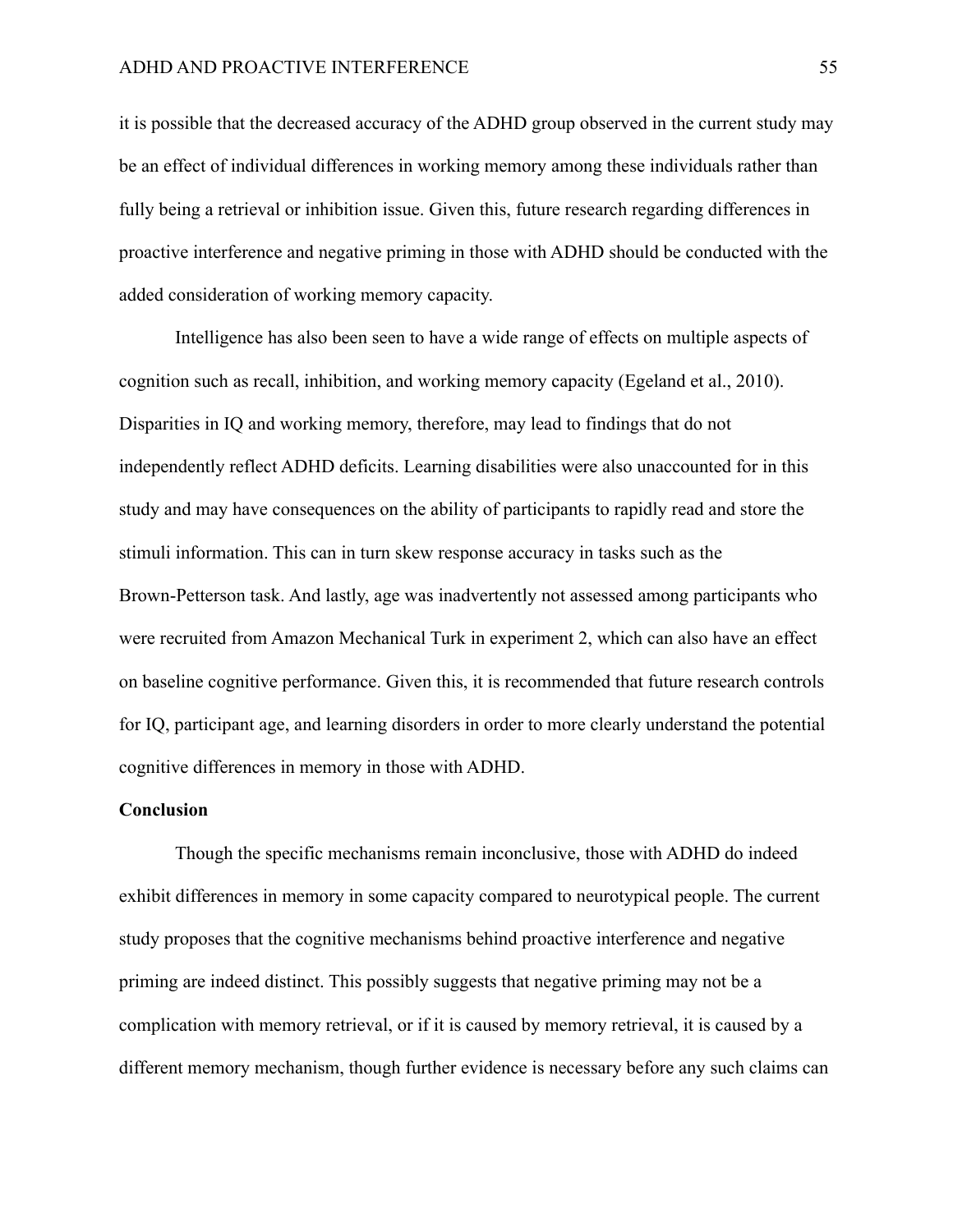it is possible that the decreased accuracy of the ADHD group observed in the current study may be an effect of individual differences in working memory among these individuals rather than fully being a retrieval or inhibition issue. Given this, future research regarding differences in proactive interference and negative priming in those with ADHD should be conducted with the added consideration of working memory capacity.

Intelligence has also been seen to have a wide range of effects on multiple aspects of cognition such as recall, inhibition, and working memory capacity (Egeland et al., 2010). Disparities in IQ and working memory, therefore, may lead to findings that do not independently reflect ADHD deficits. Learning disabilities were also unaccounted for in this study and may have consequences on the ability of participants to rapidly read and store the stimuli information. This can in turn skew response accuracy in tasks such as the Brown-Petterson task. And lastly, age was inadvertently not assessed among participants who were recruited from Amazon Mechanical Turk in experiment 2, which can also have an effect on baseline cognitive performance. Given this, it is recommended that future research controls for IQ, participant age, and learning disorders in order to more clearly understand the potential cognitive differences in memory in those with ADHD.

**Conclusion**

Though the specific mechanisms remain inconclusive, those with ADHD do indeed exhibit differences in memory in some capacity compared to neurotypical people. The current study proposes that the cognitive mechanisms behind proactive interference and negative priming are indeed distinct. This possibly suggests that negative priming may not be a complication with memory retrieval, or if it is caused by memory retrieval, it is caused by a different memory mechanism, though further evidence is necessary before any such claims can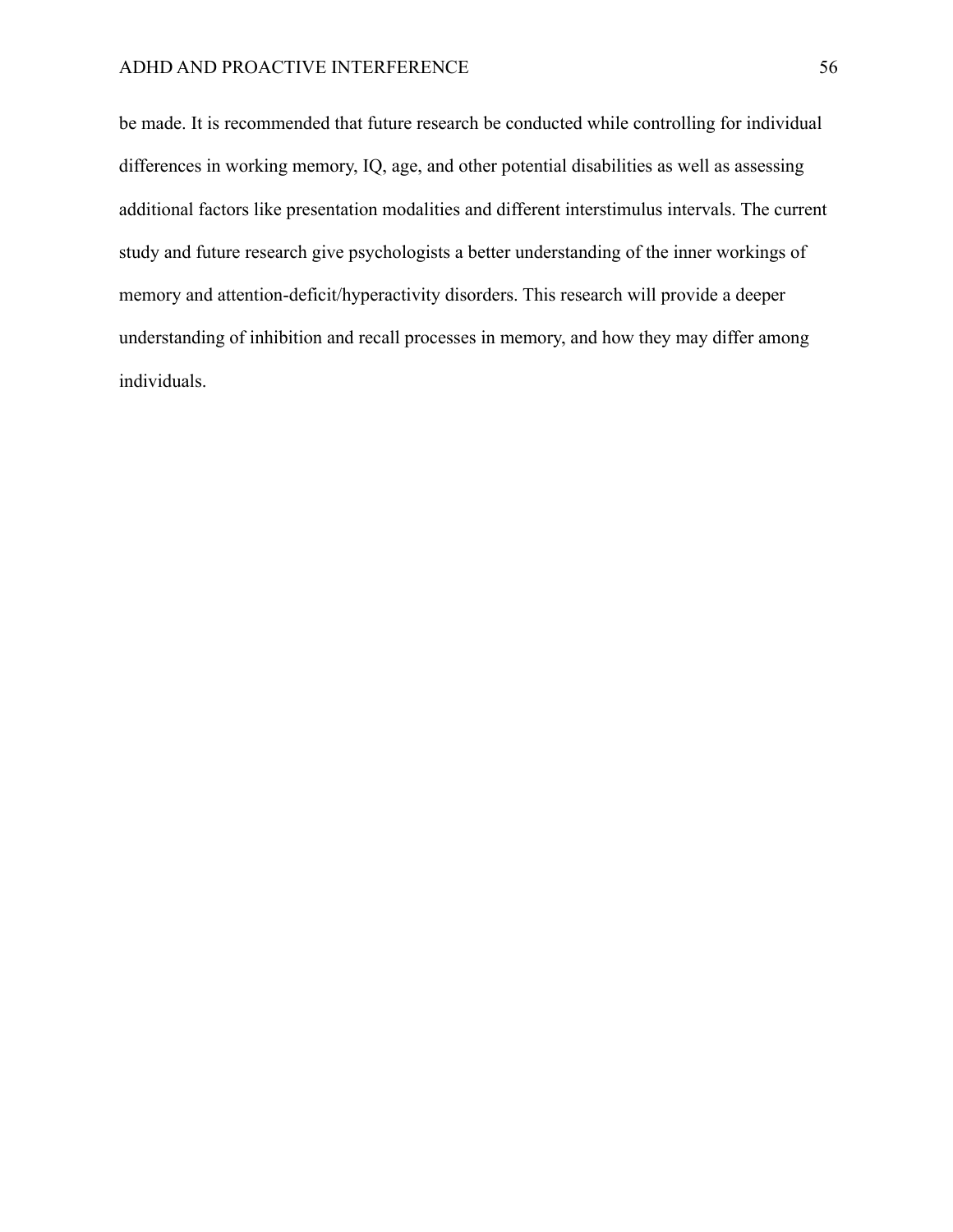be made. It is recommended that future research be conducted while controlling for individual differences in working memory, IQ, age, and other potential disabilities as well as assessing additional factors like presentation modalities and different interstimulus intervals. The current study and future research give psychologists a better understanding of the inner workings of memory and attention-deficit/hyperactivity disorders. This research will provide a deeper understanding of inhibition and recall processes in memory, and how they may differ among individuals.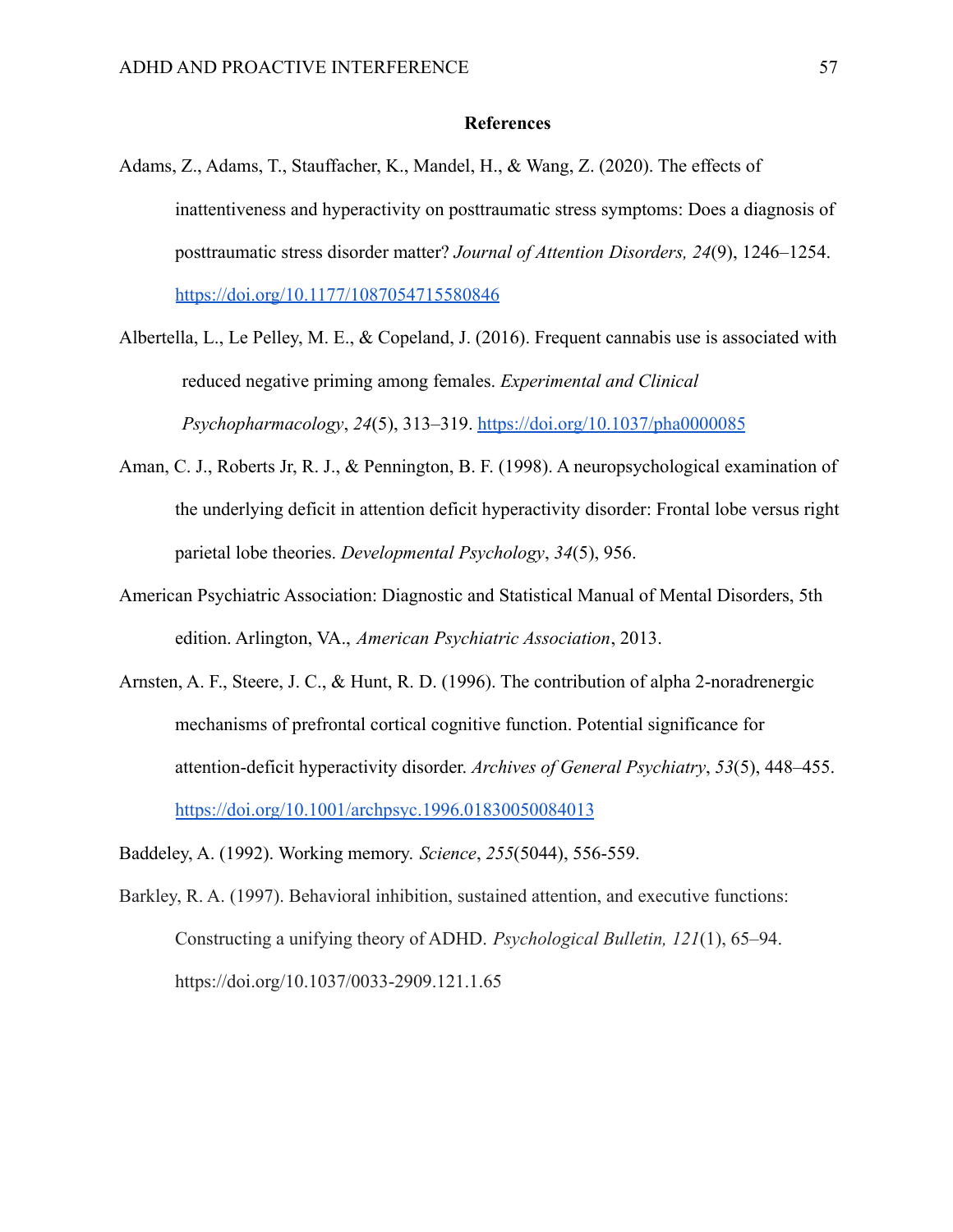## References

Adams, Z., Adams, T., Stauffacher, K., Mandel, H., & Wang, Z. (2020). The effects of inattentiveness and hyperactivity on posttraumatic stress symptoms: Does a diagnosis of posttraumatic stress disorder matter? *Journal of Attention Disorders, 24*(9), 1246–1254. https://doi.org/10.1177/1087054715580846

Albertella, L., Le Pelley, M. E., & Copeland, J. (2016). Frequent cannabis use is associated with reduced negative priming among females. *Experimental and Clinical Psychopharmacology*, *24*(5), 313–319. https://doi.org/10.1037/pha0000085

Aman, C. J., Roberts Jr, R. J., & Pennington, B. F. (1998). A neuropsychological examination of the underlying deficit in attention deficit hyperactivity disorder: Frontal lobe versus right parietal lobe theories. *Developmental Psychology*, *34*(5), 956.

American Psychiatric Association: Diagnostic and Statistical Manual of Mental Disorders, 5th edition. Arlington, VA., *American Psychiatric Association*, 2013.

Arnsten, A. F., Steere, J. C., & Hunt, R. D. (1996). The contribution of alpha 2-noradrenergic mechanisms of prefrontal cortical cognitive function. Potential significance for attention-deficit hyperactivity disorder. *Archives of General Psychiatry*, *53*(5), 448–455. https://doi.org/10.1001/archpsyc.1996.01830050084013

Baddeley, A. (1992). Working memory. *Science*, *255*(5044), 556-559.

Barkley, R. A. (1997). Behavioral inhibition, sustained attention, and executive functions: Constructing a unifying theory of ADHD. *Psychological Bulletin, 121*(1), 65–94. https://doi.org/10.1037/0033-2909.121.1.65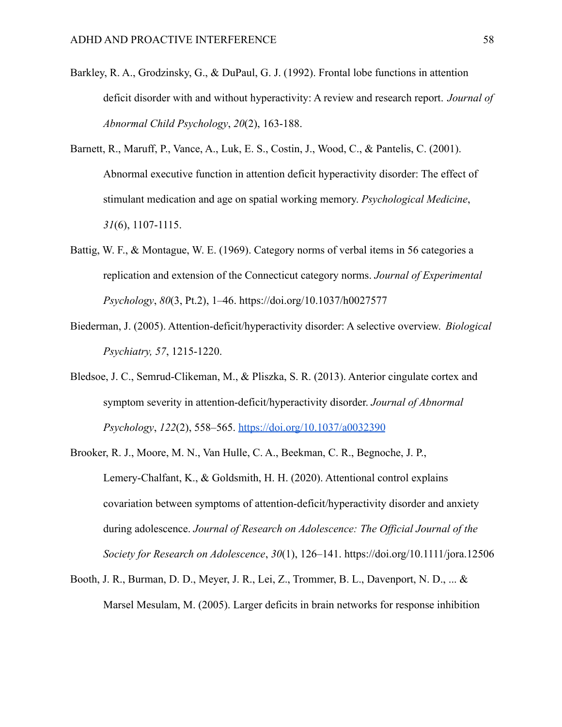Barkley, R. A., Grodzinsky, G., & DuPaul, G. J. (1992). Frontal lobe functions in attention deficit disorder with and without hyperactivity: A review and research report. *Journal of Abnormal Child Psychology*, *20*(2), 163-188.

Barnett, R., Maruff, P., Vance, A., Luk, E. S., Costin, J., Wood, C., & Pantelis, C. (2001). Abnormal executive function in attention deficit hyperactivity disorder: The effect of stimulant medication and age on spatial working memory. *Psychological Medicine*, *31*(6), 1107-1115.

Battig, W. F., & Montague, W. E. (1969). Category norms of verbal items in 56 categories a replication and extension of the Connecticut category norms. *Journal of Experimental Psychology*, *80*(3, Pt.2), 1–46. https://doi.org/10.1037/h0027577

Biederman, J. (2005). Attention-deficit/hyperactivity disorder: A selective overview. *Biological Psychiatry, 57*, 1215-1220.

Bledsoe, J. C., Semrud-Clikeman, M., & Pliszka, S. R. (2013). Anterior cingulate cortex and symptom severity in attention-deficit/hyperactivity disorder. *Journal of Abnormal Psychology*, *122*(2), 558–565. https://doi.org/10.1037/a0032390

Brooker, R. J., Moore, M. N., Van Hulle, C. A., Beekman, C. R., Begnoche, J. P., Lemery-Chalfant, K., & Goldsmith, H. H. (2020). Attentional control explains covariation between symptoms of attention-deficit/hyperactivity disorder and anxiety during adolescence. *Journal of Research on Adolescence: The Official Journal of the Society for Research on Adolescence*, *30*(1), 126–141. https://doi.org/10.1111/jora.12506

Booth, J. R., Burman, D. D., Meyer, J. R., Lei, Z., Trommer, B. L., Davenport, N. D., ... & Marsel Mesulam, M. (2005). Larger deficits in brain networks for response inhibition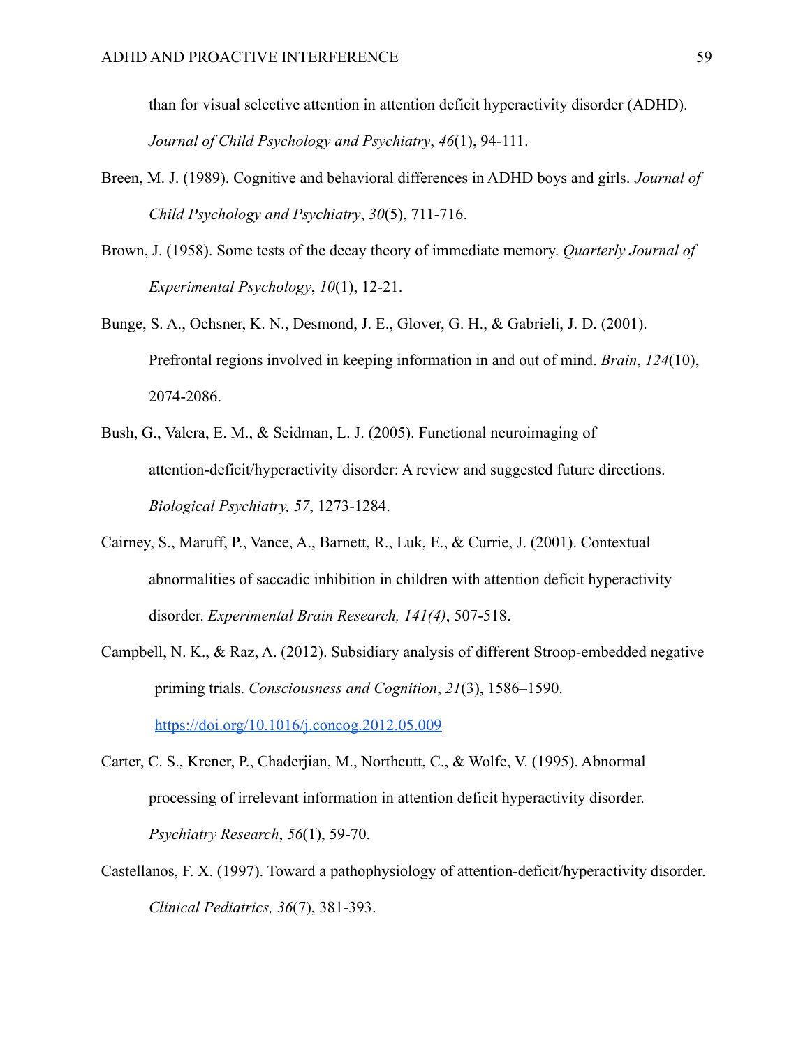than for visual selective attention in attention deficit hyperactivity disorder (ADHD). *Journal of Child Psychology and Psychiatry*, *46*(1), 94-111.

Breen, M. J. (1989). Cognitive and behavioral differences in ADHD boys and girls. *Journal of Child Psychology and Psychiatry*, *30*(5), 711-716.

Brown, J. (1958). Some tests of the decay theory of immediate memory. *Quarterly Journal of Experimental Psychology*, *10*(1), 12-21.

Bunge, S. A., Ochsner, K. N., Desmond, J. E., Glover, G. H., & Gabrieli, J. D. (2001). Prefrontal regions involved in keeping information in and out of mind. *Brain*, *124*(10), 2074-2086.

Bush, G., Valera, E. M., & Seidman, L. J. (2005). Functional neuroimaging of attention-deficit/hyperactivity disorder: A review and suggested future directions. *Biological Psychiatry, 57*, 1273-1284.

Cairney, S., Maruff, P., Vance, A., Barnett, R., Luk, E., & Currie, J. (2001). Contextual abnormalities of saccadic inhibition in children with attention deficit hyperactivity disorder. *Experimental Brain Research, 141(4)*, 507-518.

Campbell, N. K., & Raz, A. (2012). Subsidiary analysis of different Stroop-embedded negative priming trials. *Consciousness and Cognition*, *21*(3), 1586–1590. https://doi.org/10.1016/j.concog.2012.05.009

Carter, C. S., Krener, P., Chaderjian, M., Northcutt, C., & Wolfe, V. (1995). Abnormal processing of irrelevant information in attention deficit hyperactivity disorder. *Psychiatry Research*, *56*(1), 59-70.

Castellanos, F. X. (1997). Toward a pathophysiology of attention-deficit/hyperactivity disorder. *Clinical Pediatrics, 36*(7), 381-393.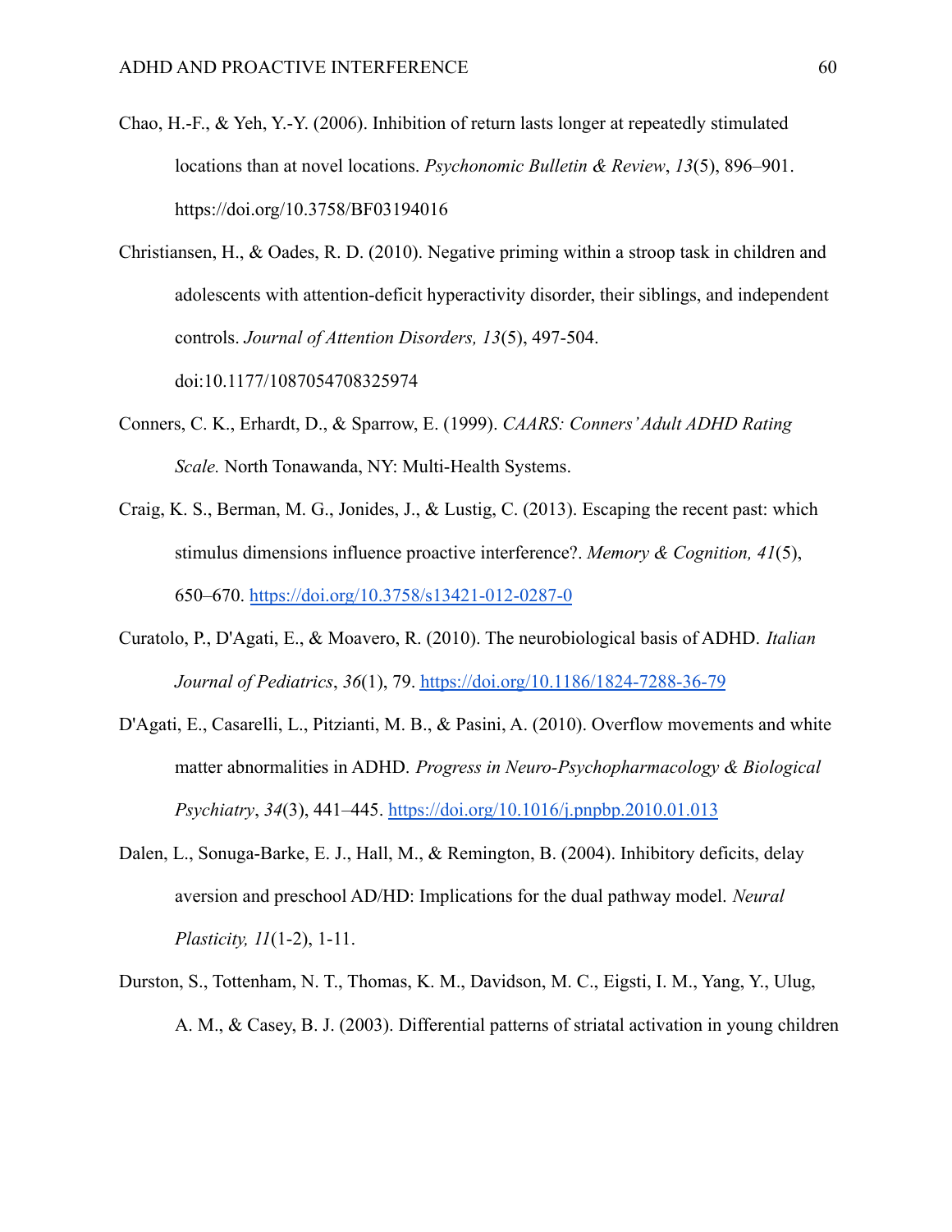Chao, H.-F., & Yeh, Y.-Y. (2006). Inhibition of return lasts longer at repeatedly stimulated locations than at novel locations. *Psychonomic Bulletin & Review*, *13*(5), 896–901. https://doi.org/10.3758/BF03194016

Christiansen, H., & Oades, R. D. (2010). Negative priming within a stroop task in children and adolescents with attention-deficit hyperactivity disorder, their siblings, and independent controls. *Journal of Attention Disorders, 13*(5), 497-504. doi:10.1177/1087054708325974

Conners, C. K., Erhardt, D., & Sparrow, E. (1999). *CAARS: Conners' Adult ADHD Rating Scale.* North Tonawanda, NY: Multi-Health Systems.

Craig, K. S., Berman, M. G., Jonides, J., & Lustig, C. (2013). Escaping the recent past: which stimulus dimensions influence proactive interference?. *Memory & Cognition, 41*(5), 650–670. https://doi.org/10.3758/s13421-012-0287-0

Curatolo, P., D'Agati, E., & Moavero, R. (2010). The neurobiological basis of ADHD. *Italian Journal of Pediatrics*, *36*(1), 79. https://doi.org/10.1186/1824-7288-36-79

D'Agati, E., Casarelli, L., Pitzianti, M. B., & Pasini, A. (2010). Overflow movements and white matter abnormalities in ADHD. *Progress in Neuro-Psychopharmacology & Biological Psychiatry*, *34*(3), 441–445. https://doi.org/10.1016/j.pnpbp.2010.01.013

Dalen, L., Sonuga-Barke, E. J., Hall, M., & Remington, B. (2004). Inhibitory deficits, delay aversion and preschool AD/HD: Implications for the dual pathway model. *Neural Plasticity, 11*(1-2), 1-11.

Durston, S., Tottenham, N. T., Thomas, K. M., Davidson, M. C., Eigsti, I. M., Yang, Y., Ulug, A. M., & Casey, B. J. (2003). Differential patterns of striatal activation in young children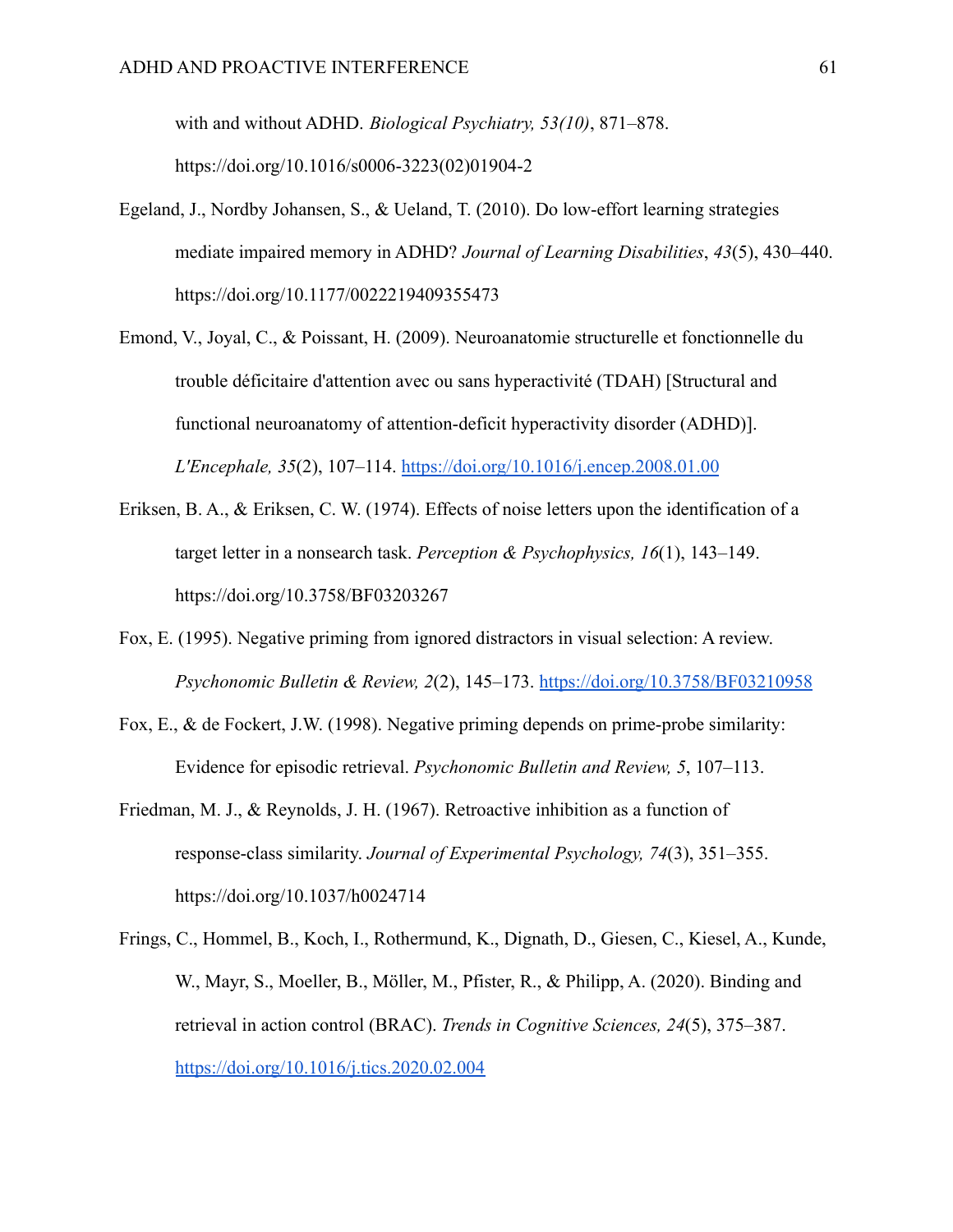with and without ADHD. *Biological Psychiatry, 53(10)*, 871–878. https://doi.org/10.1016/s0006-3223(02)01904-2

Egeland, J., Nordby Johansen, S., & Ueland, T. (2010). Do low-effort learning strategies mediate impaired memory in ADHD? *Journal of Learning Disabilities*, *43*(5), 430–440. https://doi.org/10.1177/0022219409355473

Emond, V., Joyal, C., & Poissant, H. (2009). Neuroanatomie structurelle et fonctionnelle du trouble déficitaire d'attention avec ou sans hyperactivité (TDAH) [Structural and functional neuroanatomy of attention-deficit hyperactivity disorder (ADHD)]. *L'Encephale, 35*(2), 107–114. https://doi.org/10.1016/j.encep.2008.01.00

Eriksen, B. A., & Eriksen, C. W. (1974). Effects of noise letters upon the identification of a target letter in a nonsearch task. *Perception & Psychophysics, 16*(1), 143–149. https://doi.org/10.3758/BF03203267

Fox, E. (1995). Negative priming from ignored distractors in visual selection: A review. *Psychonomic Bulletin & Review, 2*(2), 145–173. https://doi.org/10.3758/BF03210958

Fox, E., & de Fockert, J.W. (1998). Negative priming depends on prime-probe similarity: Evidence for episodic retrieval. *Psychonomic Bulletin and Review, 5*, 107–113.

Friedman, M. J., & Reynolds, J. H. (1967). Retroactive inhibition as a function of response-class similarity. *Journal of Experimental Psychology, 74*(3), 351–355. https://doi.org/10.1037/h0024714

Frings, C., Hommel, B., Koch, I., Rothermund, K., Dignath, D., Giesen, C., Kiesel, A., Kunde, W., Mayr, S., Moeller, B., Möller, M., Pfister, R., & Philipp, A. (2020). Binding and retrieval in action control (BRAC). *Trends in Cognitive Sciences, 24*(5), 375–387. https://doi.org/10.1016/j.tics.2020.02.004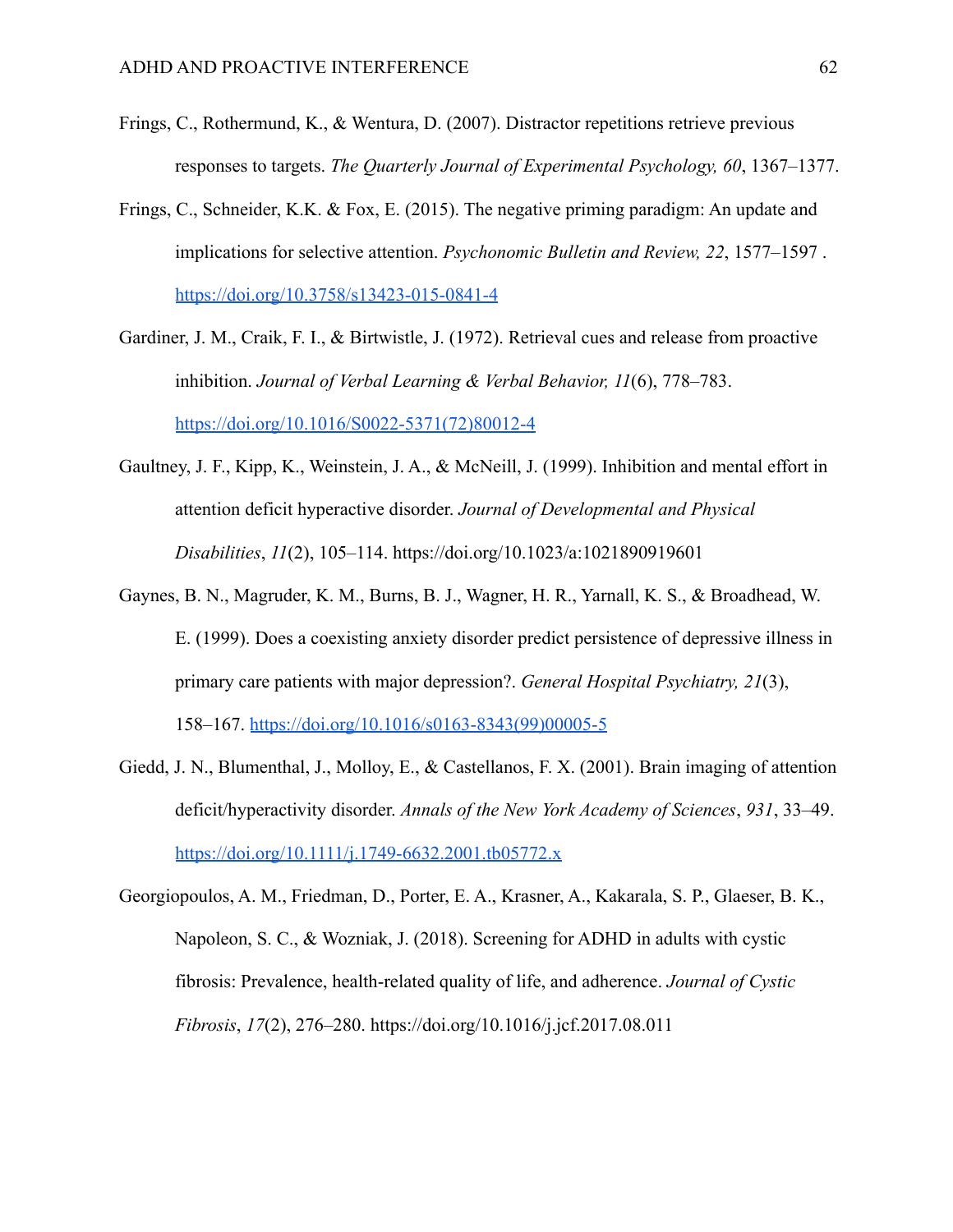Frings, C., Rothermund, K., & Wentura, D. (2007). Distractor repetitions retrieve previous responses to targets. *The Quarterly Journal of Experimental Psychology, 60*, 1367–1377.

Frings, C., Schneider, K.K. & Fox, E. (2015). The negative priming paradigm: An update and implications for selective attention. *Psychonomic Bulletin and Review, 22*, 1577–1597 . https://doi.org/10.3758/s13423-015-0841-4

Gardiner, J. M., Craik, F. I., & Birtwistle, J. (1972). Retrieval cues and release from proactive inhibition. *Journal of Verbal Learning & Verbal Behavior, 11*(6), 778–783. https://doi.org/10.1016/S0022-5371(72)80012-4

Gaultney, J. F., Kipp, K., Weinstein, J. A., & McNeill, J. (1999). Inhibition and mental effort in attention deficit hyperactive disorder. *Journal of Developmental and Physical Disabilities*, *11*(2), 105–114. https://doi.org/10.1023/a:1021890919601

Gaynes, B. N., Magruder, K. M., Burns, B. J., Wagner, H. R., Yarnall, K. S., & Broadhead, W. E. (1999). Does a coexisting anxiety disorder predict persistence of depressive illness in primary care patients with major depression?. *General Hospital Psychiatry, 21*(3), 158–167. https://doi.org/10.1016/s0163-8343(99)00005-5

Giedd, J. N., Blumenthal, J., Molloy, E., & Castellanos, F. X. (2001). Brain imaging of attention deficit/hyperactivity disorder. *Annals of the New York Academy of Sciences*, *931*, 33–49. https://doi.org/10.1111/j.1749-6632.2001.tb05772.x

Georgiopoulos, A. M., Friedman, D., Porter, E. A., Krasner, A., Kakarala, S. P., Glaeser, B. K., Napoleon, S. C., & Wozniak, J. (2018). Screening for ADHD in adults with cystic fibrosis: Prevalence, health-related quality of life, and adherence. *Journal of Cystic Fibrosis*, *17*(2), 276–280. https://doi.org/10.1016/j.jcf.2017.08.011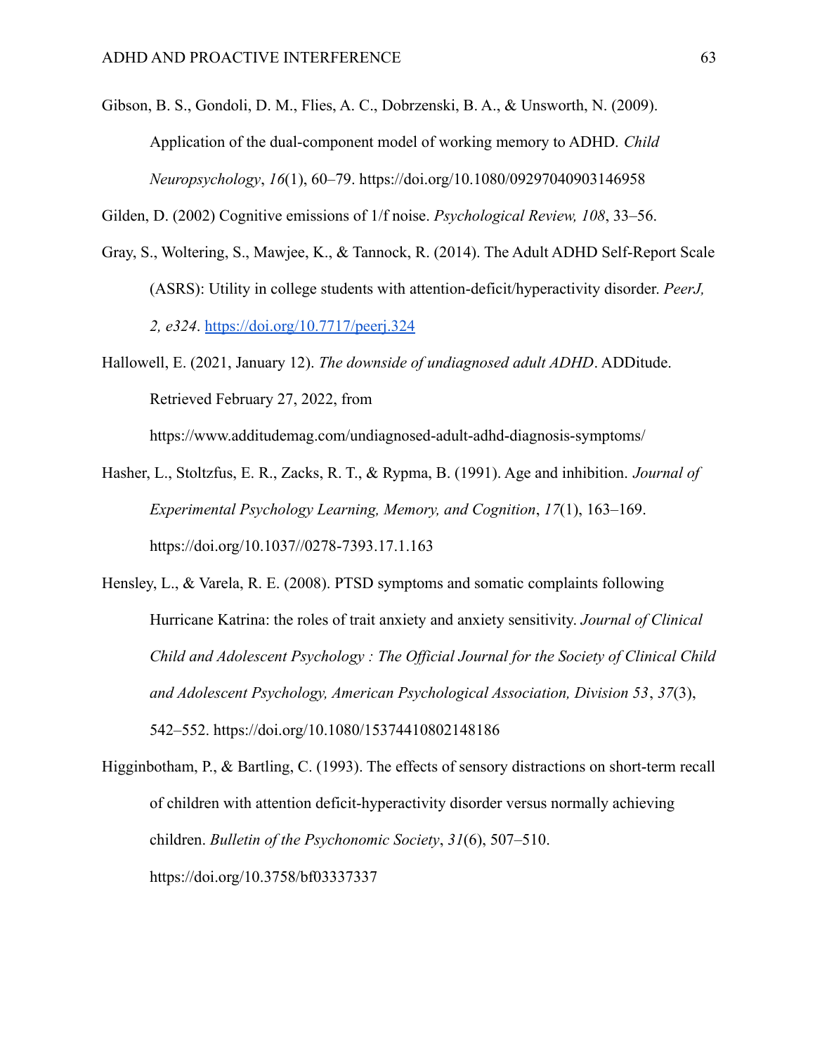Gibson, B. S., Gondoli, D. M., Flies, A. C., Dobrzenski, B. A., & Unsworth, N. (2009). Application of the dual-component model of working memory to ADHD. *Child Neuropsychology*, *16*(1), 60–79. https://doi.org/10.1080/09297040903146958

Gilden, D. (2002) Cognitive emissions of 1/f noise. *Psychological Review, 108*, 33–56.

Gray, S., Woltering, S., Mawjee, K., & Tannock, R. (2014). The Adult ADHD Self-Report Scale (ASRS): Utility in college students with attention-deficit/hyperactivity disorder. *PeerJ, 2, e324*. https://doi.org/10.7717/peerj.324

Hallowell, E. (2021, January 12). *The downside of undiagnosed adult ADHD*. ADDitude. Retrieved February 27, 2022, from https://www.additudemag.com/undiagnosed-adult-adhd-diagnosis-symptoms/

Hasher, L., Stoltzfus, E. R., Zacks, R. T., & Rypma, B. (1991). Age and inhibition. *Journal of Experimental Psychology Learning, Memory, and Cognition*, *17*(1), 163–169. https://doi.org/10.1037//0278-7393.17.1.163

Hensley, L., & Varela, R. E. (2008). PTSD symptoms and somatic complaints following Hurricane Katrina: the roles of trait anxiety and anxiety sensitivity. *Journal of Clinical Child and Adolescent Psychology : The Official Journal for the Society of Clinical Child and Adolescent Psychology, American Psychological Association, Division 53*, *37*(3), 542–552. https://doi.org/10.1080/15374410802148186

Higginbotham, P., & Bartling, C. (1993). The effects of sensory distractions on short-term recall of children with attention deficit-hyperactivity disorder versus normally achieving children. *Bulletin of the Psychonomic Society*, *31*(6), 507–510. https://doi.org/10.3758/bf03337337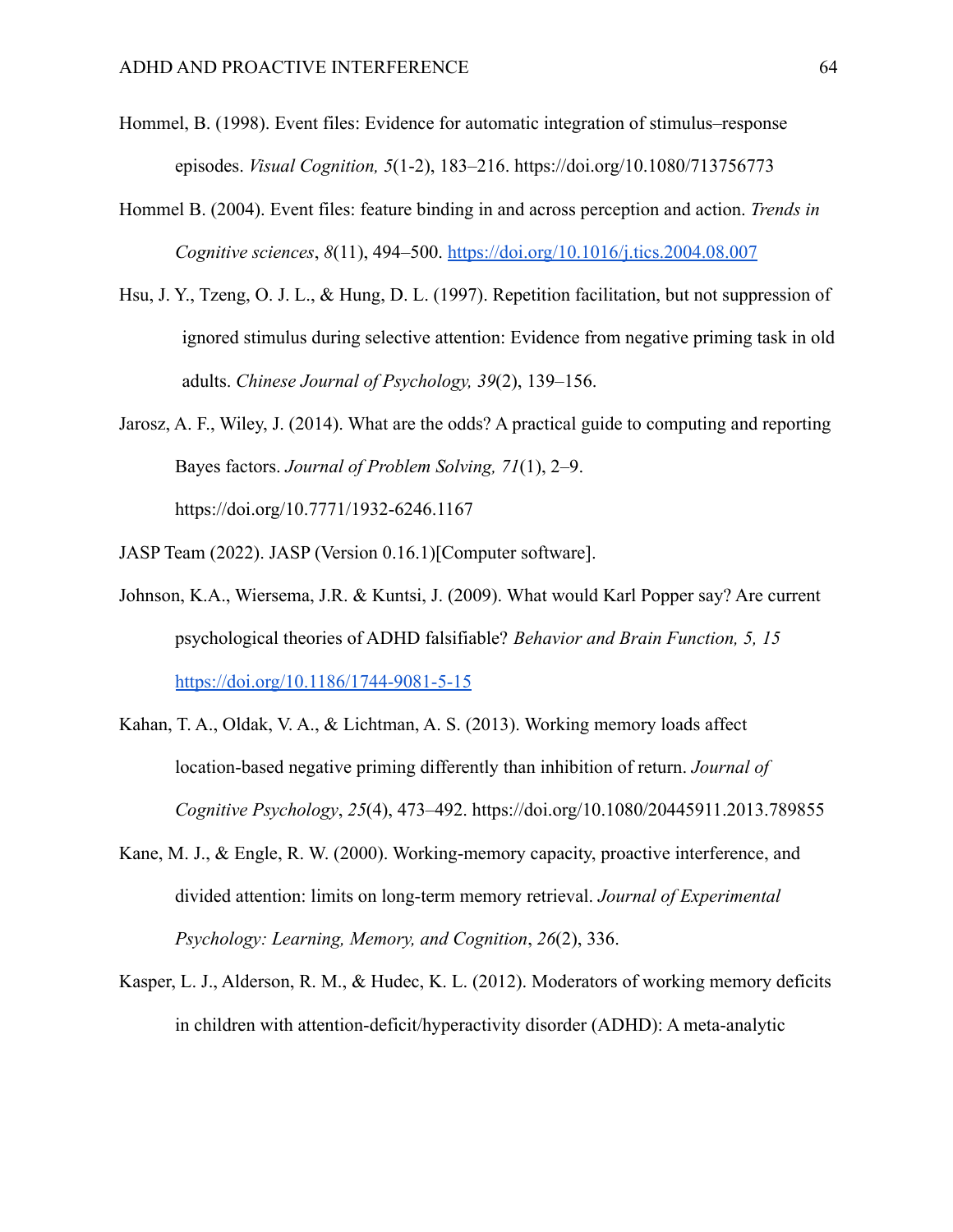Hommel, B. (1998). Event files: Evidence for automatic integration of stimulus–response episodes. *Visual Cognition, 5*(1-2), 183–216. https://doi.org/10.1080/713756773

Hommel B. (2004). Event files: feature binding in and across perception and action. *Trends in Cognitive sciences*, *8*(11), 494–500. https://doi.org/10.1016/j.tics.2004.08.007

Hsu, J. Y., Tzeng, O. J. L., & Hung, D. L. (1997). Repetition facilitation, but not suppression of ignored stimulus during selective attention: Evidence from negative priming task in old adults. *Chinese Journal of Psychology, 39*(2), 139–156.

Jarosz, A. F., Wiley, J. (2014). What are the odds? A practical guide to computing and reporting Bayes factors. *Journal of Problem Solving, 71*(1), 2–9. https://doi.org/10.7771/1932-6246.1167

JASP Team (2022). JASP (Version 0.16.1)[Computer software].

Johnson, K.A., Wiersema, J.R. & Kuntsi, J. (2009). What would Karl Popper say? Are current psychological theories of ADHD falsifiable? *Behavior and Brain Function, 5, 15* https://doi.org/10.1186/1744-9081-5-15

Kahan, T. A., Oldak, V. A., & Lichtman, A. S. (2013). Working memory loads affect location-based negative priming differently than inhibition of return. *Journal of Cognitive Psychology*, *25*(4), 473–492. https://doi.org/10.1080/20445911.2013.789855

Kane, M. J., & Engle, R. W. (2000). Working-memory capacity, proactive interference, and divided attention: limits on long-term memory retrieval. *Journal of Experimental Psychology: Learning, Memory, and Cognition*, *26*(2), 336.

Kasper, L. J., Alderson, R. M., & Hudec, K. L. (2012). Moderators of working memory deficits in children with attention-deficit/hyperactivity disorder (ADHD): A meta-analytic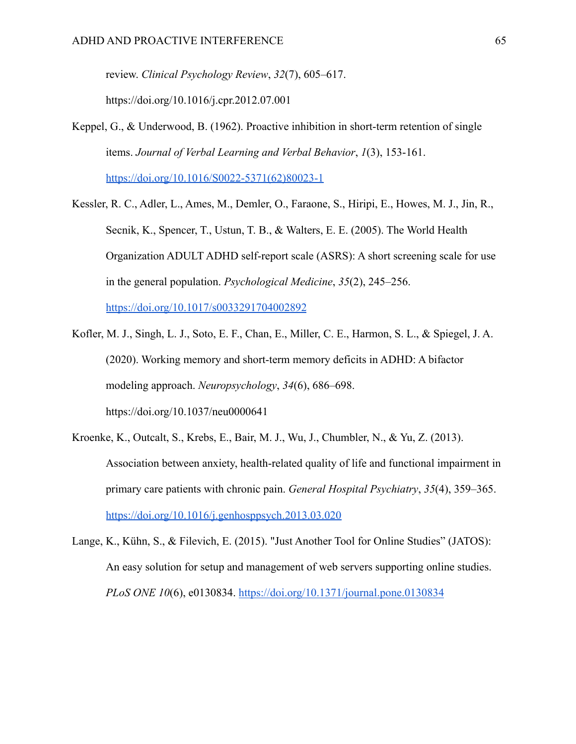review. *Clinical Psychology Review*, *32*(7), 605–617. https://doi.org/10.1016/j.cpr.2012.07.001

Keppel, G., & Underwood, B. (1962). Proactive inhibition in short-term retention of single items. *Journal of Verbal Learning and Verbal Behavior*, *1*(3), 153-161. https://doi.org/10.1016/S0022-5371(62)80023-1

Kessler, R. C., Adler, L., Ames, M., Demler, O., Faraone, S., Hiripi, E., Howes, M. J., Jin, R., Secnik, K., Spencer, T., Ustun, T. B., & Walters, E. E. (2005). The World Health Organization ADULT ADHD self-report scale (ASRS): A short screening scale for use in the general population. *Psychological Medicine*, *35*(2), 245–256. https://doi.org/10.1017/s0033291704002892

Kofler, M. J., Singh, L. J., Soto, E. F., Chan, E., Miller, C. E., Harmon, S. L., & Spiegel, J. A. (2020). Working memory and short-term memory deficits in ADHD: A bifactor modeling approach. *Neuropsychology*, *34*(6), 686–698. https://doi.org/10.1037/neu0000641

Kroenke, K., Outcalt, S., Krebs, E., Bair, M. J., Wu, J., Chumbler, N., & Yu, Z. (2013). Association between anxiety, health-related quality of life and functional impairment in primary care patients with chronic pain. *General Hospital Psychiatry*, *35*(4), 359–365. https://doi.org/10.1016/j.genhosppsych.2013.03.020

Lange, K., Kühn, S., & Filevich, E. (2015). "Just Another Tool for Online Studies" (JATOS): An easy solution for setup and management of web servers supporting online studies. *PLoS ONE 10*(6), e0130834. https://doi.org/10.1371/journal.pone.0130834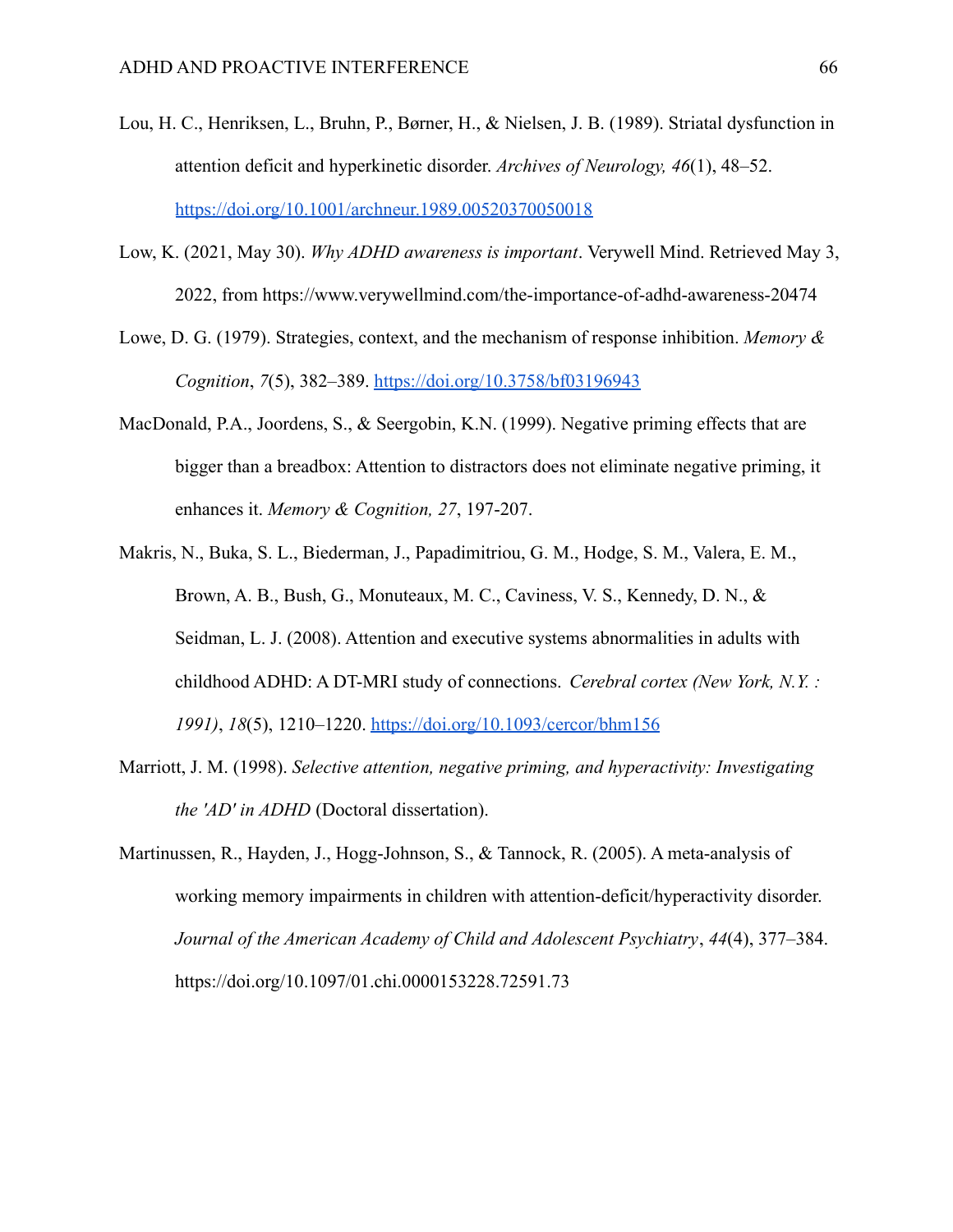Lou, H. C., Henriksen, L., Bruhn, P., Børner, H., & Nielsen, J. B. (1989). Striatal dysfunction in attention deficit and hyperkinetic disorder. *Archives of Neurology, 46*(1), 48–52. https://doi.org/10.1001/archneur.1989.00520370050018

Low, K. (2021, May 30). *Why ADHD awareness is important*. Verywell Mind. Retrieved May 3, 2022, from https://www.verywellmind.com/the-importance-of-adhd-awareness-20474

Lowe, D. G. (1979). Strategies, context, and the mechanism of response inhibition. *Memory & Cognition*, *7*(5), 382–389. https://doi.org/10.3758/bf03196943

MacDonald, P.A., Joordens, S., & Seergobin, K.N. (1999). Negative priming effects that are bigger than a breadbox: Attention to distractors does not eliminate negative priming, it enhances it. *Memory & Cognition, 27*, 197-207.

Makris, N., Buka, S. L., Biederman, J., Papadimitriou, G. M., Hodge, S. M., Valera, E. M., Brown, A. B., Bush, G., Monuteaux, M. C., Caviness, V. S., Kennedy, D. N., & Seidman, L. J. (2008). Attention and executive systems abnormalities in adults with childhood ADHD: A DT-MRI study of connections. *Cerebral cortex (New York, N.Y. : 1991)*, *18*(5), 1210–1220. https://doi.org/10.1093/cercor/bhm156

Marriott, J. M. (1998). *Selective attention, negative priming, and hyperactivity: Investigating the 'AD' in ADHD* (Doctoral dissertation).

Martinussen, R., Hayden, J., Hogg-Johnson, S., & Tannock, R. (2005). A meta-analysis of working memory impairments in children with attention-deficit/hyperactivity disorder. *Journal of the American Academy of Child and Adolescent Psychiatry*, *44*(4), 377–384. https://doi.org/10.1097/01.chi.0000153228.72591.73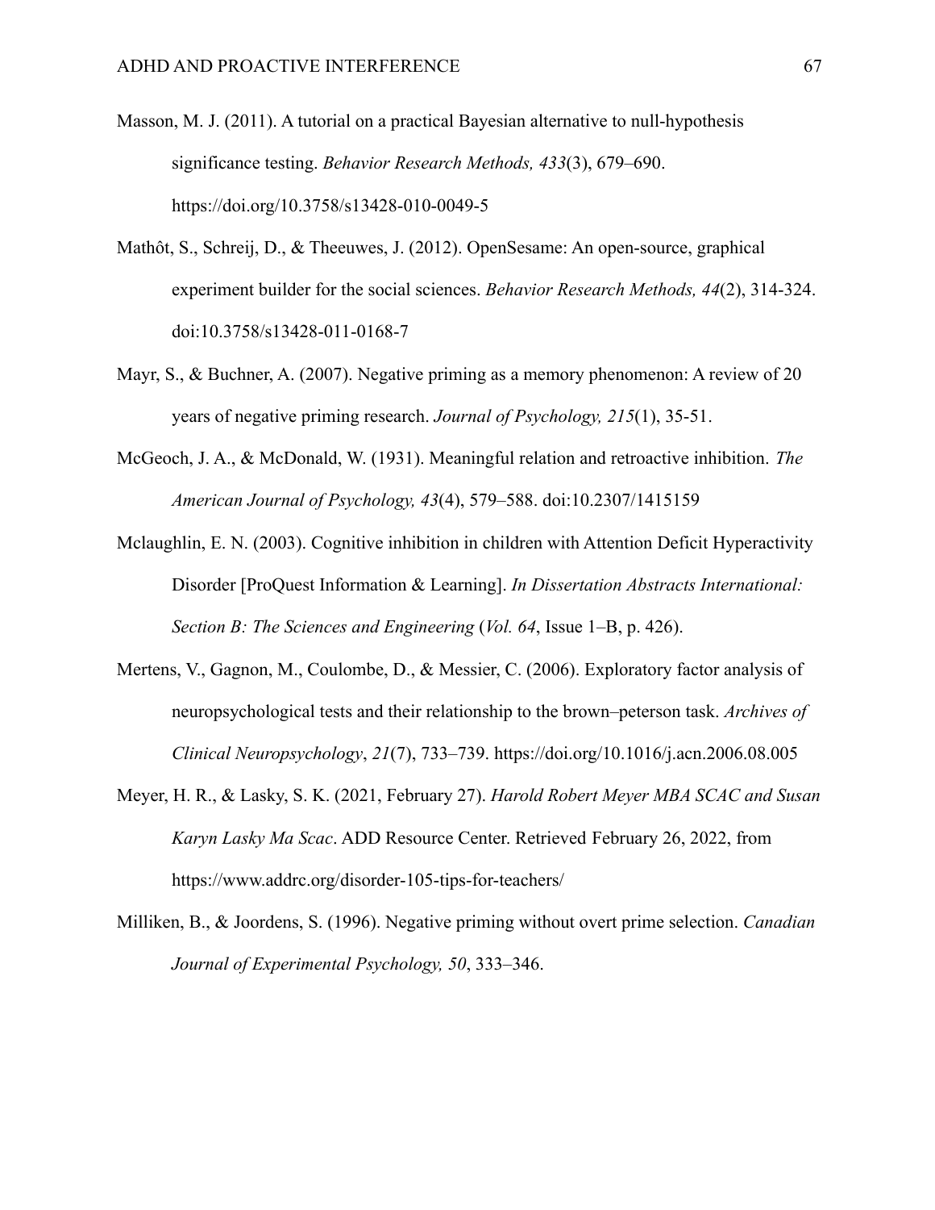Masson, M. J. (2011). A tutorial on a practical Bayesian alternative to null-hypothesis significance testing. *Behavior Research Methods, 433*(3), 679–690. https://doi.org/10.3758/s13428-010-0049-5

Mathôt, S., Schreij, D., & Theeuwes, J. (2012). OpenSesame: An open-source, graphical experiment builder for the social sciences. *Behavior Research Methods, 44*(2), 314-324. doi:10.3758/s13428-011-0168-7

Mayr, S., & Buchner, A. (2007). Negative priming as a memory phenomenon: A review of 20 years of negative priming research. *Journal of Psychology, 215*(1), 35-51.

McGeoch, J. A., & McDonald, W. (1931). Meaningful relation and retroactive inhibition. *The American Journal of Psychology, 43*(4), 579–588. doi:10.2307/1415159

Mclaughlin, E. N. (2003). Cognitive inhibition in children with Attention Deficit Hyperactivity Disorder [ProQuest Information & Learning]. *In Dissertation Abstracts International: Section B: The Sciences and Engineering* (*Vol. 64*, Issue 1–B, p. 426).

Mertens, V., Gagnon, M., Coulombe, D., & Messier, C. (2006). Exploratory factor analysis of neuropsychological tests and their relationship to the brown–peterson task. *Archives of Clinical Neuropsychology*, *21*(7), 733–739. https://doi.org/10.1016/j.acn.2006.08.005

Meyer, H. R., & Lasky, S. K. (2021, February 27). *Harold Robert Meyer MBA SCAC and Susan Karyn Lasky Ma Scac*. ADD Resource Center. Retrieved February 26, 2022, from https://www.addrc.org/disorder-105-tips-for-teachers/

Milliken, B., & Joordens, S. (1996). Negative priming without overt prime selection. *Canadian Journal of Experimental Psychology, 50*, 333–346.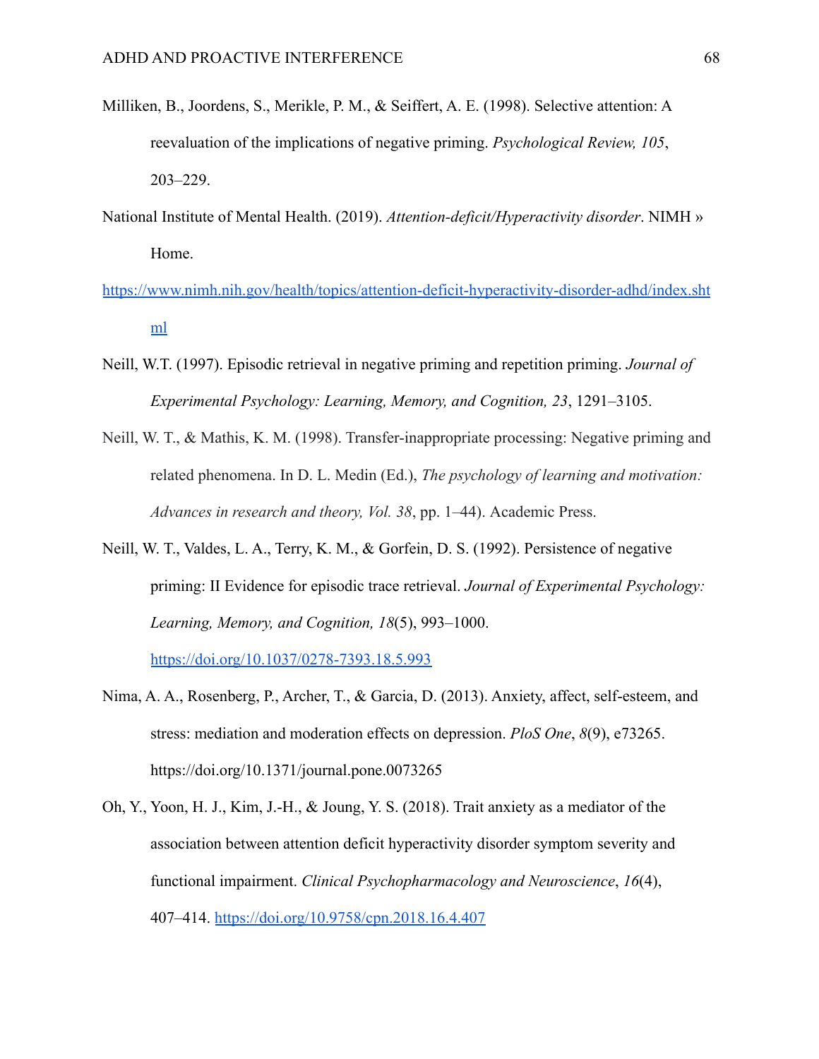Milliken, B., Joordens, S., Merikle, P. M., & Seiffert, A. E. (1998). Selective attention: A reevaluation of the implications of negative priming. *Psychological Review, 105*, 203–229.

National Institute of Mental Health. (2019). *Attention-deficit/Hyperactivity disorder*. NIMH » Home.

https://www.nimh.nih.gov/health/topics/attention-deficit-hyperactivity-disorder-adhd/index.shtml

Neill, W.T. (1997). Episodic retrieval in negative priming and repetition priming. *Journal of Experimental Psychology: Learning, Memory, and Cognition, 23*, 1291–3105.

Neill, W. T., & Mathis, K. M. (1998). Transfer-inappropriate processing: Negative priming and related phenomena. In D. L. Medin (Ed.), *The psychology of learning and motivation: Advances in research and theory, Vol. 38*, pp. 1–44). Academic Press.

Neill, W. T., Valdes, L. A., Terry, K. M., & Gorfein, D. S. (1992). Persistence of negative priming: II Evidence for episodic trace retrieval. *Journal of Experimental Psychology: Learning, Memory, and Cognition, 18*(5), 993–1000. https://doi.org/10.1037/0278-7393.18.5.993

Nima, A. A., Rosenberg, P., Archer, T., & Garcia, D. (2013). Anxiety, affect, self-esteem, and stress: mediation and moderation effects on depression. *PloS One*, *8*(9), e73265. https://doi.org/10.1371/journal.pone.0073265

Oh, Y., Yoon, H. J., Kim, J.-H., & Joung, Y. S. (2018). Trait anxiety as a mediator of the association between attention deficit hyperactivity disorder symptom severity and functional impairment. *Clinical Psychopharmacology and Neuroscience*, *16*(4), 407–414. https://doi.org/10.9758/cpn.2018.16.4.407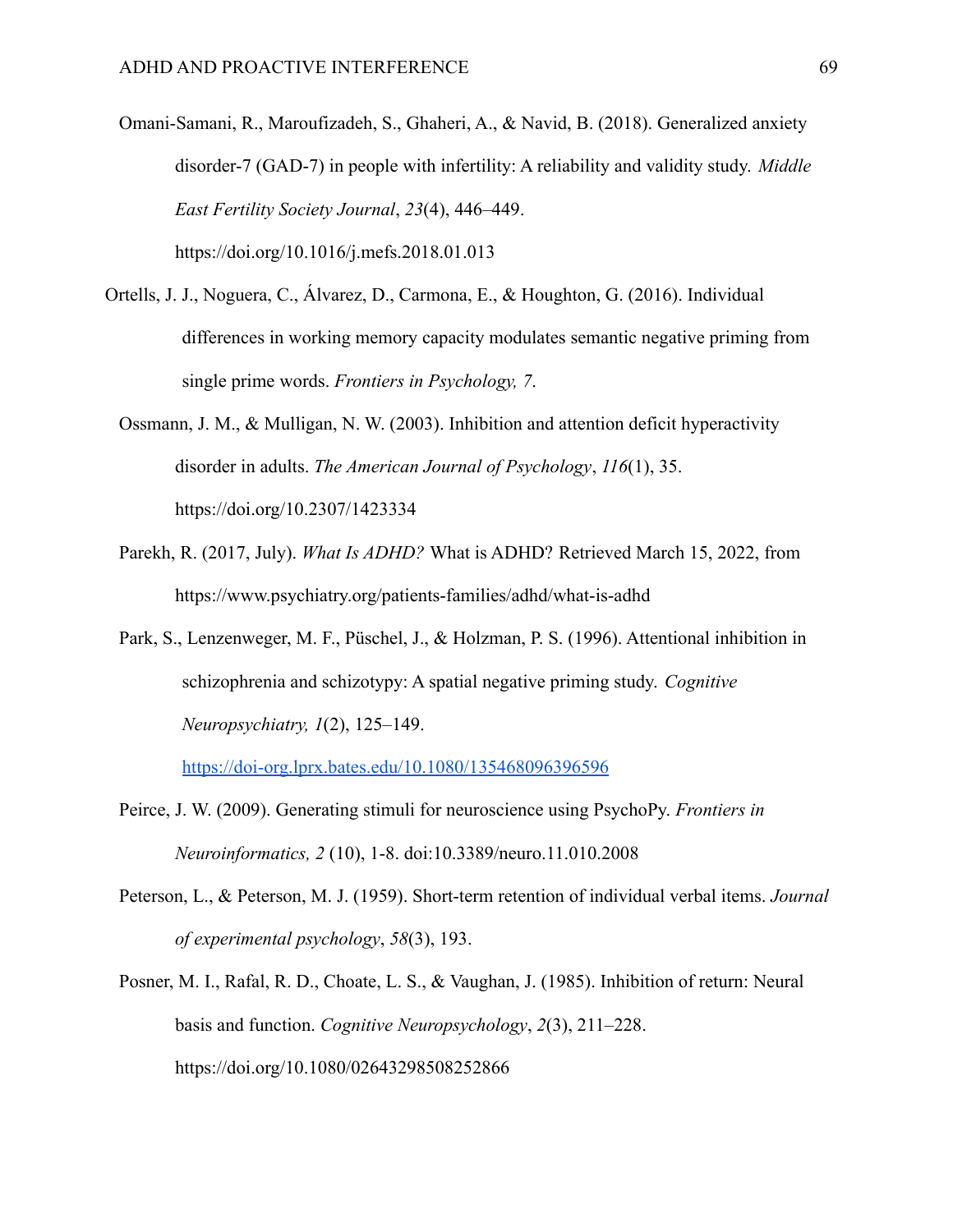Omani-Samani, R., Maroufizadeh, S., Ghaheri, A., & Navid, B. (2018). Generalized anxiety disorder-7 (GAD-7) in people with infertility: A reliability and validity study. *Middle East Fertility Society Journal*, *23*(4), 446–449. https://doi.org/10.1016/j.mefs.2018.01.013

Ortells, J. J., Noguera, C., Álvarez, D., Carmona, E., & Houghton, G. (2016). Individual differences in working memory capacity modulates semantic negative priming from single prime words. *Frontiers in Psychology, 7*.

Ossmann, J. M., & Mulligan, N. W. (2003). Inhibition and attention deficit hyperactivity disorder in adults. *The American Journal of Psychology*, *116*(1), 35. https://doi.org/10.2307/1423334

Parekh, R. (2017, July). *What Is ADHD?* What is ADHD? Retrieved March 15, 2022, from https://www.psychiatry.org/patients-families/adhd/what-is-adhd

Park, S., Lenzenweger, M. F., Püschel, J., & Holzman, P. S. (1996). Attentional inhibition in schizophrenia and schizotypy: A spatial negative priming study. *Cognitive Neuropsychiatry, 1*(2), 125–149. https://doi-org.lprx.bates.edu/10.1080/135468096396596

Peirce, J. W. (2009). Generating stimuli for neuroscience using PsychoPy. *Frontiers in Neuroinformatics, 2* (10), 1-8. doi:10.3389/neuro.11.010.2008

Peterson, L., & Peterson, M. J. (1959). Short-term retention of individual verbal items. *Journal of experimental psychology*, *58*(3), 193.

Posner, M. I., Rafal, R. D., Choate, L. S., & Vaughan, J. (1985). Inhibition of return: Neural basis and function. *Cognitive Neuropsychology*, *2*(3), 211–228. https://doi.org/10.1080/02643298508252866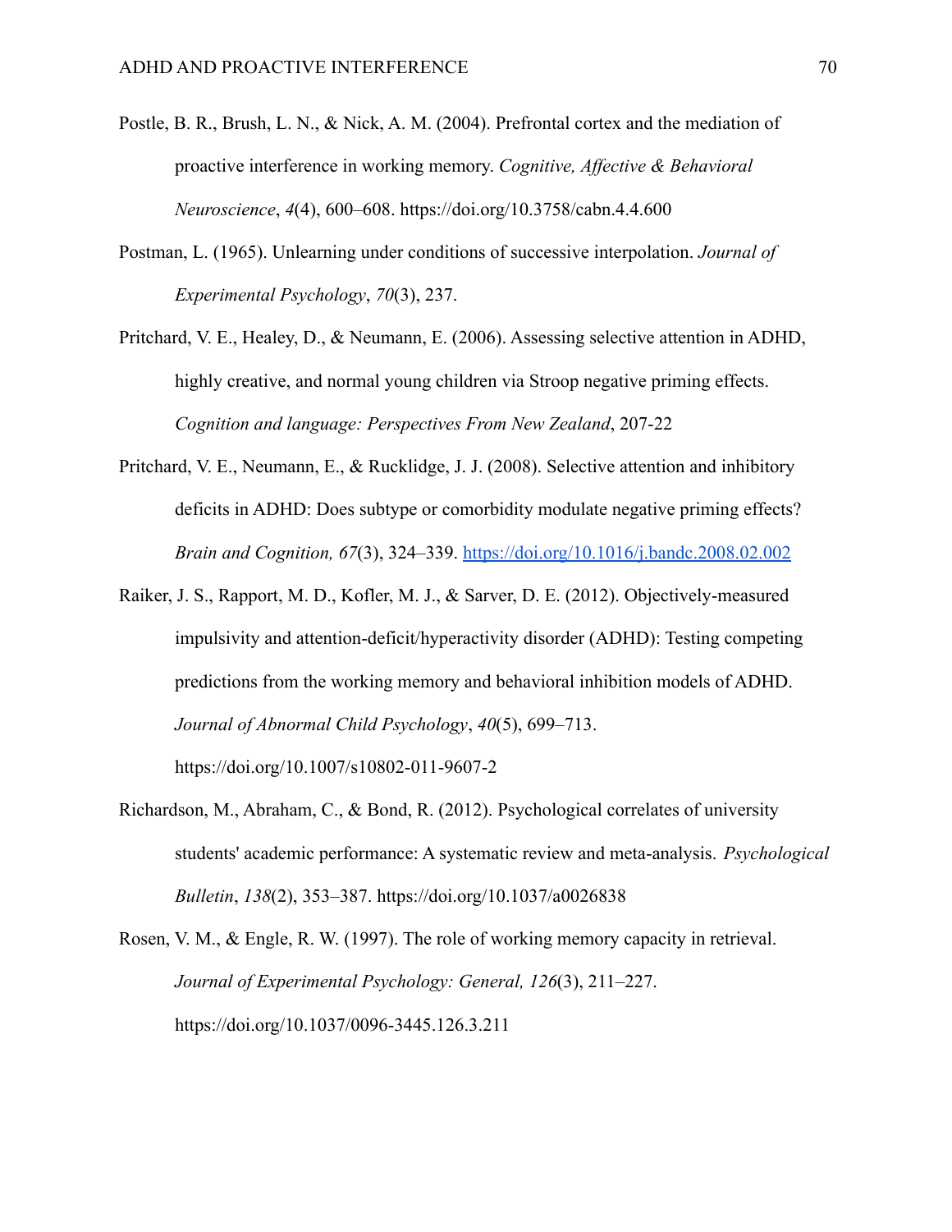Postle, B. R., Brush, L. N., & Nick, A. M. (2004). Prefrontal cortex and the mediation of proactive interference in working memory. *Cognitive, Affective & Behavioral Neuroscience*, *4*(4), 600–608. https://doi.org/10.3758/cabn.4.4.600

Postman, L. (1965). Unlearning under conditions of successive interpolation. *Journal of Experimental Psychology*, *70*(3), 237.

Pritchard, V. E., Healey, D., & Neumann, E. (2006). Assessing selective attention in ADHD, highly creative, and normal young children via Stroop negative priming effects. *Cognition and language: Perspectives From New Zealand*, 207-22

Pritchard, V. E., Neumann, E., & Rucklidge, J. J. (2008). Selective attention and inhibitory deficits in ADHD: Does subtype or comorbidity modulate negative priming effects? *Brain and Cognition, 67*(3), 324–339. https://doi.org/10.1016/j.bandc.2008.02.002

Raiker, J. S., Rapport, M. D., Kofler, M. J., & Sarver, D. E. (2012). Objectively-measured impulsivity and attention-deficit/hyperactivity disorder (ADHD): Testing competing predictions from the working memory and behavioral inhibition models of ADHD. *Journal of Abnormal Child Psychology*, *40*(5), 699–713. https://doi.org/10.1007/s10802-011-9607-2

Richardson, M., Abraham, C., & Bond, R. (2012). Psychological correlates of university students' academic performance: A systematic review and meta-analysis. *Psychological Bulletin*, *138*(2), 353–387. https://doi.org/10.1037/a0026838

Rosen, V. M., & Engle, R. W. (1997). The role of working memory capacity in retrieval. *Journal of Experimental Psychology: General, 126*(3), 211–227. https://doi.org/10.1037/0096-3445.126.3.211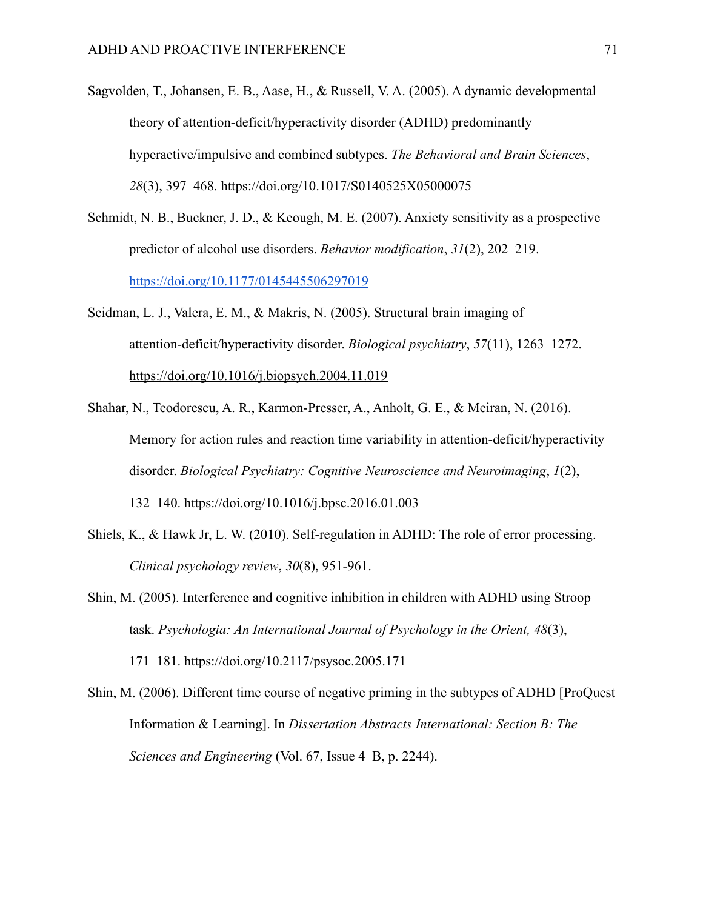Sagvolden, T., Johansen, E. B., Aase, H., & Russell, V. A. (2005). A dynamic developmental theory of attention-deficit/hyperactivity disorder (ADHD) predominantly hyperactive/impulsive and combined subtypes. *The Behavioral and Brain Sciences*, *28*(3), 397–468. https://doi.org/10.1017/S0140525X05000075

Schmidt, N. B., Buckner, J. D., & Keough, M. E. (2007). Anxiety sensitivity as a prospective predictor of alcohol use disorders. *Behavior modification*, *31*(2), 202–219. https://doi.org/10.1177/0145445506297019

Seidman, L. J., Valera, E. M., & Makris, N. (2005). Structural brain imaging of attention-deficit/hyperactivity disorder. *Biological psychiatry*, *57*(11), 1263–1272. https://doi.org/10.1016/j.biopsych.2004.11.019

Shahar, N., Teodorescu, A. R., Karmon-Presser, A., Anholt, G. E., & Meiran, N. (2016). Memory for action rules and reaction time variability in attention-deficit/hyperactivity disorder. *Biological Psychiatry: Cognitive Neuroscience and Neuroimaging*, *1*(2), 132–140. https://doi.org/10.1016/j.bpsc.2016.01.003

Shiels, K., & Hawk Jr, L. W. (2010). Self-regulation in ADHD: The role of error processing. *Clinical psychology review*, *30*(8), 951-961.

Shin, M. (2005). Interference and cognitive inhibition in children with ADHD using Stroop task. *Psychologia: An International Journal of Psychology in the Orient, 48*(3), 171–181. https://doi.org/10.2117/psysoc.2005.171

Shin, M. (2006). Different time course of negative priming in the subtypes of ADHD [ProQuest Information & Learning]. In *Dissertation Abstracts International: Section B: The Sciences and Engineering* (Vol. 67, Issue 4–B, p. 2244).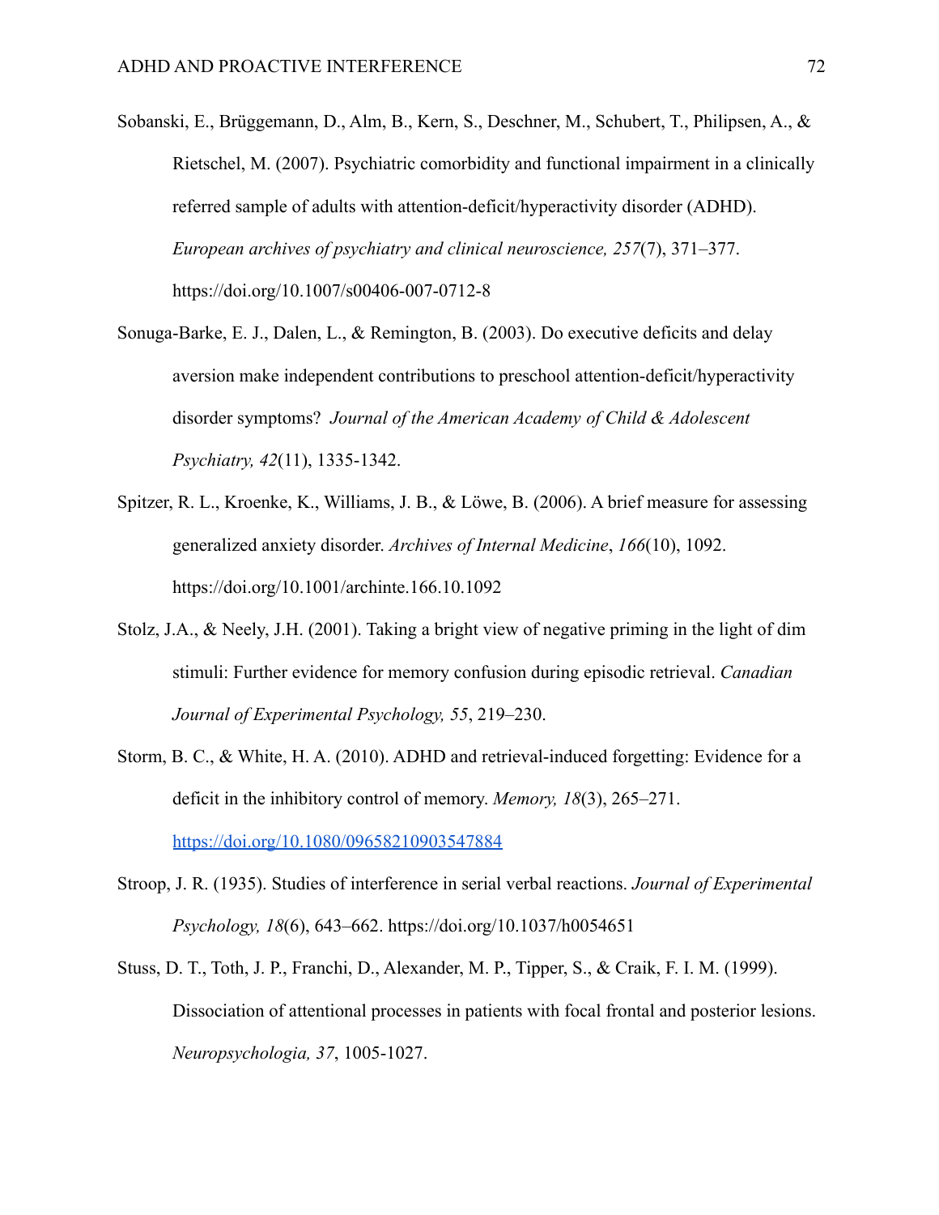Sobanski, E., Brüggemann, D., Alm, B., Kern, S., Deschner, M., Schubert, T., Philipsen, A., & Rietschel, M. (2007). Psychiatric comorbidity and functional impairment in a clinically referred sample of adults with attention-deficit/hyperactivity disorder (ADHD). *European archives of psychiatry and clinical neuroscience, 257*(7), 371–377. https://doi.org/10.1007/s00406-007-0712-8

Sonuga-Barke, E. J., Dalen, L., & Remington, B. (2003). Do executive deficits and delay aversion make independent contributions to preschool attention-deficit/hyperactivity disorder symptoms? *Journal of the American Academy of Child & Adolescent Psychiatry, 42*(11), 1335-1342.

Spitzer, R. L., Kroenke, K., Williams, J. B., & Löwe, B. (2006). A brief measure for assessing generalized anxiety disorder. *Archives of Internal Medicine*, *166*(10), 1092. https://doi.org/10.1001/archinte.166.10.1092

Stolz, J.A., & Neely, J.H. (2001). Taking a bright view of negative priming in the light of dim stimuli: Further evidence for memory confusion during episodic retrieval. *Canadian Journal of Experimental Psychology, 55*, 219–230.

Storm, B. C., & White, H. A. (2010). ADHD and retrieval-induced forgetting: Evidence for a deficit in the inhibitory control of memory. *Memory, 18*(3), 265–271. https://doi.org/10.1080/09658210903547884

Stroop, J. R. (1935). Studies of interference in serial verbal reactions. *Journal of Experimental Psychology, 18*(6), 643–662. https://doi.org/10.1037/h0054651

Stuss, D. T., Toth, J. P., Franchi, D., Alexander, M. P., Tipper, S., & Craik, F. I. M. (1999). Dissociation of attentional processes in patients with focal frontal and posterior lesions. *Neuropsychologia, 37*, 1005-1027.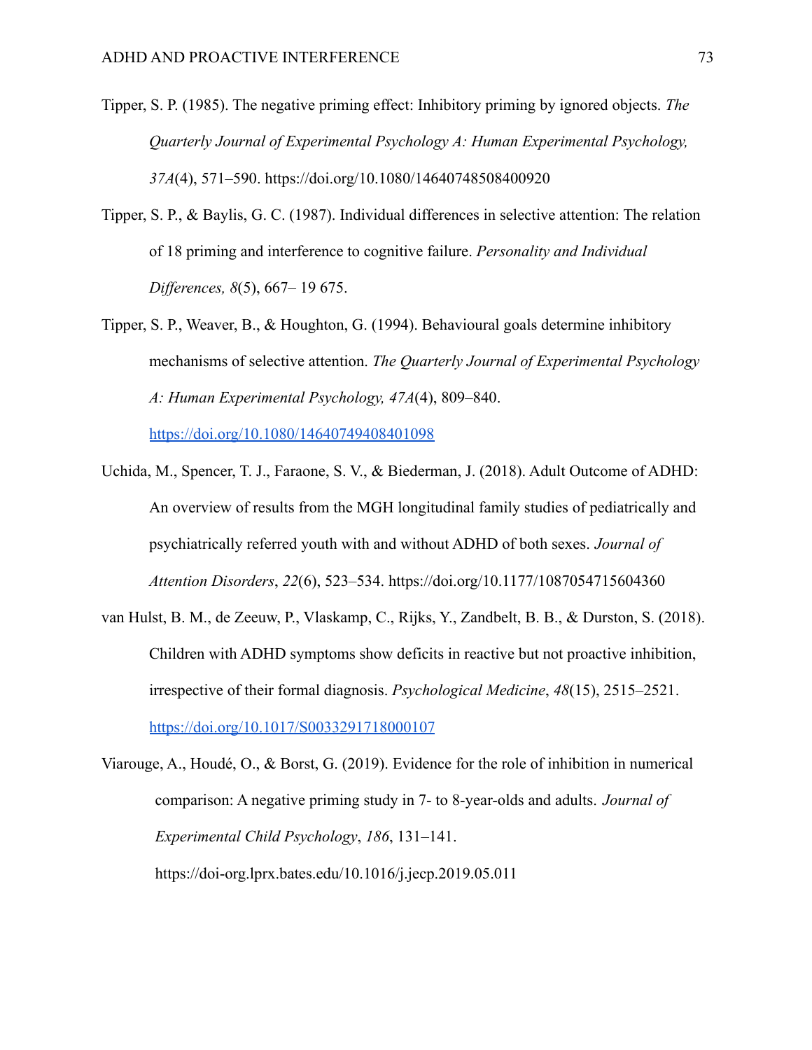Tipper, S. P. (1985). The negative priming effect: Inhibitory priming by ignored objects. *The Quarterly Journal of Experimental Psychology A: Human Experimental Psychology, 37A*(4), 571–590. https://doi.org/10.1080/14640748508400920

Tipper, S. P., & Baylis, G. C. (1987). Individual differences in selective attention: The relation of 18 priming and interference to cognitive failure. *Personality and Individual Differences, 8*(5), 667– 19 675.

Tipper, S. P., Weaver, B., & Houghton, G. (1994). Behavioural goals determine inhibitory mechanisms of selective attention. *The Quarterly Journal of Experimental Psychology A: Human Experimental Psychology, 47A*(4), 809–840. https://doi.org/10.1080/14640749408401098

Uchida, M., Spencer, T. J., Faraone, S. V., & Biederman, J. (2018). Adult Outcome of ADHD: An overview of results from the MGH longitudinal family studies of pediatrically and psychiatrically referred youth with and without ADHD of both sexes. *Journal of Attention Disorders*, *22*(6), 523–534. https://doi.org/10.1177/1087054715604360

van Hulst, B. M., de Zeeuw, P., Vlaskamp, C., Rijks, Y., Zandbelt, B. B., & Durston, S. (2018). Children with ADHD symptoms show deficits in reactive but not proactive inhibition, irrespective of their formal diagnosis. *Psychological Medicine*, *48*(15), 2515–2521. https://doi.org/10.1017/S0033291718000107

Viarouge, A., Houdé, O., & Borst, G. (2019). Evidence for the role of inhibition in numerical comparison: A negative priming study in 7- to 8-year-olds and adults. *Journal of Experimental Child Psychology*, *186*, 131–141. https://doi-org.lprx.bates.edu/10.1016/j.jecp.2019.05.011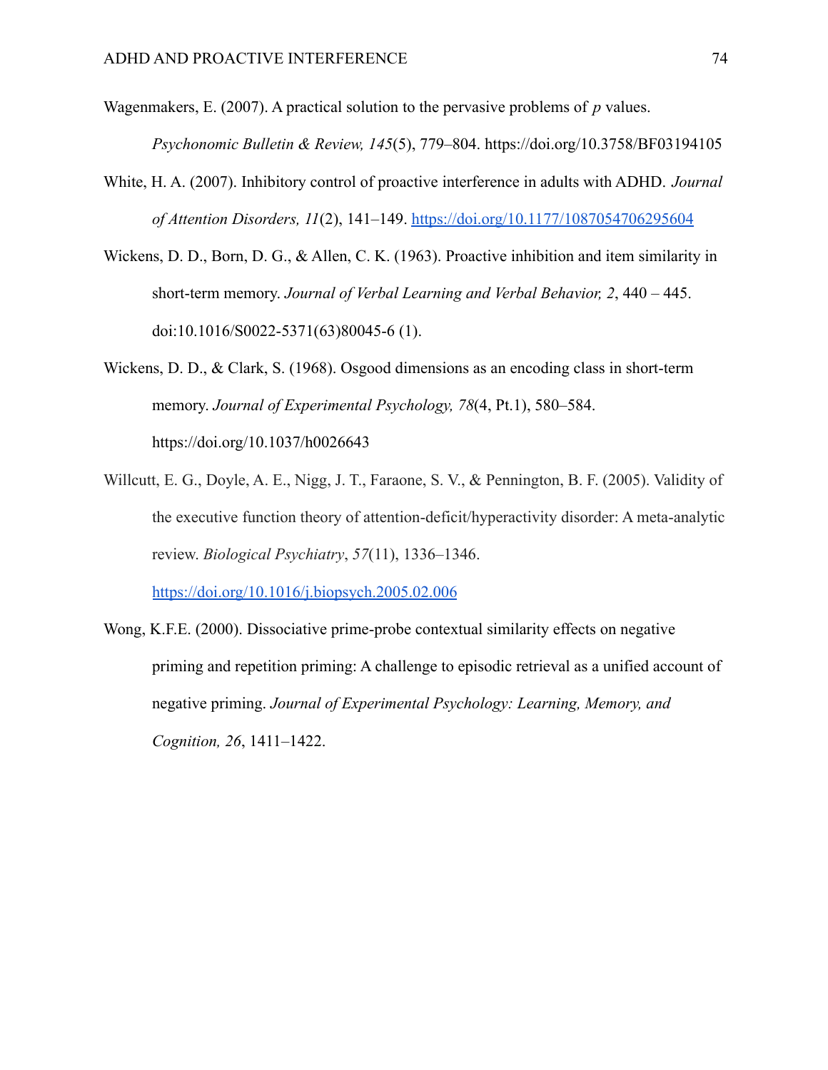Wagenmakers, E. (2007). A practical solution to the pervasive problems of *p* values. *Psychonomic Bulletin & Review, 145*(5), 779–804. https://doi.org/10.3758/BF03194105

White, H. A. (2007). Inhibitory control of proactive interference in adults with ADHD. *Journal of Attention Disorders, 11*(2), 141–149. https://doi.org/10.1177/1087054706295604

Wickens, D. D., Born, D. G., & Allen, C. K. (1963). Proactive inhibition and item similarity in short-term memory. *Journal of Verbal Learning and Verbal Behavior, 2*, 440 – 445. doi:10.1016/S0022-5371(63)80045-6 (1).

Wickens, D. D., & Clark, S. (1968). Osgood dimensions as an encoding class in short-term memory. *Journal of Experimental Psychology, 78*(4, Pt.1), 580–584. https://doi.org/10.1037/h0026643

Willcutt, E. G., Doyle, A. E., Nigg, J. T., Faraone, S. V., & Pennington, B. F. (2005). Validity of the executive function theory of attention-deficit/hyperactivity disorder: A meta-analytic review. *Biological Psychiatry*, *57*(11), 1336–1346. https://doi.org/10.1016/j.biopsych.2005.02.006

Wong, K.F.E. (2000). Dissociative prime-probe contextual similarity effects on negative priming and repetition priming: A challenge to episodic retrieval as a unified account of negative priming. *Journal of Experimental Psychology: Learning, Memory, and Cognition, 26*, 1411–1422.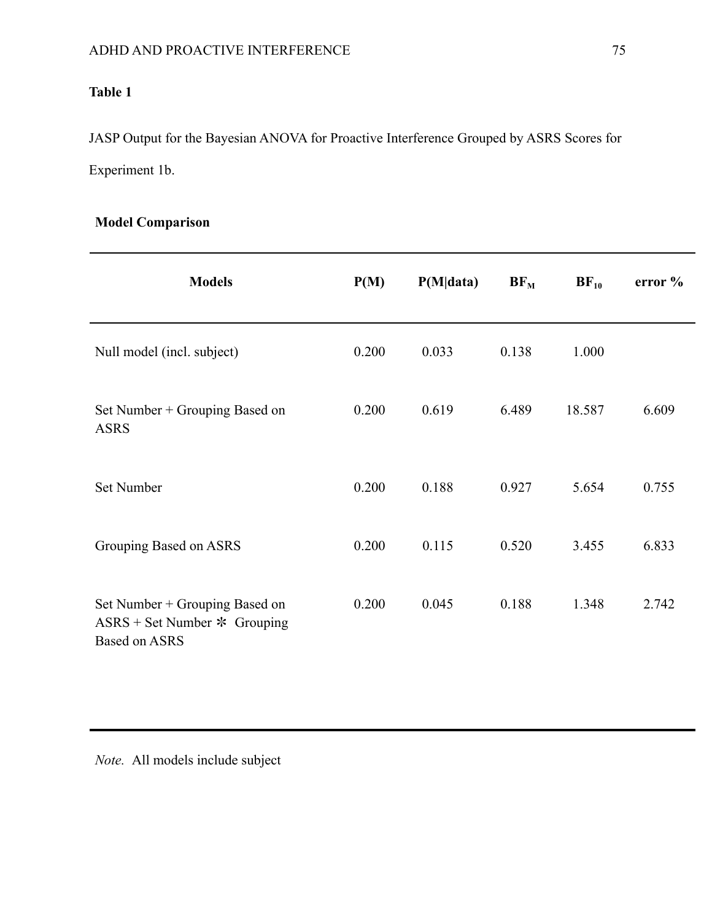**Table 1**

JASP Output for the Bayesian ANOVA for Proactive Interference Grouped by ASRS Scores for Experiment 1b.

**Model Comparison**

| Models | P(M) | P(M\|data) | $BF_M$ | $BF_{10}$ | error % |
|---|---|---|---|---|---|
| Null model (incl. subject) | 0.200 | 0.033 | 0.138 | 1.000 | |
| Set Number + Grouping Based on ASRS | 0.200 | 0.619 | 6.489 | 18.587 | 6.609 |
| Set Number | 0.200 | 0.188 | 0.927 | 5.654 | 0.755 |
| Grouping Based on ASRS | 0.200 | 0.115 | 0.520 | 3.455 | 6.833 |
| Set Number + Grouping Based on ASRS + Set Number ✻ Grouping Based on ASRS | 0.200 | 0.045 | 0.188 | 1.348 | 2.742 |

*Note.* All models include subject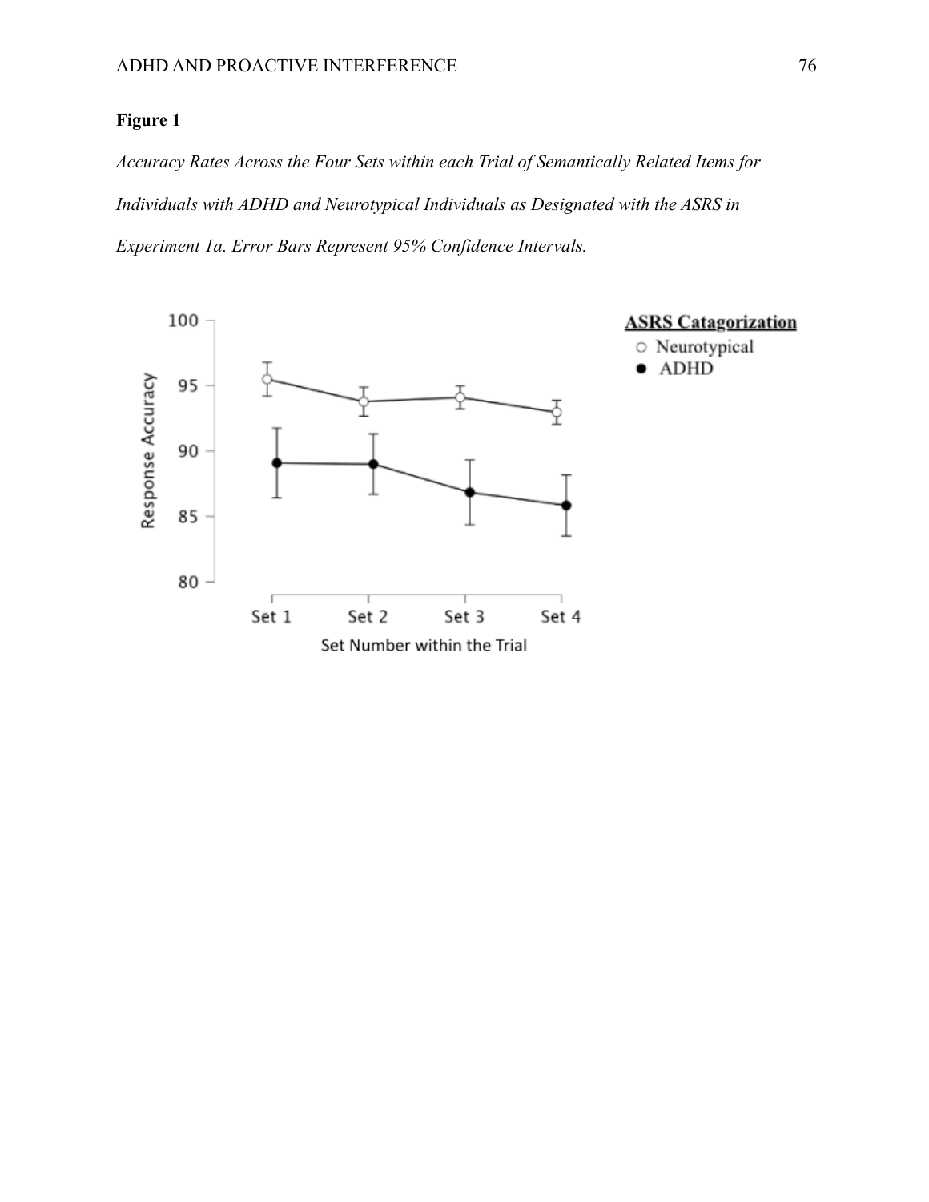**Figure 1**

*Accuracy Rates Across the Four Sets within each Trial of Semantically Related Items for Individuals with ADHD and Neurotypical Individuals as Designated with the ASRS in Experiment 1a. Error Bars Represent 95% Confidence Intervals.*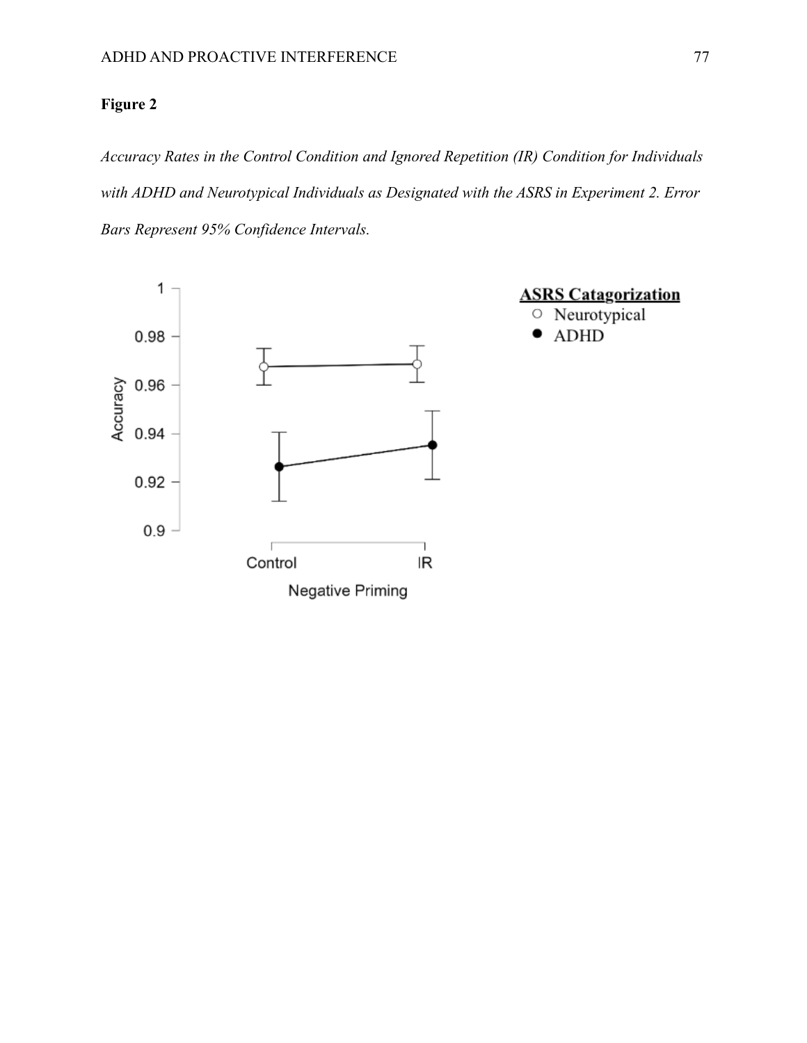**Figure 2**

*Accuracy Rates in the Control Condition and Ignored Repetition (IR) Condition for Individuals with ADHD and Neurotypical Individuals as Designated with the ASRS in Experiment 2. Error Bars Represent 95% Confidence Intervals.*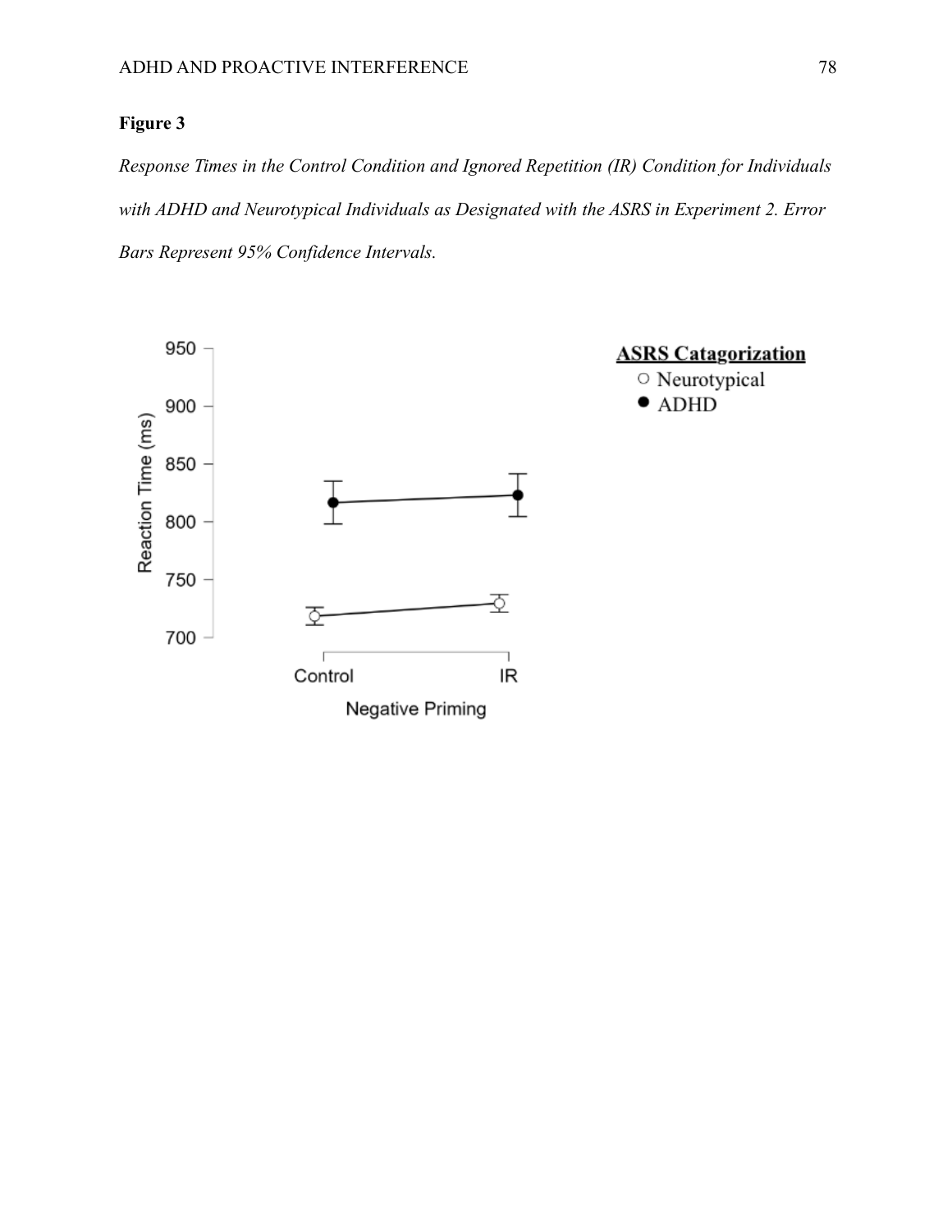**Figure 3**

*Response Times in the Control Condition and Ignored Repetition (IR) Condition for Individuals with ADHD and Neurotypical Individuals as Designated with the ASRS in Experiment 2. Error Bars Represent 95% Confidence Intervals.*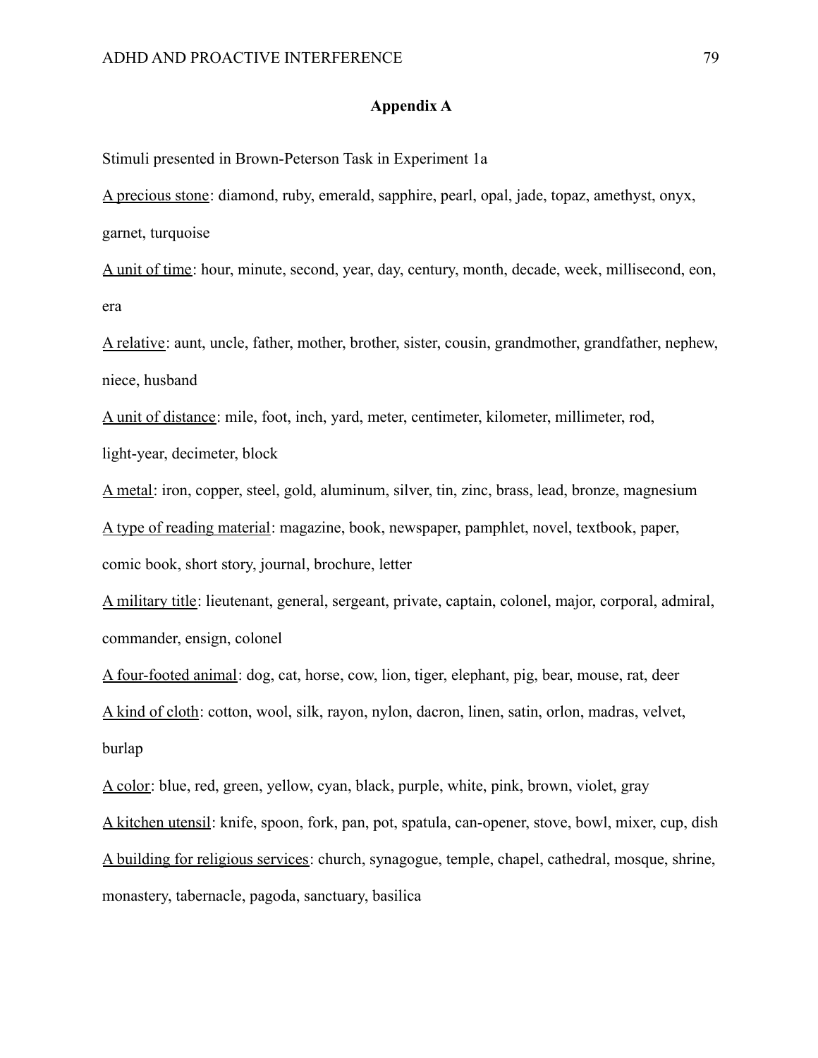## Appendix A

Stimuli presented in Brown-Peterson Task in Experiment 1a

<u>A precious stone</u>: diamond, ruby, emerald, sapphire, pearl, opal, jade, topaz, amethyst, onyx, garnet, turquoise

<u>A unit of time</u>: hour, minute, second, year, day, century, month, decade, week, millisecond, eon, era

<u>A relative</u>: aunt, uncle, father, mother, brother, sister, cousin, grandmother, grandfather, nephew, niece, husband

<u>A unit of distance</u>: mile, foot, inch, yard, meter, centimeter, kilometer, millimeter, rod, light-year, decimeter, block

<u>A metal</u>: iron, copper, steel, gold, aluminum, silver, tin, zinc, brass, lead, bronze, magnesium

<u>A type of reading material</u>: magazine, book, newspaper, pamphlet, novel, textbook, paper, comic book, short story, journal, brochure, letter

<u>A military title</u>: lieutenant, general, sergeant, private, captain, colonel, major, corporal, admiral, commander, ensign, colonel

<u>A four-footed animal</u>: dog, cat, horse, cow, lion, tiger, elephant, pig, bear, mouse, rat, deer

<u>A kind of cloth</u>: cotton, wool, silk, rayon, nylon, dacron, linen, satin, orlon, madras, velvet, burlap

<u>A color</u>: blue, red, green, yellow, cyan, black, purple, white, pink, brown, violet, gray

<u>A kitchen utensil</u>: knife, spoon, fork, pan, pot, spatula, can-opener, stove, bowl, mixer, cup, dish

<u>A building for religious services</u>: church, synagogue, temple, chapel, cathedral, mosque, shrine, monastery, tabernacle, pagoda, sanctuary, basilica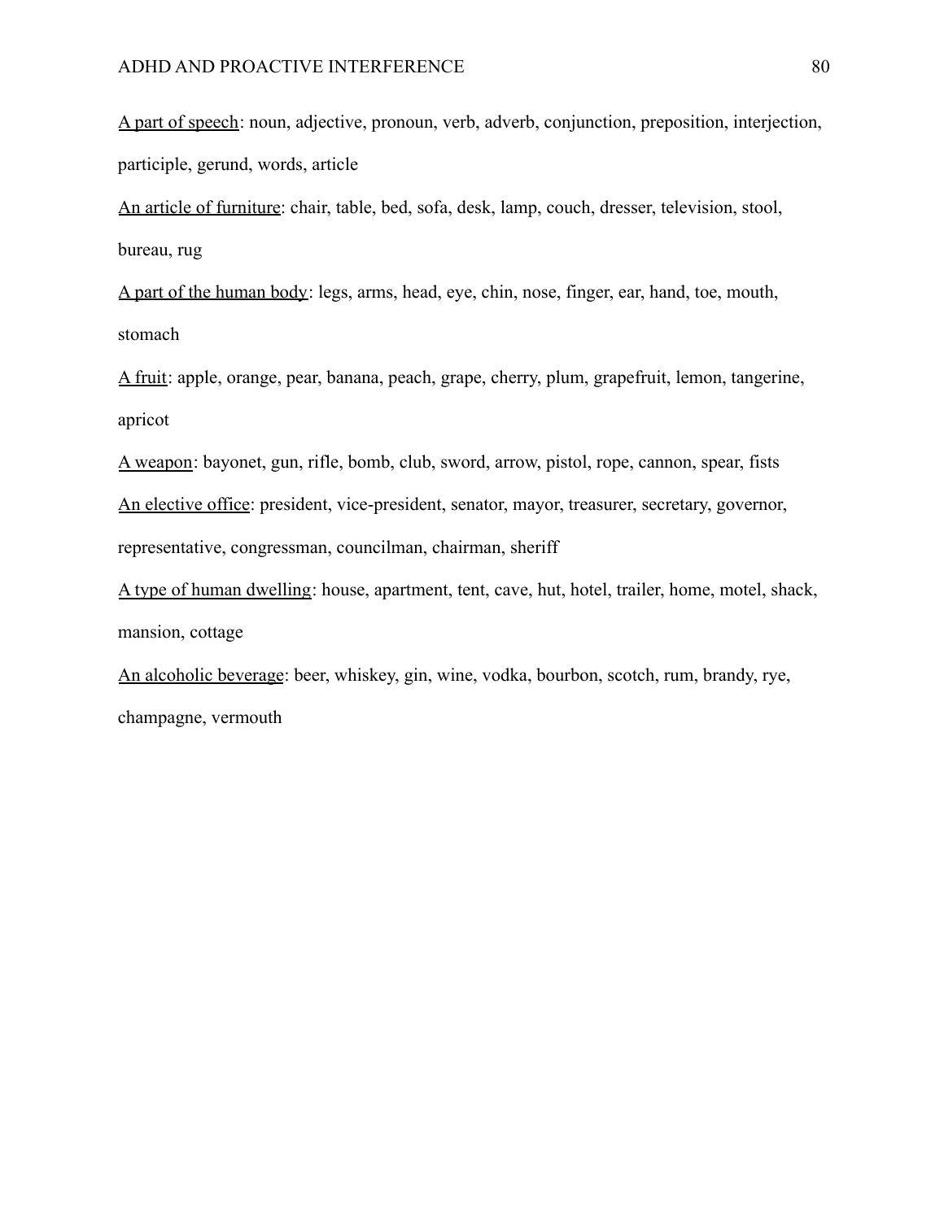<u>A part of speech</u>: noun, adjective, pronoun, verb, adverb, conjunction, preposition, interjection, participle, gerund, words, article

<u>An article of furniture</u>: chair, table, bed, sofa, desk, lamp, couch, dresser, television, stool, bureau, rug

<u>A part of the human body</u>: legs, arms, head, eye, chin, nose, finger, ear, hand, toe, mouth, stomach

<u>A fruit</u>: apple, orange, pear, banana, peach, grape, cherry, plum, grapefruit, lemon, tangerine, apricot

<u>A weapon</u>: bayonet, gun, rifle, bomb, club, sword, arrow, pistol, rope, cannon, spear, fists

<u>An elective office</u>: president, vice-president, senator, mayor, treasurer, secretary, governor, representative, congressman, councilman, chairman, sheriff

<u>A type of human dwelling</u>: house, apartment, tent, cave, hut, hotel, trailer, home, motel, shack, mansion, cottage

<u>An alcoholic beverage</u>: beer, whiskey, gin, wine, vodka, bourbon, scotch, rum, brandy, rye, champagne, vermouth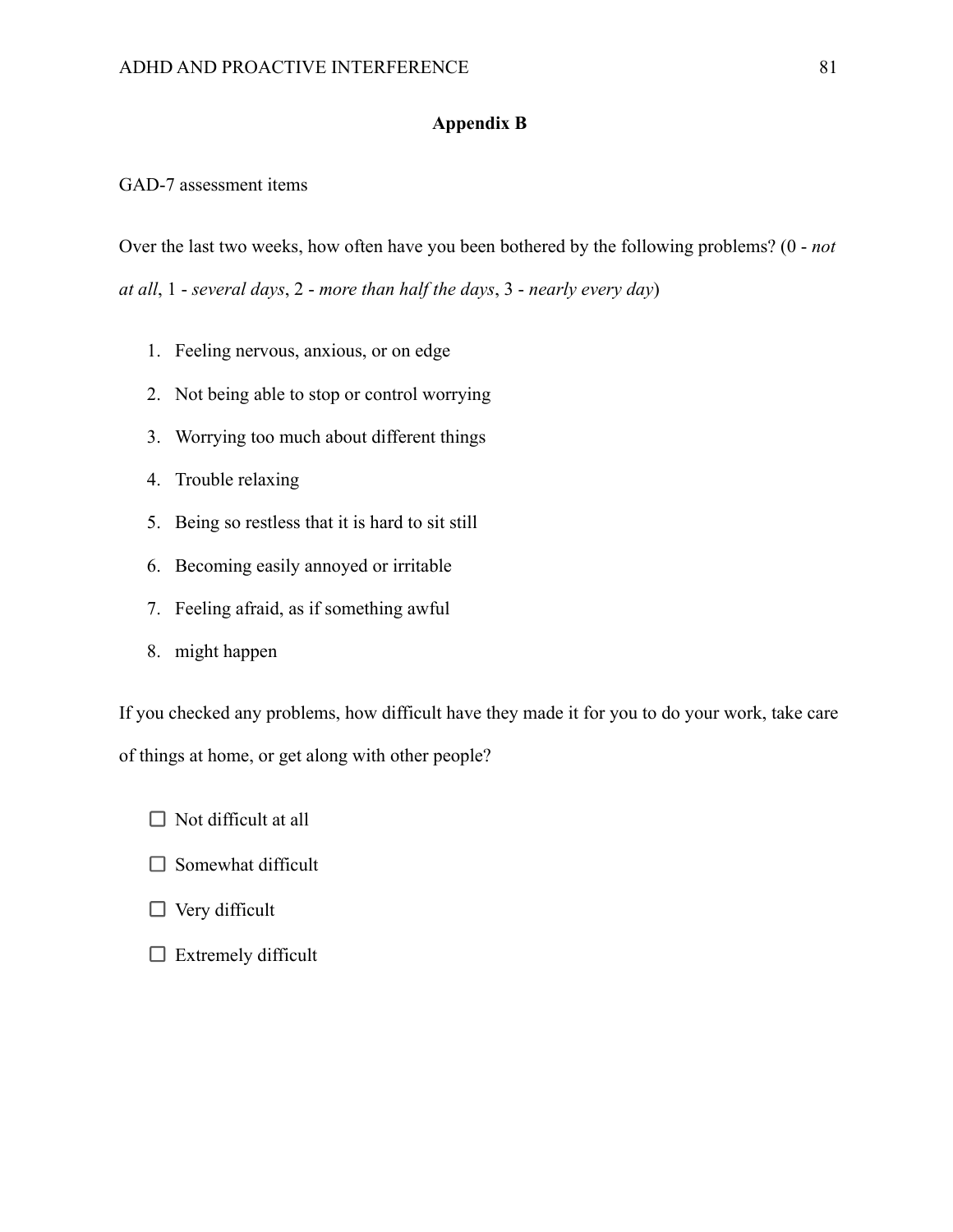## Appendix B

GAD-7 assessment items

Over the last two weeks, how often have you been bothered by the following problems? (0 - *not at all*, 1 - *several days*, 2 - *more than half the days*, 3 - *nearly every day*)

1. Feeling nervous, anxious, or on edge
2. Not being able to stop or control worrying
3. Worrying too much about different things
4. Trouble relaxing
5. Being so restless that it is hard to sit still
6. Becoming easily annoyed or irritable
7. Feeling afraid, as if something awful
8. might happen

If you checked any problems, how difficult have they made it for you to do your work, take care of things at home, or get along with other people?

- ☐ Not difficult at all
- ☐ Somewhat difficult
- ☐ Very difficult
- ☐ Extremely difficult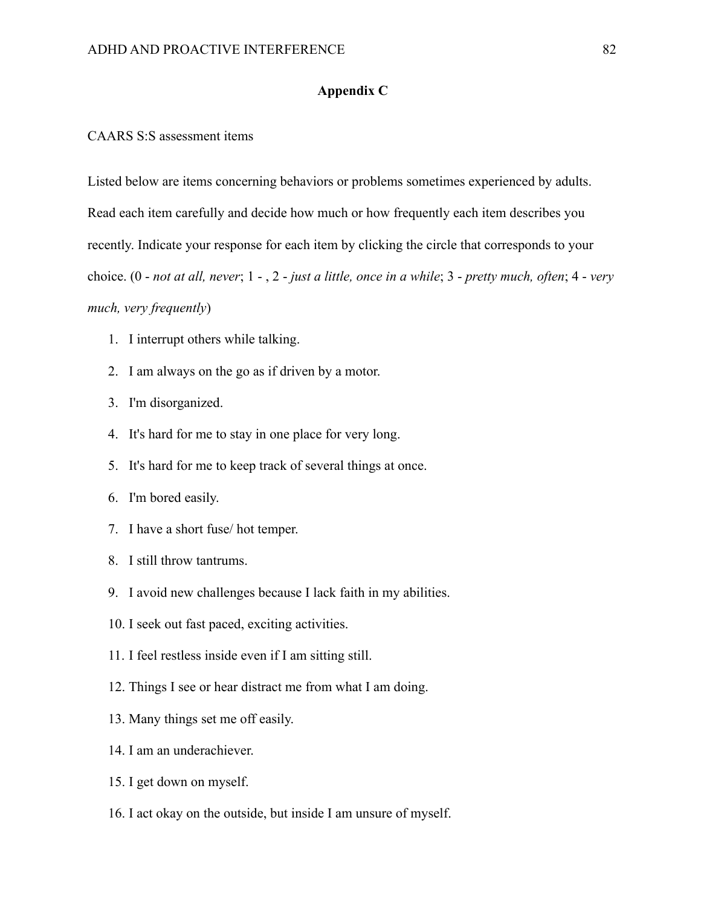**Appendix C**

CAARS S:S assessment items

Listed below are items concerning behaviors or problems sometimes experienced by adults. Read each item carefully and decide how much or how frequently each item describes you recently. Indicate your response for each item by clicking the circle that corresponds to your choice. (0 - *not at all, never*; 1 - , 2 - *just a little, once in a while*; 3 - *pretty much, often*; 4 - *very much, very frequently*)

1. I interrupt others while talking.
2. I am always on the go as if driven by a motor.
3. I'm disorganized.
4. It's hard for me to stay in one place for very long.
5. It's hard for me to keep track of several things at once.
6. I'm bored easily.
7. I have a short fuse/ hot temper.
8. I still throw tantrums.
9. I avoid new challenges because I lack faith in my abilities.
10. I seek out fast paced, exciting activities.
11. I feel restless inside even if I am sitting still.
12. Things I see or hear distract me from what I am doing.
13. Many things set me off easily.
14. I am an underachiever.
15. I get down on myself.
16. I act okay on the outside, but inside I am unsure of myself.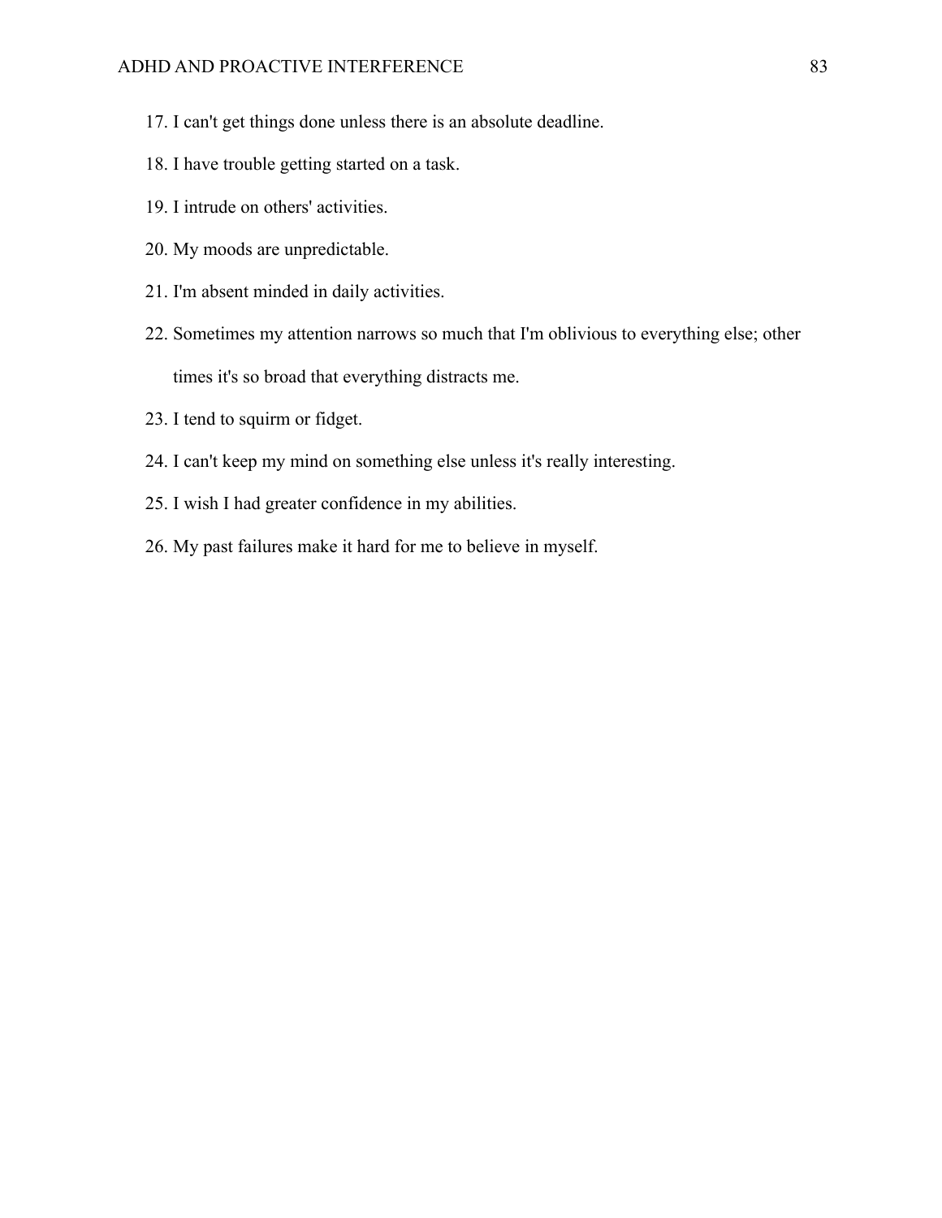17. I can't get things done unless there is an absolute deadline.
18. I have trouble getting started on a task.
19. I intrude on others' activities.
20. My moods are unpredictable.
21. I'm absent minded in daily activities.
22. Sometimes my attention narrows so much that I'm oblivious to everything else; other times it's so broad that everything distracts me.
23. I tend to squirm or fidget.
24. I can't keep my mind on something else unless it's really interesting.
25. I wish I had greater confidence in my abilities.
26. My past failures make it hard for me to believe in myself.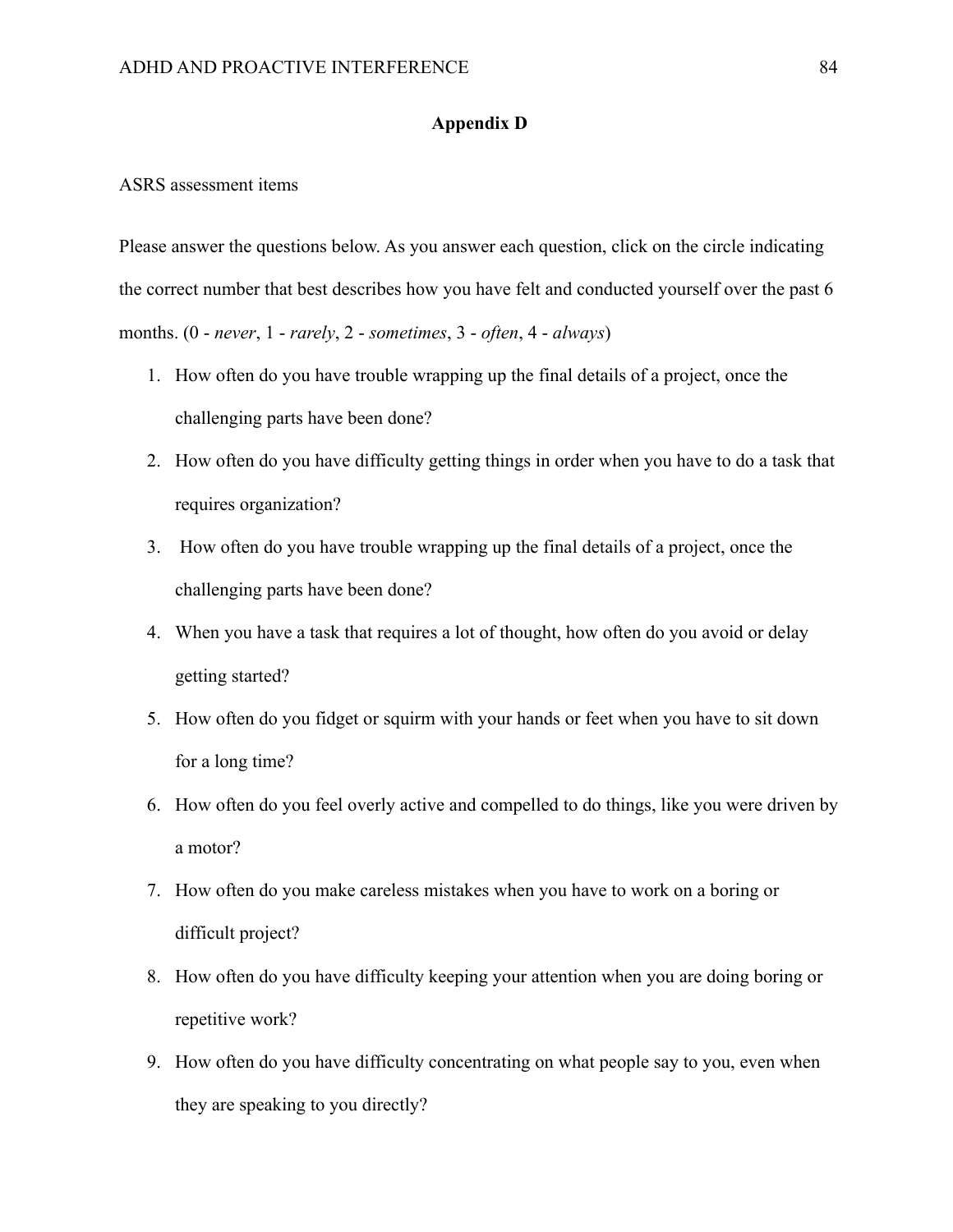## Appendix D

ASRS assessment items

Please answer the questions below. As you answer each question, click on the circle indicating the correct number that best describes how you have felt and conducted yourself over the past 6 months. (0 - *never*, 1 - *rarely*, 2 - *sometimes*, 3 - *often*, 4 - *always*)

1. How often do you have trouble wrapping up the final details of a project, once the challenging parts have been done?
2. How often do you have difficulty getting things in order when you have to do a task that requires organization?
3. How often do you have trouble wrapping up the final details of a project, once the challenging parts have been done?
4. When you have a task that requires a lot of thought, how often do you avoid or delay getting started?
5. How often do you fidget or squirm with your hands or feet when you have to sit down for a long time?
6. How often do you feel overly active and compelled to do things, like you were driven by a motor?
7. How often do you make careless mistakes when you have to work on a boring or difficult project?
8. How often do you have difficulty keeping your attention when you are doing boring or repetitive work?
9. How often do you have difficulty concentrating on what people say to you, even when they are speaking to you directly?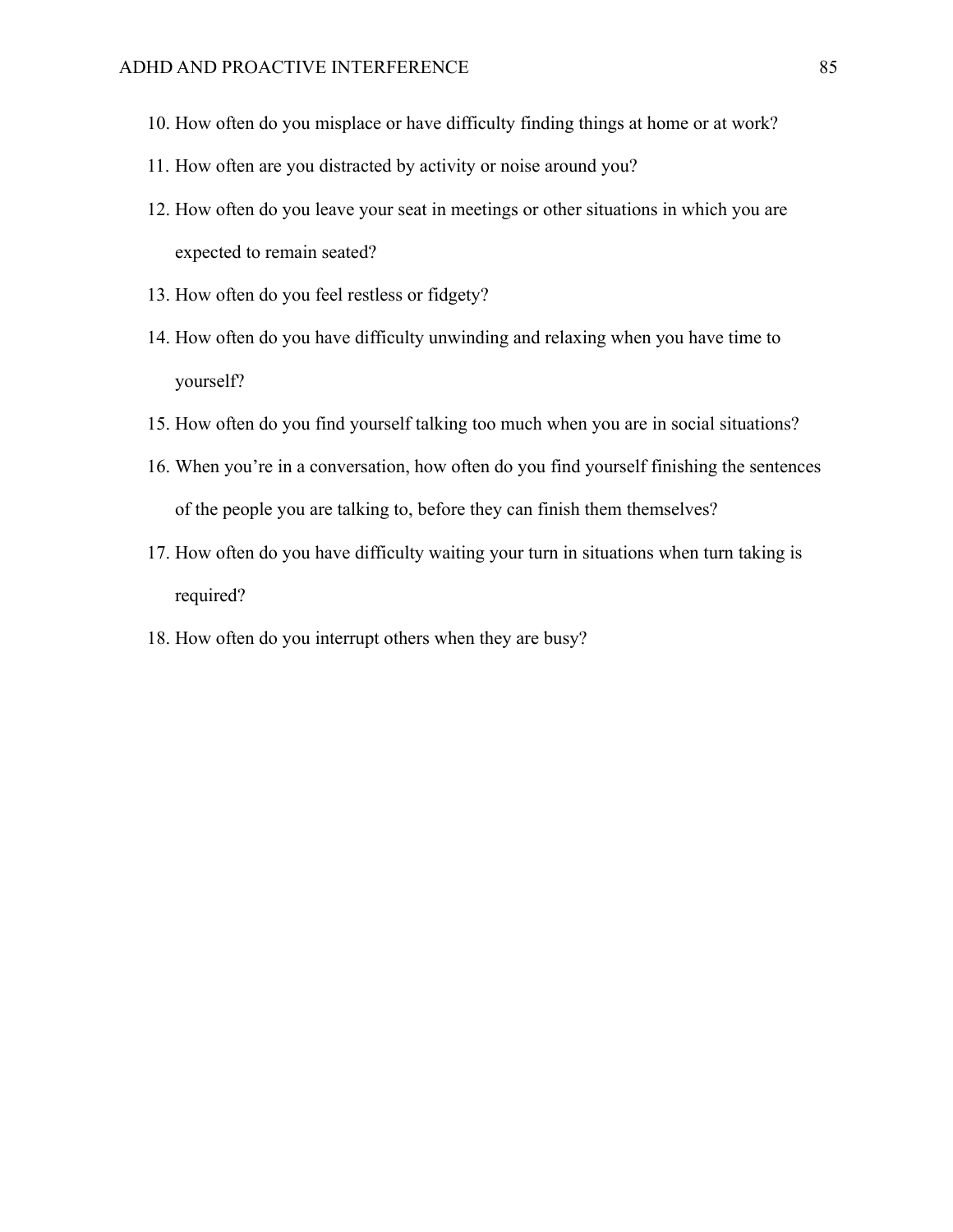10. How often do you misplace or have difficulty finding things at home or at work?
11. How often are you distracted by activity or noise around you?
12. How often do you leave your seat in meetings or other situations in which you are expected to remain seated?
13. How often do you feel restless or fidgety?
14. How often do you have difficulty unwinding and relaxing when you have time to yourself?
15. How often do you find yourself talking too much when you are in social situations?
16. When you're in a conversation, how often do you find yourself finishing the sentences of the people you are talking to, before they can finish them themselves?
17. How often do you have difficulty waiting your turn in situations when turn taking is required?
18. How often do you interrupt others when they are busy?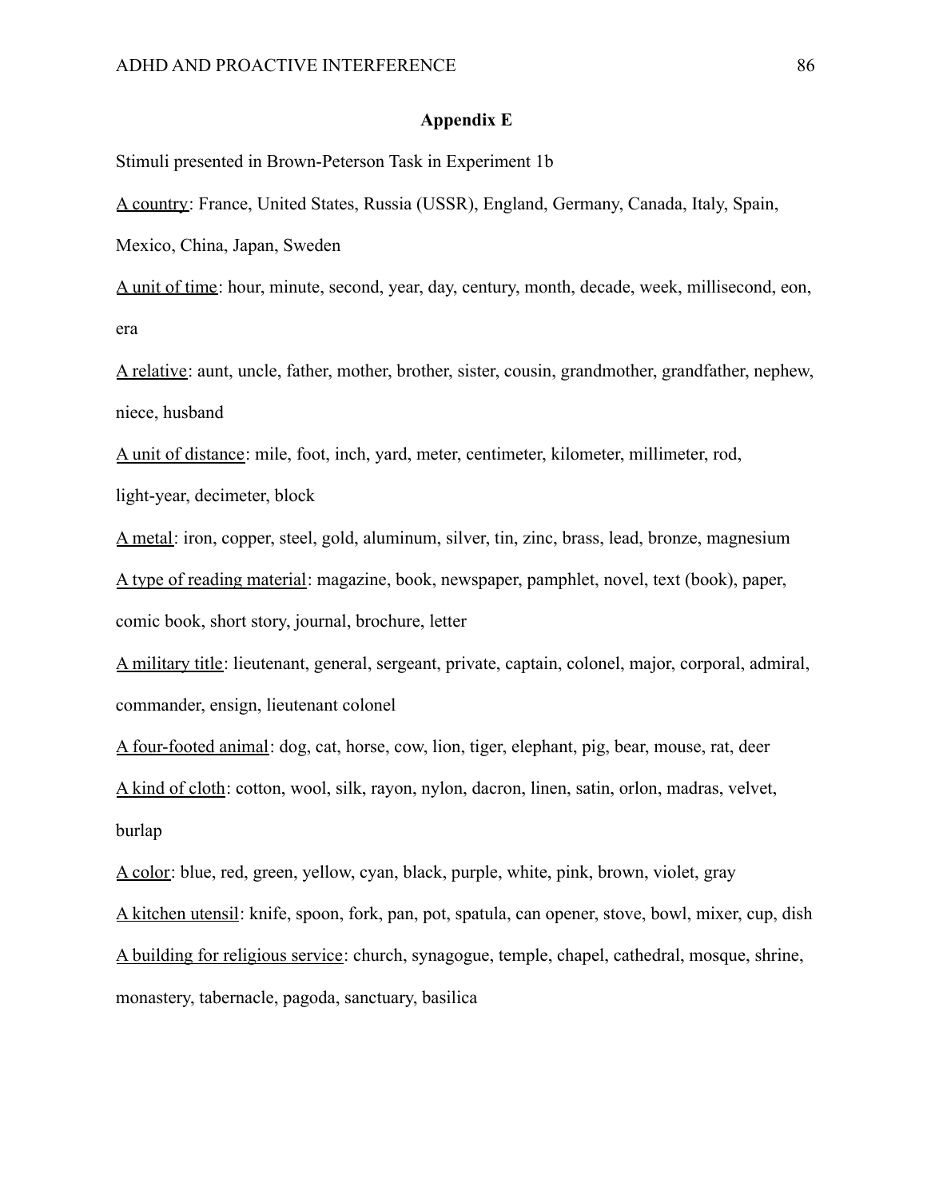## Appendix E

Stimuli presented in Brown-Peterson Task in Experiment 1b

<u>A country</u>: France, United States, Russia (USSR), England, Germany, Canada, Italy, Spain, Mexico, China, Japan, Sweden

<u>A unit of time</u>: hour, minute, second, year, day, century, month, decade, week, millisecond, eon, era

<u>A relative</u>: aunt, uncle, father, mother, brother, sister, cousin, grandmother, grandfather, nephew, niece, husband

<u>A unit of distance</u>: mile, foot, inch, yard, meter, centimeter, kilometer, millimeter, rod, light-year, decimeter, block

<u>A metal</u>: iron, copper, steel, gold, aluminum, silver, tin, zinc, brass, lead, bronze, magnesium

<u>A type of reading material</u>: magazine, book, newspaper, pamphlet, novel, text (book), paper, comic book, short story, journal, brochure, letter

<u>A military title</u>: lieutenant, general, sergeant, private, captain, colonel, major, corporal, admiral, commander, ensign, lieutenant colonel

<u>A four-footed animal</u>: dog, cat, horse, cow, lion, tiger, elephant, pig, bear, mouse, rat, deer

<u>A kind of cloth</u>: cotton, wool, silk, rayon, nylon, dacron, linen, satin, orlon, madras, velvet, burlap

<u>A color</u>: blue, red, green, yellow, cyan, black, purple, white, pink, brown, violet, gray

<u>A kitchen utensil</u>: knife, spoon, fork, pan, pot, spatula, can opener, stove, bowl, mixer, cup, dish

<u>A building for religious service</u>: church, synagogue, temple, chapel, cathedral, mosque, shrine, monastery, tabernacle, pagoda, sanctuary, basilica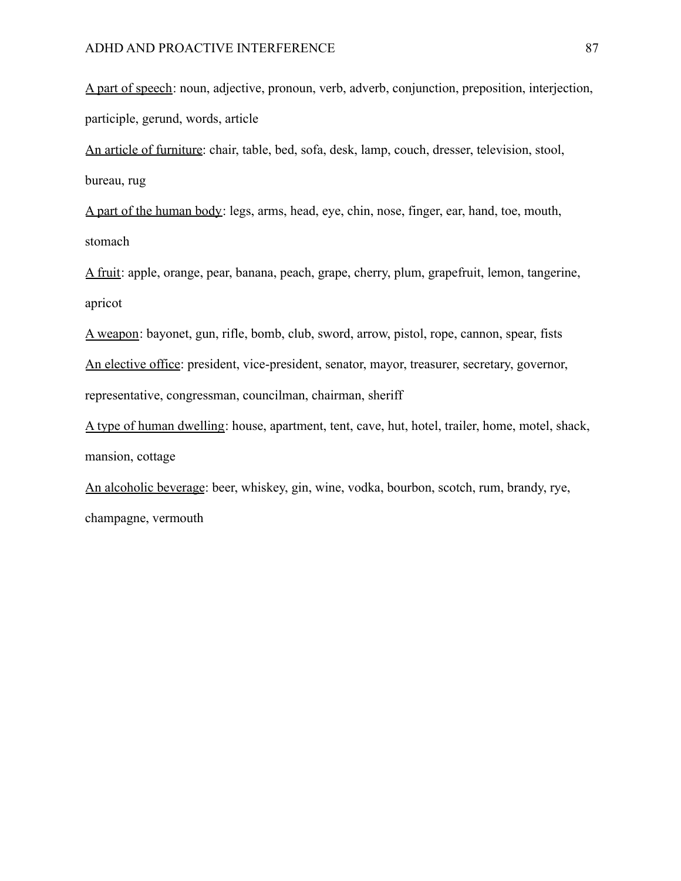<u>A part of speech</u>: noun, adjective, pronoun, verb, adverb, conjunction, preposition, interjection, participle, gerund, words, article

<u>An article of furniture</u>: chair, table, bed, sofa, desk, lamp, couch, dresser, television, stool, bureau, rug

<u>A part of the human body</u>: legs, arms, head, eye, chin, nose, finger, ear, hand, toe, mouth, stomach

<u>A fruit</u>: apple, orange, pear, banana, peach, grape, cherry, plum, grapefruit, lemon, tangerine, apricot

<u>A weapon</u>: bayonet, gun, rifle, bomb, club, sword, arrow, pistol, rope, cannon, spear, fists

<u>An elective office</u>: president, vice-president, senator, mayor, treasurer, secretary, governor, representative, congressman, councilman, chairman, sheriff

<u>A type of human dwelling</u>: house, apartment, tent, cave, hut, hotel, trailer, home, motel, shack, mansion, cottage

<u>An alcoholic beverage</u>: beer, whiskey, gin, wine, vodka, bourbon, scotch, rum, brandy, rye, champagne, vermouth